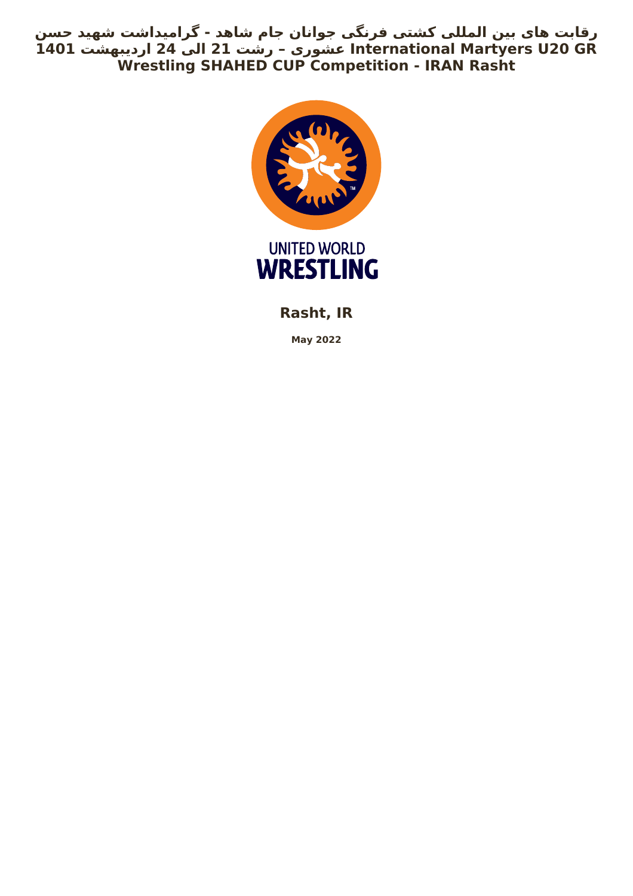# رقابت های بین المللی کشتی فرنگی جوانان جام شاهد - گرامیداشت شهید حسن عشوری – رشت 21 الی 24 اردیبهشت 1401 International Martyers U20 GR Wrestling SHAHED CUP Competition - IRAN Rasht

UNITED WORLD WRESTLING

## Rasht, IR

**May 2022**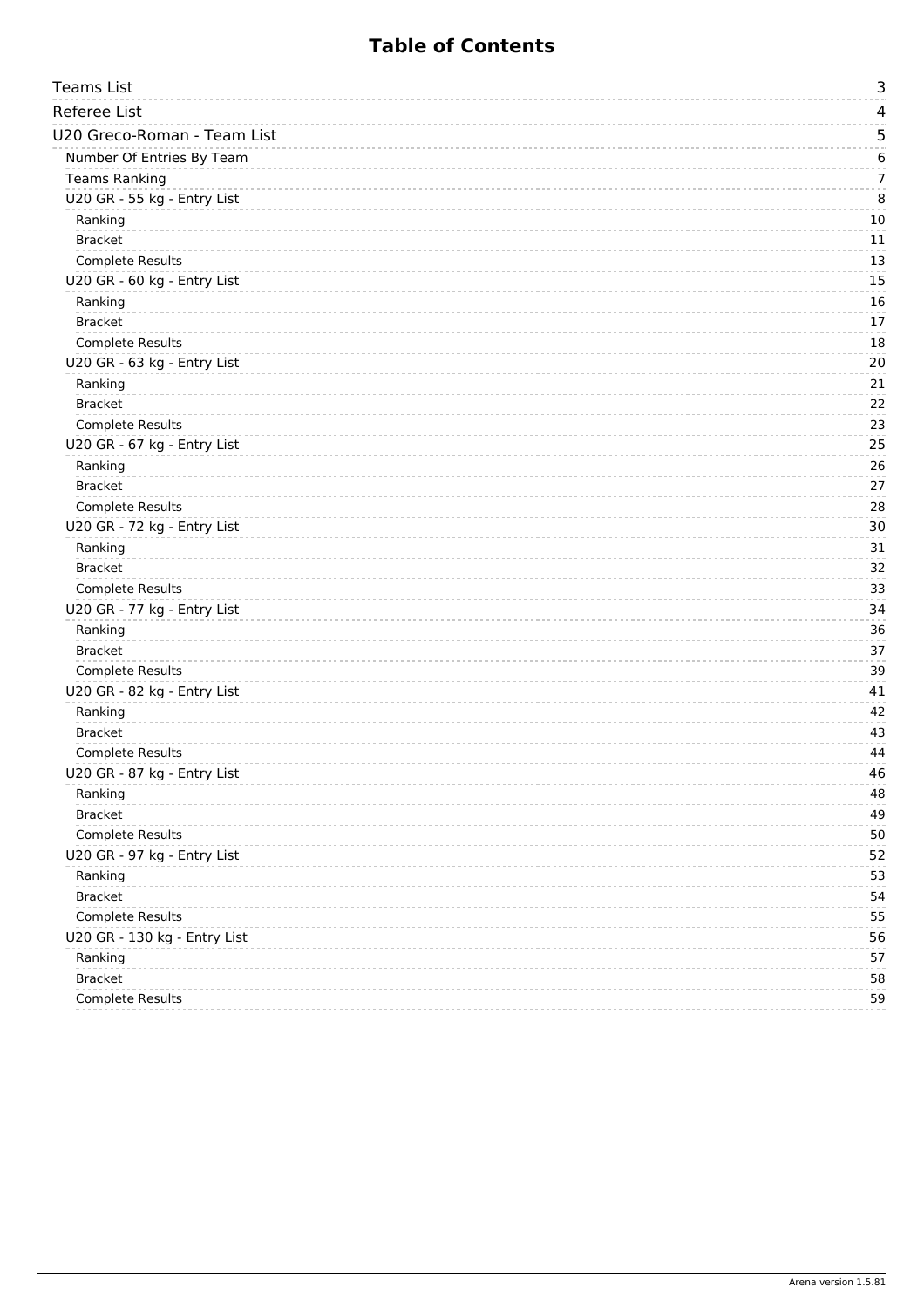# Table of Contents

| Section | Page |
|---|---|
| Teams List | 3 |
| Referee List | 4 |
| U20 Greco-Roman - Team List | 5 |
| Number Of Entries By Team | 6 |
| Teams Ranking | 7 |
| U20 GR - 55 kg - Entry List | 8 |
| Ranking | 10 |
| Bracket | 11 |
| Complete Results | 13 |
| U20 GR - 60 kg - Entry List | 15 |
| Ranking | 16 |
| Bracket | 17 |
| Complete Results | 18 |
| U20 GR - 63 kg - Entry List | 20 |
| Ranking | 21 |
| Bracket | 22 |
| Complete Results | 23 |
| U20 GR - 67 kg - Entry List | 25 |
| Ranking | 26 |
| Bracket | 27 |
| Complete Results | 28 |
| U20 GR - 72 kg - Entry List | 30 |
| Ranking | 31 |
| Bracket | 32 |
| Complete Results | 33 |
| U20 GR - 77 kg - Entry List | 34 |
| Ranking | 36 |
| Bracket | 37 |
| Complete Results | 39 |
| U20 GR - 82 kg - Entry List | 41 |
| Ranking | 42 |
| Bracket | 43 |
| Complete Results | 44 |
| U20 GR - 87 kg - Entry List | 46 |
| Ranking | 48 |
| Bracket | 49 |
| Complete Results | 50 |
| U20 GR - 97 kg - Entry List | 52 |
| Ranking | 53 |
| Bracket | 54 |
| Complete Results | 55 |
| U20 GR - 130 kg - Entry List | 56 |
| Ranking | 57 |
| Bracket | 58 |
| Complete Results | 59 |

Arena version 1.5.81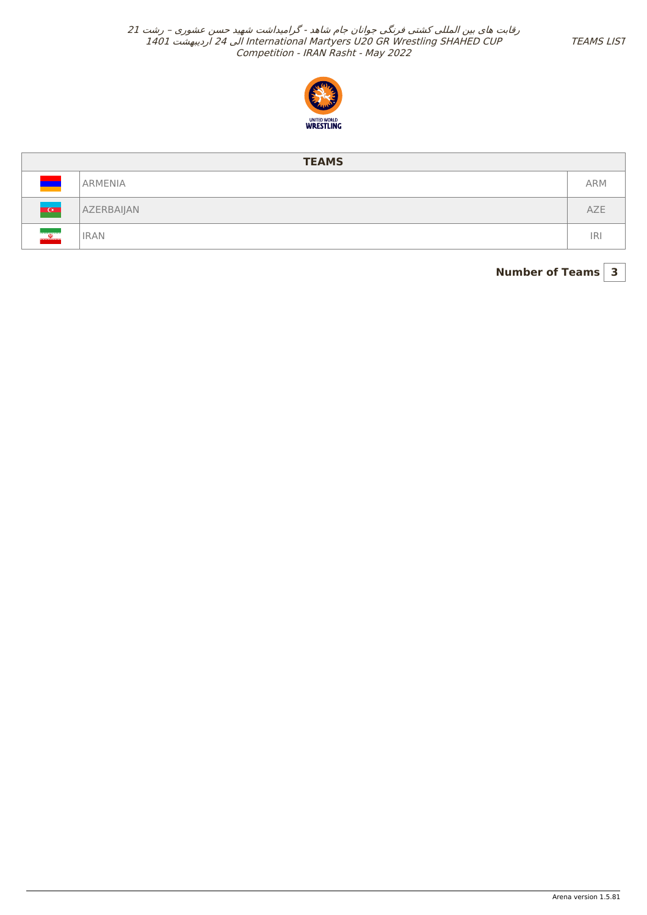# TEAMS

| | Team | Code |
|---|---|---|
| | ARMENIA | ARM |
| | AZERBAIJAN | AZE |
| | IRAN | IRI |

**Number of Teams** | 3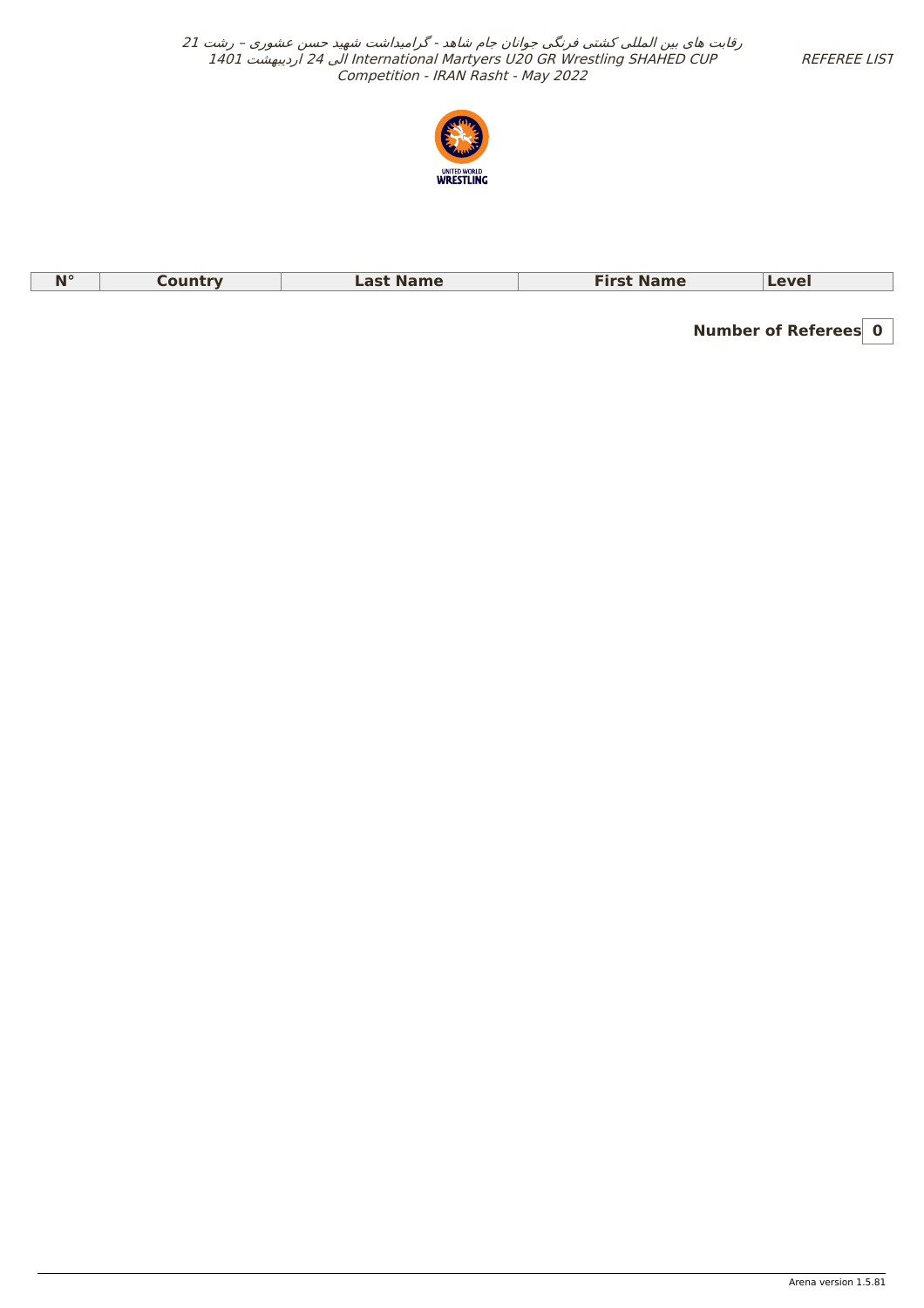رقابت های بین المللی کشتی فرنگی جوانان جام شاهد - گرامیداشت شهید حسن عشوری – رشت 21 الی 24 اردیبهشت 1401 International Martyers U20 GR Wrestling SHAHED CUP Competition - IRAN Rasht - May 2022

REFEREE LIST

| N° | Country | Last Name | First Name | Level |
|---|---|---|---|---|

**Number of Referees** | **0**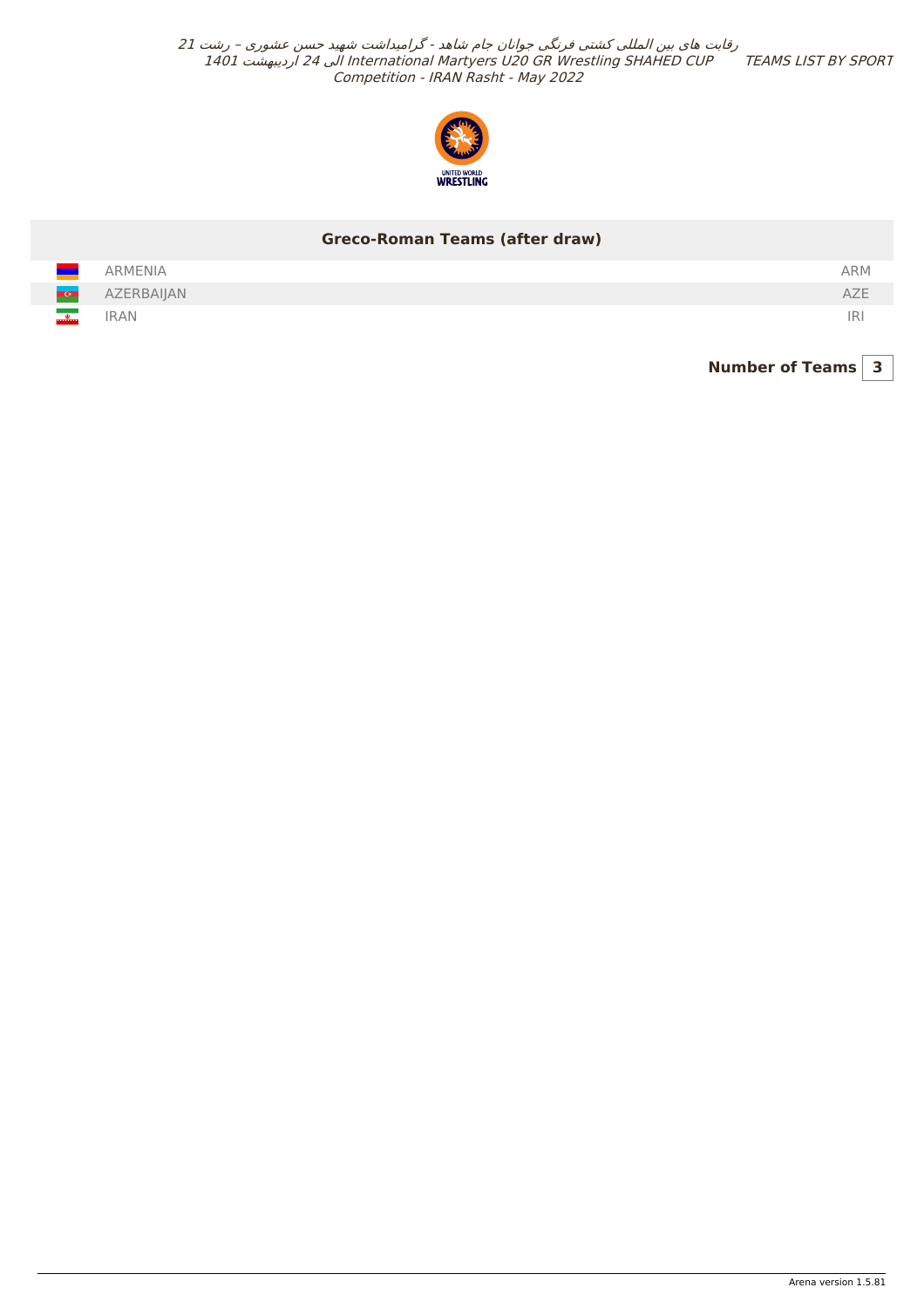## Greco-Roman Teams (after draw)

| Team | Code |
|---|---|
| ARMENIA | ARM |
| AZERBAIJAN | AZE |
| IRAN | IRI |

**Number of Teams** **3**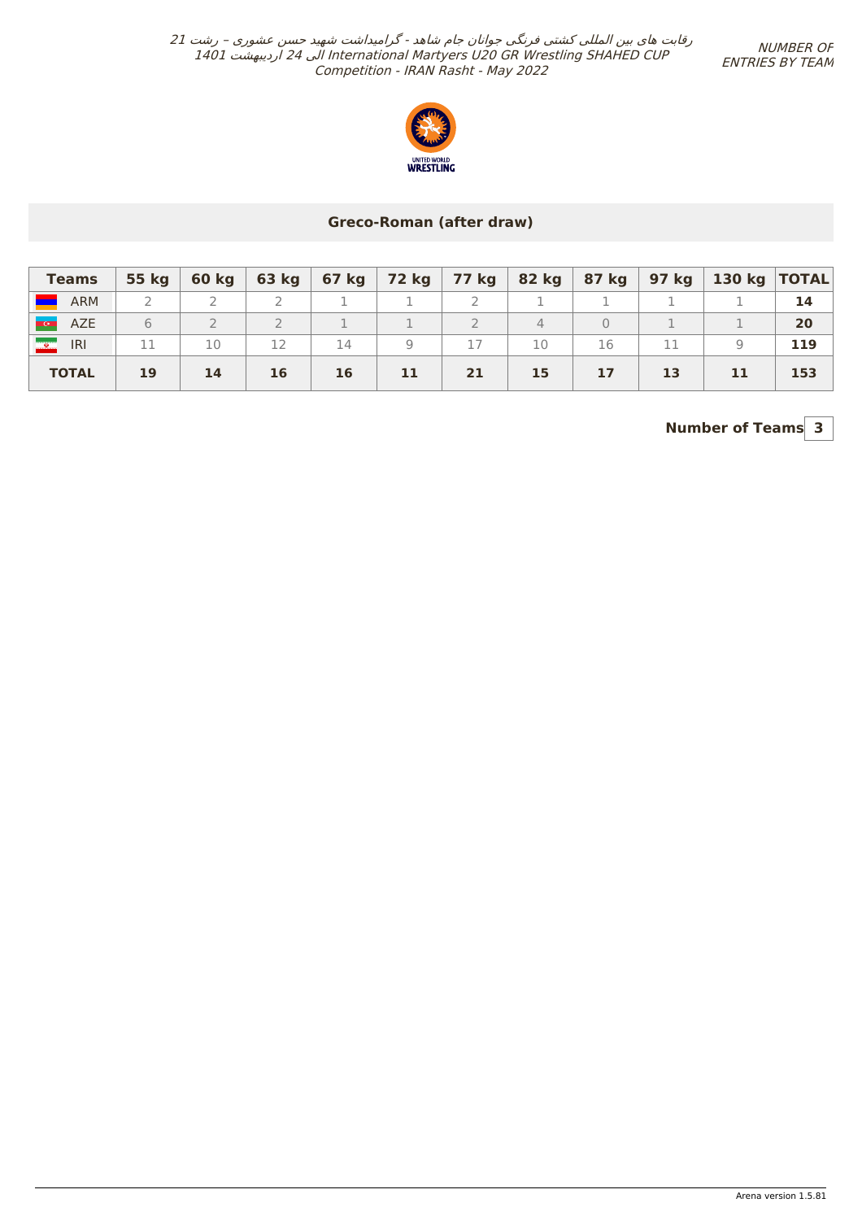رقابت های بین المللی کشتی فرنگی جوانان جام شاهد - گرامیداشت شهید حسن عشوری – رشت 21 الی 24 اردیبهشت 1401 International Martyers U20 GR Wrestling SHAHED CUP Competition - IRAN Rasht - May 2022

NUMBER OF ENTRIES BY TEAM

## Greco-Roman (after draw)

| Teams | 55 kg | 60 kg | 63 kg | 67 kg | 72 kg | 77 kg | 82 kg | 87 kg | 97 kg | 130 kg | TOTAL |
|---|---|---|---|---|---|---|---|---|---|---|---|
| ARM | 2 | 2 | 2 | 1 | 1 | 2 | 1 | 1 | 1 | 1 | **14** |
| AZE | 6 | 2 | 2 | 1 | 1 | 2 | 4 | 0 | 1 | 1 | **20** |
| IRI | 11 | 10 | 12 | 14 | 9 | 17 | 10 | 16 | 11 | 9 | **119** |
| **TOTAL** | **19** | **14** | **16** | **16** | **11** | **21** | **15** | **17** | **13** | **11** | **153** |

**Number of Teams** 3

Arena version 1.5.81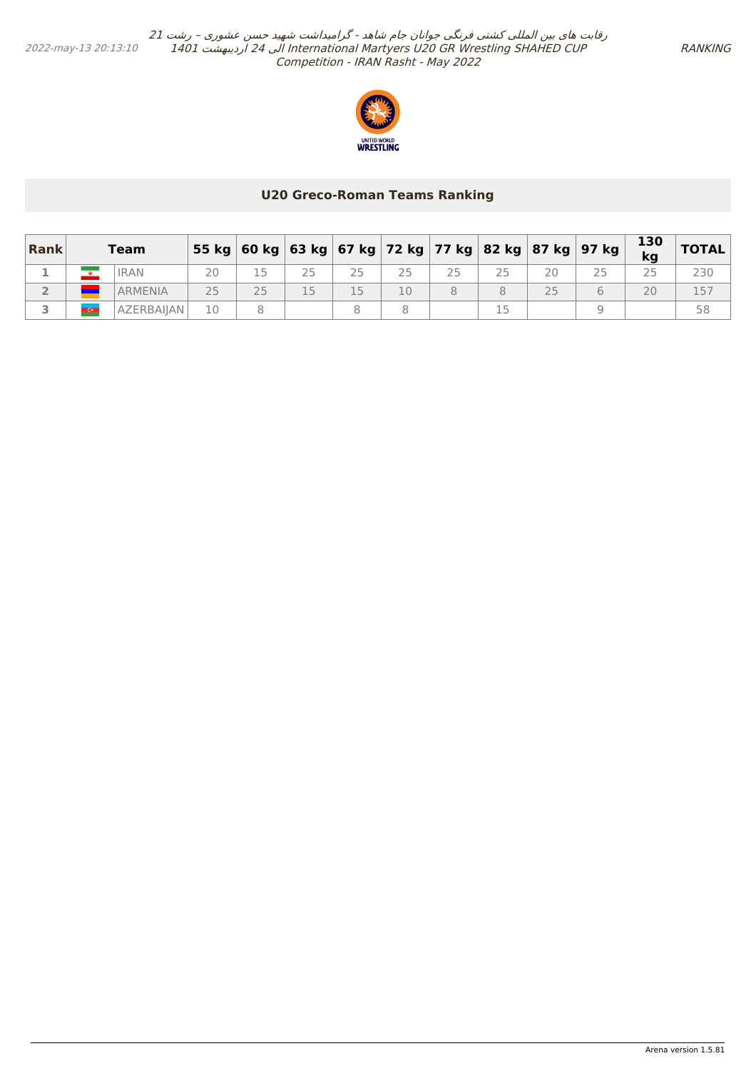## U20 Greco-Roman Teams Ranking

| Rank | Team | | 55 kg | 60 kg | 63 kg | 67 kg | 72 kg | 77 kg | 82 kg | 87 kg | 97 kg | 130 kg | TOTAL |
|---|---|---|---|---|---|---|---|---|---|---|---|---|---|
| 1 | | IRAN | 20 | 15 | 25 | 25 | 25 | 25 | 25 | 20 | 25 | 25 | 230 |
| 2 | | ARMENIA | 25 | 25 | 15 | 15 | 10 | 8 | 8 | 25 | 6 | 20 | 157 |
| 3 | | AZERBAIJAN | 10 | 8 | | 8 | 8 | | 15 | | 9 | | 58 |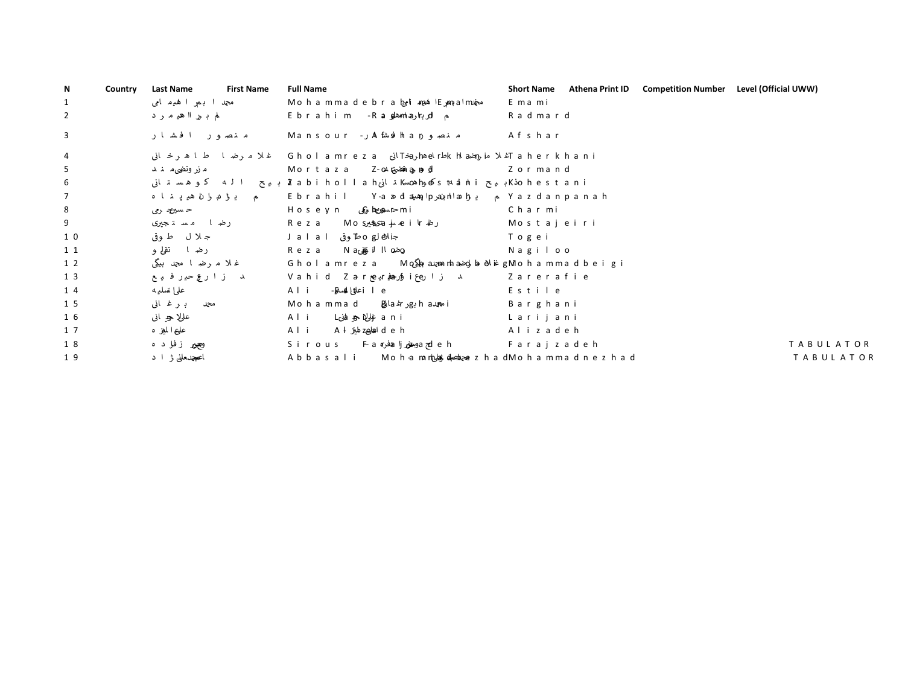| N | Country | Last Name | First Name | Full Name | Short Name | Athena Print ID | Competition Number | Level (Official UWW) |
|---|---|---|---|---|---|---|---|---|
| 1 | | امامی | محمد ابراهیم | Mohammadebrahim Emami | Emami | | | |
| 2 | | رادمرد | ابراهیم | Ebrahim Radmard | Radmard | | | |
| 3 | | افشار | منصور | Mansour Afshar | Afshar | | | |
| 4 | | طاهرخانی | غلامرضا | Gholamreza Taherkhani | Taherkhani | | | |
| 5 | | زورمند | مرتضی | Mortaza Zormand | Zormand | | | |
| 6 | | کوهستانی | ذبیح اله | Zabihollah Kohestani | Kohestani | | | |
| 7 | | یزدانپناه | ابراهیم | Ebrahil Yazdanpanah | Yazdanpanah | | | |
| 8 | | چرمی | حسین | Hoseyn Charmi | Charmi | | | |
| 9 | | مستجیری | رضا | Reza Mostajeiri | Mostajeiri | | | |
| 10 | | طوقی | جلال | Jalal Togei | Togei | | | |
| 11 | | نقیلو | رضا | Reza Nagiloo | Nagiloo | | | |
| 12 | | محمدبیگی | غلامرضا | Gholamreza Mohammadbeigi | Mohammadbeigi | | | |
| 13 | | زارع رفیع | وحید | Vahid Zarerafie | Zarerafie | | | |
| 14 | | استیله | علی | Ali Estile | Estile | | | |
| 15 | | برغانی | محمد | Mohammad Barghani | Barghani | | | |
| 16 | | لاریجانی | علی | Ali Larijani | Larijani | | | |
| 17 | | علیزاده | علی | Ali Alizadeh | Alizadeh | | | |
| 18 | | فرجزاده | سیروس | Sirous Farajzadeh | Farajzadeh | | | TABULATOR |
| 19 | | محمدنژاد | عباسعلی | Abbasali Mohammadnezhad | Mohammadnezhad | | | TABULATOR |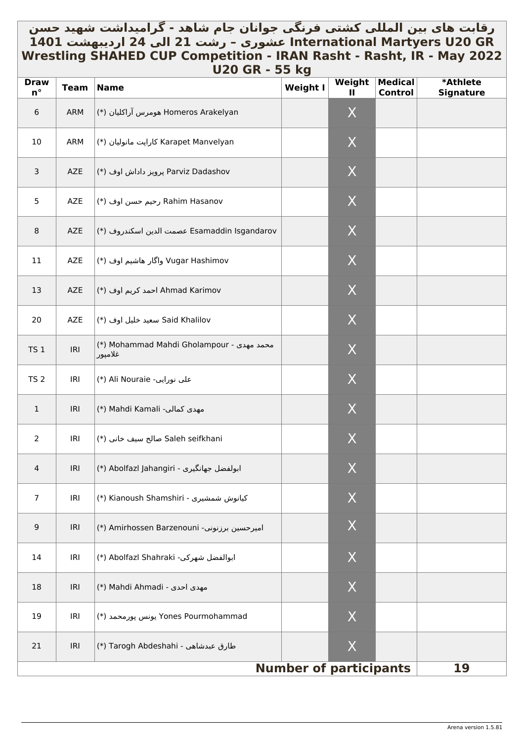# رقابت های بین المللی کشتی فرنگی جوانان جام شاهد - گرامیداشت شهید حسن عشوری – رشت 21 الی 24 اردیبهشت 1401 International Martyers U20 GR Wrestling SHAHED CUP Competition - IRAN Rasht - Rasht, IR - May 2022

## U20 GR - 55 kg

| Draw n° | Team | Name | Weight I | Weight II | Medical Control | *Athlete Signature |
|---|---|---|---|---|---|---|
| 6 | ARM | (*) هومرس آراکلیان Homeros Arakelyan | | X | | |
| 10 | ARM | (*) کاراپت مانولیان Karapet Manvelyan | | X | | |
| 3 | AZE | (*) پرویز داداش اوف Parviz Dadashov | | X | | |
| 5 | AZE | (*) رحیم حسن اوف Rahim Hasanov | | X | | |
| 8 | AZE | (*) عصمت الدین اسکندروف Esamaddin Isgandarov | | X | | |
| 11 | AZE | (*) واگار هاشیم اوف Vugar Hashimov | | X | | |
| 13 | AZE | (*) احمد کریم اوف Ahmad Karimov | | X | | |
| 20 | AZE | (*) سعید خلیل اوف Said Khalilov | | X | | |
| TS 1 | IRI | (*) Mohammad Mahdi Gholampour - محمد مهدی غلامپور | | X | | |
| TS 2 | IRI | (*) Ali Nouraie -علی نورایی | | X | | |
| 1 | IRI | (*) Mahdi Kamali -مهدی کمالی | | X | | |
| 2 | IRI | (*) صالح سیف خانی Saleh seifkhani | | X | | |
| 4 | IRI | (*) Abolfazl Jahangiri - ابولفضل جهانگیری | | X | | |
| 7 | IRI | (*) Kianoush Shamshiri - کیانوش شمشیری | | X | | |
| 9 | IRI | (*) Amirhossen Barzenouni -امیرحسین برزنونی | | X | | |
| 14 | IRI | (*) Abolfazl Shahraki -ابوالفضل شهرکی | | X | | |
| 18 | IRI | (*) Mahdi Ahmadi - مهدی احدی | | X | | |
| 19 | IRI | (*) یونس پورمحمد Yones Pourmohammad | | X | | |
| 21 | IRI | (*) Tarogh Abdeshahi - طارق عبدشاهی | | X | | |
| | | | | **Number of participants** | | **19** |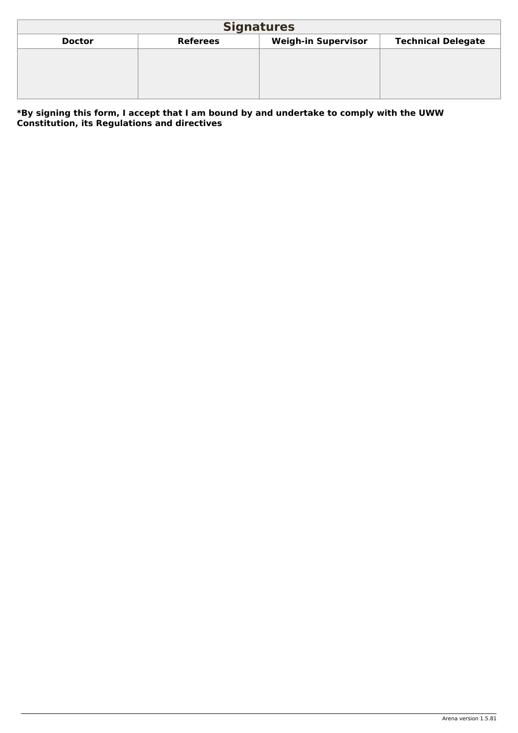| Signatures | | | |
|---|---|---|---|
| **Doctor** | **Referees** | **Weigh-in Supervisor** | **Technical Delegate** |
| | | | |

**\*By signing this form, I accept that I am bound by and undertake to comply with the UWW Constitution, its Regulations and directives**

Arena version 1.5.81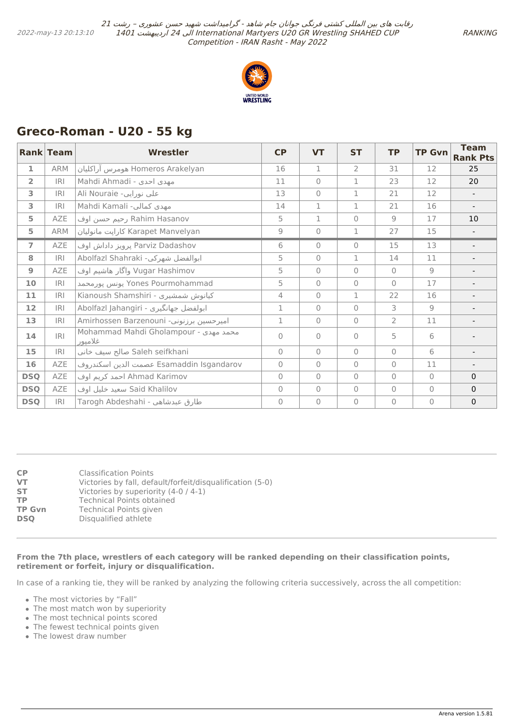## Greco-Roman - U20 - 55 kg

| Rank | Team | Wrestler | CP | VT | ST | TP | TP Gvn | Team Rank Pts |
|---|---|---|---|---|---|---|---|---|
| 1 | ARM | هومرس آراکلیان Homeros Arakelyan | 16 | 1 | 2 | 31 | 12 | 25 |
| 2 | IRI | Mahdi Ahmadi - مهدی احدی | 11 | 0 | 1 | 23 | 12 | 20 |
| 3 | IRI | Ali Nouraie -علی نورایی | 13 | 0 | 1 | 21 | 12 | - |
| 3 | IRI | Mahdi Kamali -مهدی کمالی | 14 | 1 | 1 | 21 | 16 | - |
| 5 | AZE | رحیم حسن اوف Rahim Hasanov | 5 | 1 | 0 | 9 | 17 | 10 |
| 5 | ARM | کاراپت مانولیان Karapet Manvelyan | 9 | 0 | 1 | 27 | 15 | - |
| 7 | AZE | پرویز داداش اوف Parviz Dadashov | 6 | 0 | 0 | 15 | 13 | - |
| 8 | IRI | Abolfazl Shahraki -ابوالفضل شهرکی | 5 | 0 | 1 | 14 | 11 | - |
| 9 | AZE | واگار هاشیم اوف Vugar Hashimov | 5 | 0 | 0 | 0 | 9 | - |
| 10 | IRI | یونس پورمحمد Yones Pourmohammad | 5 | 0 | 0 | 0 | 17 | - |
| 11 | IRI | Kianoush Shamshiri - کیانوش شمشیری | 4 | 0 | 1 | 22 | 16 | - |
| 12 | IRI | Abolfazl Jahangiri - ابولفضل جهانگیری | 1 | 0 | 0 | 3 | 9 | - |
| 13 | IRI | Amirhossen Barzenouni -امیرحسین برزنونی | 1 | 0 | 0 | 2 | 11 | - |
| 14 | IRI | Mohammad Mahdi Gholampour - محمد مهدی غلامپور | 0 | 0 | 0 | 5 | 6 | - |
| 15 | IRI | صالح سیف خانی Saleh seifkhani | 0 | 0 | 0 | 0 | 6 | - |
| 16 | AZE | عصمت الدین اسکندروف Esamaddin Isgandarov | 0 | 0 | 0 | 0 | 11 | - |
| DSQ | AZE | احمد کریم اوف Ahmad Karimov | 0 | 0 | 0 | 0 | 0 | 0 |
| DSQ | AZE | سعید خلیل اوف Said Khalilov | 0 | 0 | 0 | 0 | 0 | 0 |
| DSQ | IRI | Tarogh Abdeshahi - طارق عبدشاهی | 0 | 0 | 0 | 0 | 0 | 0 |

**CP** Classification Points
**VT** Victories by fall, default/forfeit/disqualification (5-0)
**ST** Victories by superiority (4-0 / 4-1)
**TP** Technical Points obtained
**TP Gvn** Technical Points given
**DSQ** Disqualified athlete

**From the 7th place, wrestlers of each category will be ranked depending on their classification points, retirement or forfeit, injury or disqualification.**

In case of a ranking tie, they will be ranked by analyzing the following criteria successively, across the all competition:

- The most victories by “Fall”
- The most match won by superiority
- The most technical points scored
- The fewest technical points given
- The lowest draw number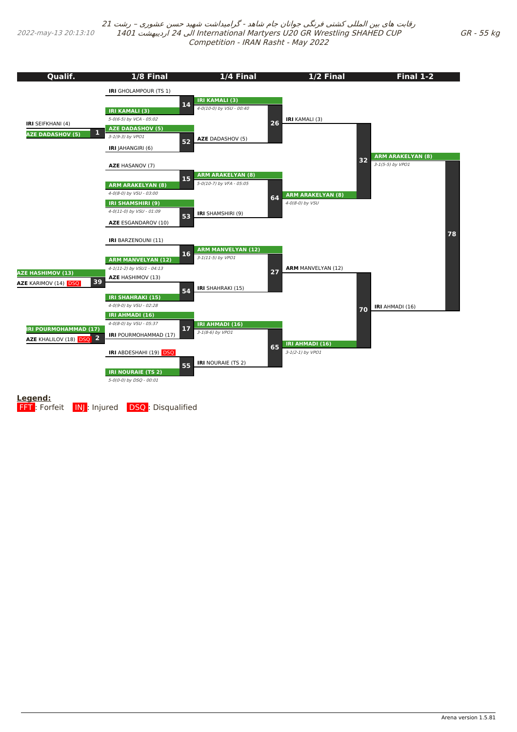رقابت های بین المللی کشتی فرنگی جوانان جام شاهد - گرامیداشت شهید حسن عشوری – رشت 21 الی 24 اردیبهشت 1401 International Martyers U20 GR Wrestling SHAHED CUP Competition - IRAN Rasht - May 2022

2022-may-13 20:13:10

GR - 55 kg

| Qualif. | 1/8 Final | 1/4 Final | 1/2 Final | Final 1-2 |
|---|---|---|---|---|
| | **IRI** GHOLAMPOUR (TS 1) | | | |
| | **14** — **IRI KAMALI (3)** | **IRI KAMALI (3)** 4-0(10-0) by VSU - 00:40 | | |
| **IRI** SEIFKHANI (4) | 5-0(6-5) by VCA - 05:02 | | | |
| **1** — **AZE DADASHOV (5)** | **AZE DADASHOV (5)** 3-1(9-3) by VPO1 | **26** — **IRI** KAMALI (3) | | |
| | **52** — **IRI** JAHANGIRI (6) | **AZE** DADASHOV (5) | | |
| | | | **32** — **ARM ARAKELYAN (8)** 3-1(5-5) by VPO1 | |
| | **AZE** HASANOV (7) | | | |
| | **15** — **ARM ARAKELYAN (8)** 4-0(8-0) by VSU - 03:00 | **ARM ARAKELYAN (8)** 5-0(10-7) by VFA - 05:05 | | |
| | **IRI SHAMSHIRI (9)** 4-0(11-0) by VSU - 01:09 | **64** — **ARM ARAKELYAN (8)** 4-0(8-0) by VSU | | |
| | **53** — **AZE** ESGANDAROV (10) | **IRI** SHAMSHIRI (9) | | |
| | | | | **78** |
| | **IRI** BARZENOUNI (11) | | | |
| | **16** — **ARM MANVELYAN (12)** 4-1(11-2) by VSU1 - 04:13 | **ARM MANVELYAN (12)** 3-1(11-5) by VPO1 | | |
| **AZE HASHIMOV (13)** | | **27** — **ARM** MANVELYAN (12) | | |
| **39** — **AZE** KARIMOV (14) DSQ | **AZE** HASHIMOV (13) | | | |
| | **54** — **IRI SHAHRAKI (15)** 4-0(9-0) by VSU - 02:28 | **IRI** SHAHRAKI (15) | | |
| | | | **70** — **IRI** AHMADI (16) | |
| | **IRI AHMADI (16)** 4-0(8-0) by VSU - 05:37 | **IRI AHMADI (16)** 3-1(8-6) by VPO1 | | |
| **IRI POURMOHAMMAD (17)** | **17** — **IRI** POURMOHAMMAD (17) | | | |
| **2** — **AZE** KHALILOV (18) DSQ | | **65** — **IRI AHMADI (16)** 3-1(2-1) by VPO1 | | |
| | **IRI** ABDESHAHI (19) DSQ | | | |
| | **55** — **IRI NOURAIE (TS 2)** 5-0(0-0) by DSQ - 00:01 | **IRI** NOURAIE (TS 2) | | |

**Legend:**
FFT : Forfeit INJ : Injured DSQ : Disqualified

Arena version 1.5.81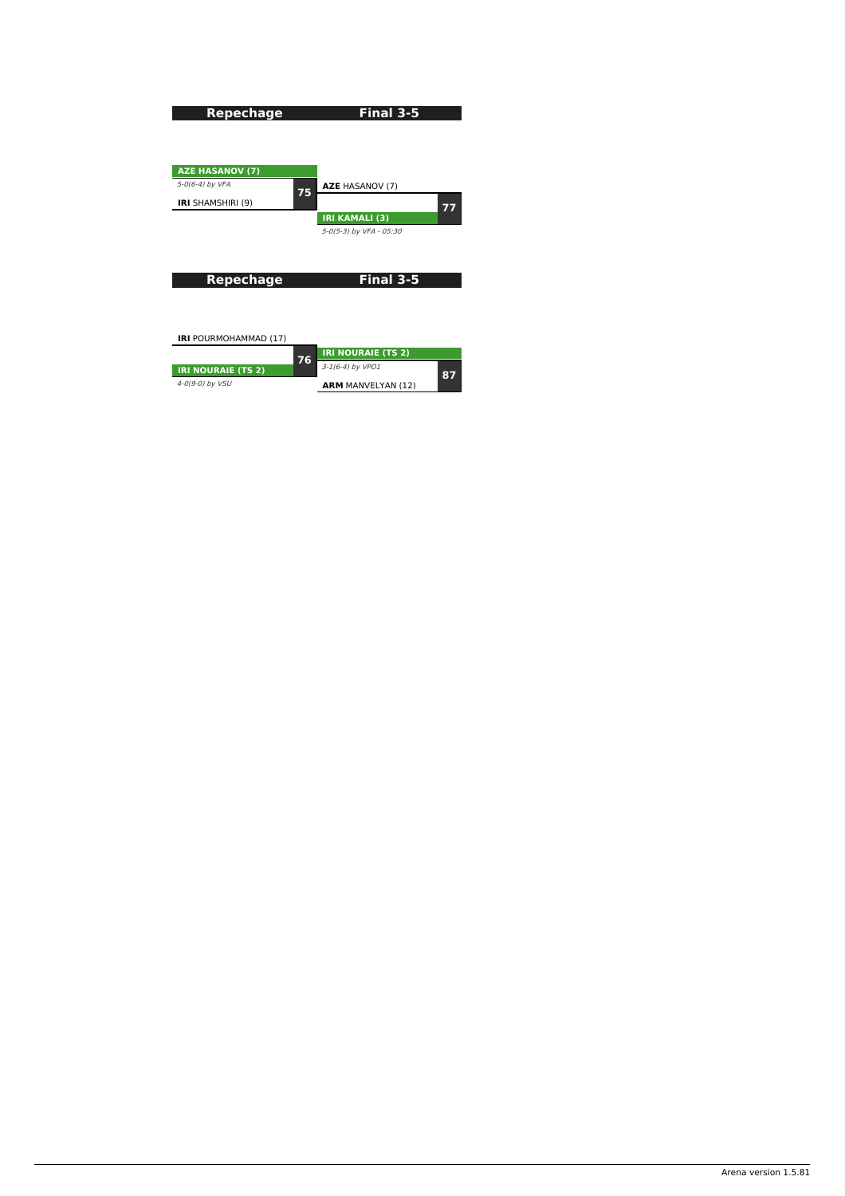| Repechage | | Final 3-5 | |
|---|---|---|---|
| **AZE HASANOV (7)** | | | |
| *5-0(6-4) by VFA* | 75 | **AZE** HASANOV (7) | |
| **IRI** SHAMSHIRI (9) | | | 77 |
| | | **IRI KAMALI (3)** | |
| | | *5-0(5-3) by VFA - 05:30* | |

| Repechage | | Final 3-5 | |
|---|---|---|---|
| **IRI** POURMOHAMMAD (17) | | | |
| | 76 | **IRI NOURAIE (TS 2)** | |
| **IRI NOURAIE (TS 2)** | | *3-1(6-4) by VPO1* | 87 |
| *4-0(9-0) by VSU* | | **ARM** MANVELYAN (12) | |

Arena version 1.5.81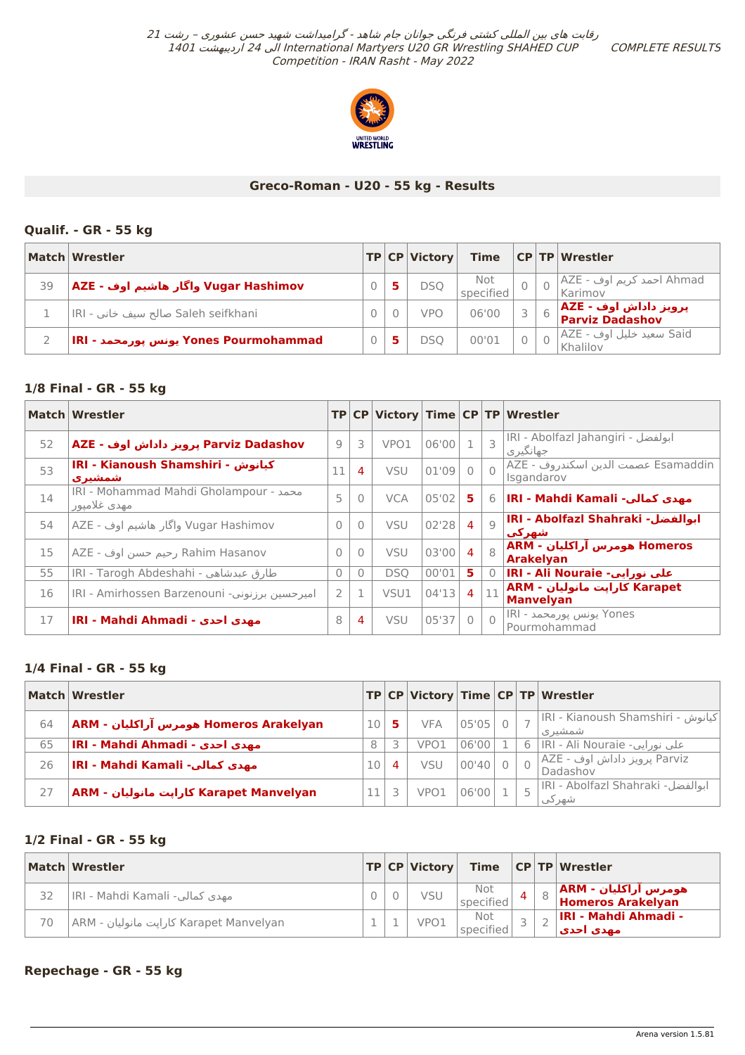رقابت های بین المللی کشتی فرنگی جوانان جام شاهد - گرامیداشت شهید حسن عشوری - رشت 21 الی 24 اردیبهشت 1401 International Martyers U20 GR Wrestling SHAHED CUP Competition - IRAN Rasht - May 2022

COMPLETE RESULTS

## Greco-Roman - U20 - 55 kg - Results

### Qualif. - GR - 55 kg

| Match | Wrestler | TP | CP | Victory | Time | CP | TP | Wrestler |
|---|---|---|---|---|---|---|---|---|
| 39 | **AZE - واگار هاشیم اوف Vugar Hashimov** | 0 | 5 | DSQ | Not specified | 0 | 0 | AZE - احمد کریم اوف Ahmad Karimov |
| 1 | IRI - صالح سیف خانی Saleh seifkhani | 0 | 0 | VPO | 06'00 | 3 | 6 | **AZE - پرویز داداش اوف Parviz Dadashov** |
| 2 | **IRI - یونس پورمحمد Yones Pourmohammad** | 0 | 5 | DSQ | 00'01 | 0 | 0 | AZE - سعید خلیل اوف Said Khalilov |

### 1/8 Final - GR - 55 kg

| Match | Wrestler | TP | CP | Victory | Time | CP | TP | Wrestler |
|---|---|---|---|---|---|---|---|---|
| 52 | **AZE - پرویز داداش اوف Parviz Dadashov** | 9 | 3 | VPO1 | 06'00 | 1 | 3 | IRI - Abolfazl Jahangiri - ابولفضل جهانگیری |
| 53 | **IRI - Kianoush Shamshiri - کیانوش شمشیری** | 11 | 4 | VSU | 01'09 | 0 | 0 | AZE - عصمت الدین اسکندروف Esamaddin Isgandarov |
| 14 | IRI - Mohammad Mahdi Gholampour - محمد مهدی غلامپور | 5 | 0 | VCA | 05'02 | 5 | 6 | **IRI - Mahdi Kamali -مهدی کمالی** |
| 54 | AZE - واگار هاشیم اوف Vugar Hashimov | 0 | 0 | VSU | 02'28 | 4 | 9 | **IRI - Abolfazl Shahraki -ابوالفضل شهرکی** |
| 15 | AZE - رحیم حسن اوف Rahim Hasanov | 0 | 0 | VSU | 03'00 | 4 | 8 | **ARM - هومرس آراکلیان Homeros Arakelyan** |
| 55 | IRI - Tarogh Abdeshahi - طارق عبدشاهی | 0 | 0 | DSQ | 00'01 | 5 | 0 | **IRI - Ali Nouraie -علی نورایی** |
| 16 | IRI - Amirhossen Barzenouni -امیرحسین برزنونی | 2 | 1 | VSU1 | 04'13 | 4 | 11 | **ARM - کاراپت مانولیان Karapet Manvelyan** |
| 17 | **IRI - Mahdi Ahmadi - مهدی احدی** | 8 | 4 | VSU | 05'37 | 0 | 0 | IRI - یونس پورمحمد Yones Pourmohammad |

### 1/4 Final - GR - 55 kg

| Match | Wrestler | TP | CP | Victory | Time | CP | TP | Wrestler |
|---|---|---|---|---|---|---|---|---|
| 64 | **ARM - هومرس آراکلیان Homeros Arakelyan** | 10 | 5 | VFA | 05'05 | 0 | 7 | IRI - Kianoush Shamshiri - کیانوش شمشیری |
| 65 | **IRI - Mahdi Ahmadi - مهدی احدی** | 8 | 3 | VPO1 | 06'00 | 1 | 6 | IRI - Ali Nouraie -علی نورایی |
| 26 | **IRI - Mahdi Kamali -مهدی کمالی** | 10 | 4 | VSU | 00'40 | 0 | 0 | AZE - پرویز داداش اوف Parviz Dadashov |
| 27 | **ARM - کاراپت مانولیان Karapet Manvelyan** | 11 | 3 | VPO1 | 06'00 | 1 | 5 | IRI - Abolfazl Shahraki -ابوالفضل شهرکی |

### 1/2 Final - GR - 55 kg

| Match | Wrestler | TP | CP | Victory | Time | CP | TP | Wrestler |
|---|---|---|---|---|---|---|---|---|
| 32 | IRI - Mahdi Kamali -مهدی کمالی | 0 | 0 | VSU | Not specified | 4 | 8 | **ARM - هومرس آراکلیان Homeros Arakelyan** |
| 70 | ARM - کاراپت مانولیان Karapet Manvelyan | 1 | 1 | VPO1 | Not specified | 3 | 2 | **IRI - Mahdi Ahmadi - مهدی احدی** |

### Repechage - GR - 55 kg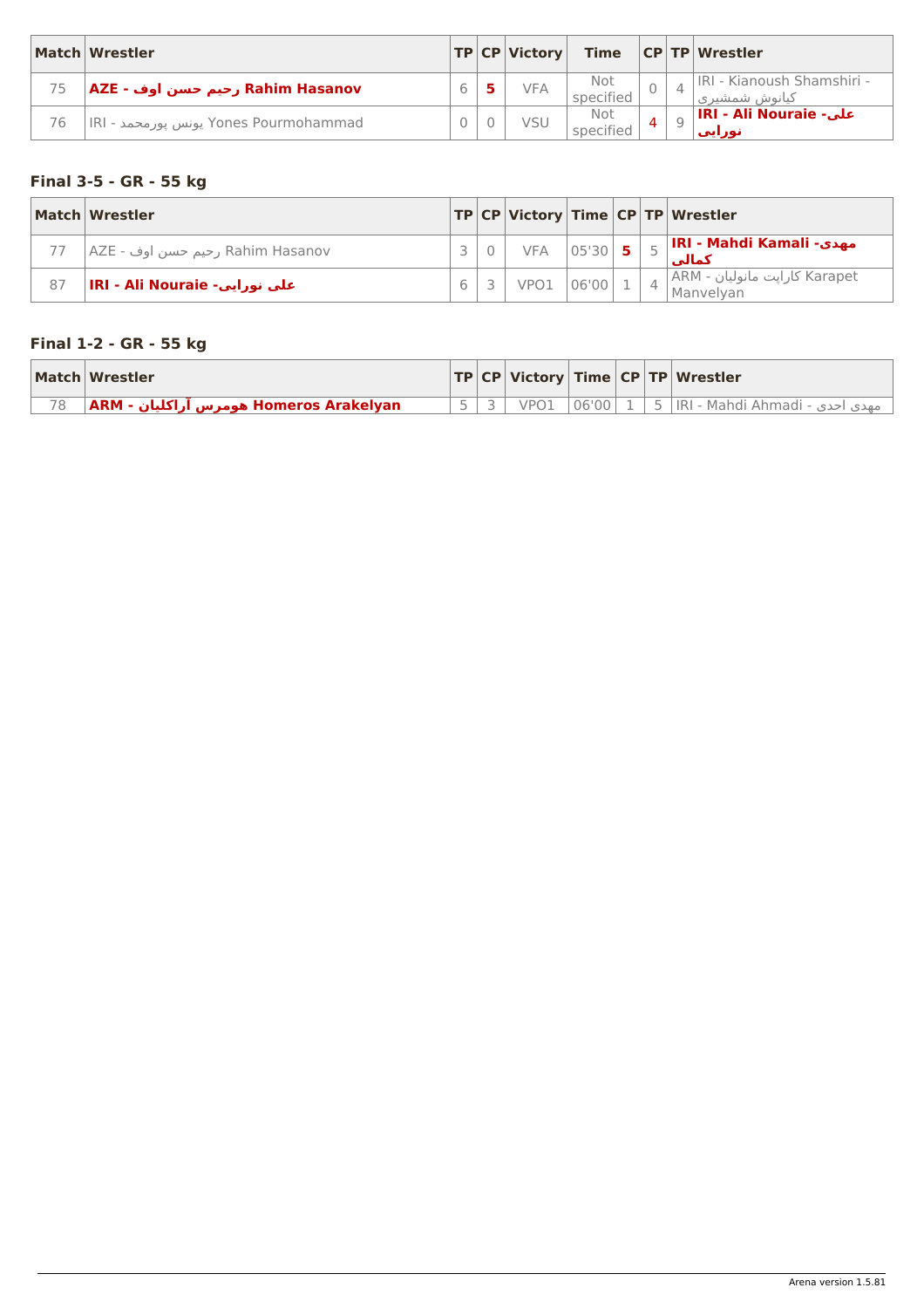| Match | Wrestler | TP | CP | Victory | Time | CP | TP | Wrestler |
|---|---|---|---|---|---|---|---|---|
| 75 | **AZE - رحیم حسن اوف Rahim Hasanov** | 6 | **5** | VFA | Not specified | 0 | 4 | IRI - Kianoush Shamshiri - کیانوش شمشیری |
| 76 | IRI - یونس پورمحمد Yones Pourmohammad | 0 | 0 | VSU | Not specified | **4** | 9 | **IRI - Ali Nouraie -علی نورایی** |

### Final 3-5 - GR - 55 kg

| Match | Wrestler | TP | CP | Victory | Time | CP | TP | Wrestler |
|---|---|---|---|---|---|---|---|---|
| 77 | AZE - رحیم حسن اوف Rahim Hasanov | 3 | 0 | VFA | 05'30 | **5** | 5 | **IRI - Mahdi Kamali -مهدی کمالی** |
| 87 | **IRI - Ali Nouraie -علی نورایی** | 6 | 3 | VPO1 | 06'00 | 1 | 4 | ARM - کاراپت مانولیان Karapet Manvelyan |

### Final 1-2 - GR - 55 kg

| Match | Wrestler | TP | CP | Victory | Time | CP | TP | Wrestler |
|---|---|---|---|---|---|---|---|---|
| 78 | **ARM - هومرس آراکلیان Homeros Arakelyan** | 5 | 3 | VPO1 | 06'00 | 1 | 5 | IRI - Mahdi Ahmadi - مهدی احدی |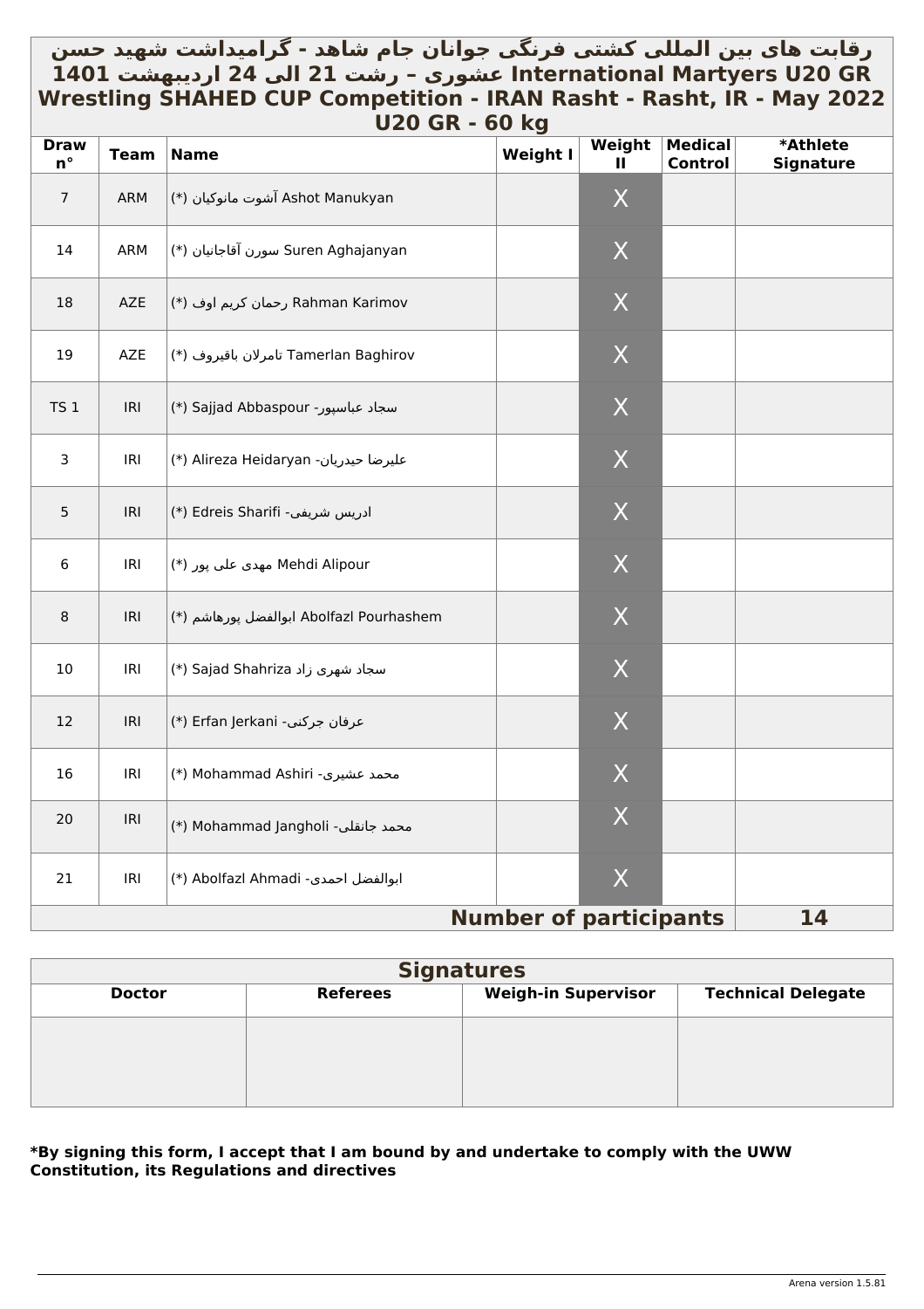# رقابت های بین المللی کشتی فرنگی جوانان جام شاهد - گرامیداشت شهید حسن عشوری – رشت 21 الی 24 اردیبهشت 1401 International Martyers U20 GR Wrestling SHAHED CUP Competition - IRAN Rasht - Rasht, IR - May 2022

## U20 GR - 60 kg

| Draw n° | Team | Name | Weight I | Weight II | Medical Control | *Athlete Signature |
|---|---|---|---|---|---|---|
| 7 | ARM | (*) آشوت مانوکیان Ashot Manukyan | | X | | |
| 14 | ARM | (*) سورن آقاجانیان Suren Aghajanyan | | X | | |
| 18 | AZE | (*) رحمان کریم اوف Rahman Karimov | | X | | |
| 19 | AZE | (*) تامرلان باقیروف Tamerlan Baghirov | | X | | |
| TS 1 | IRI | (*) Sajjad Abbaspour -سجاد عباسپور | | X | | |
| 3 | IRI | (*) Alireza Heidaryan -علیرضا حیدریان | | X | | |
| 5 | IRI | (*) Edreis Sharifi -ادریس شریفی | | X | | |
| 6 | IRI | (*) مهدی علی پور Mehdi Alipour | | X | | |
| 8 | IRI | (*) ابوالفضل پورهاشم Abolfazl Pourhashem | | X | | |
| 10 | IRI | (*) Sajad Shahriza سجاد شهری زاد | | X | | |
| 12 | IRI | (*) Erfan Jerkani -عرفان جرکنی | | X | | |
| 16 | IRI | (*) Mohammad Ashiri -محمد عشیری | | X | | |
| 20 | IRI | (*) Mohammad Jangholi -محمد جانقلی | | X | | |
| 21 | IRI | (*) Abolfazl Ahmadi -ابوالفضل احمدی | | X | | |
| | | | | Number of participants | | 14 |

| Signatures | | | |
|---|---|---|---|
| Doctor | Referees | Weigh-in Supervisor | Technical Delegate |
| | | | |

**\*By signing this form, I accept that I am bound by and undertake to comply with the UWW Constitution, its Regulations and directives**

Arena version 1.5.81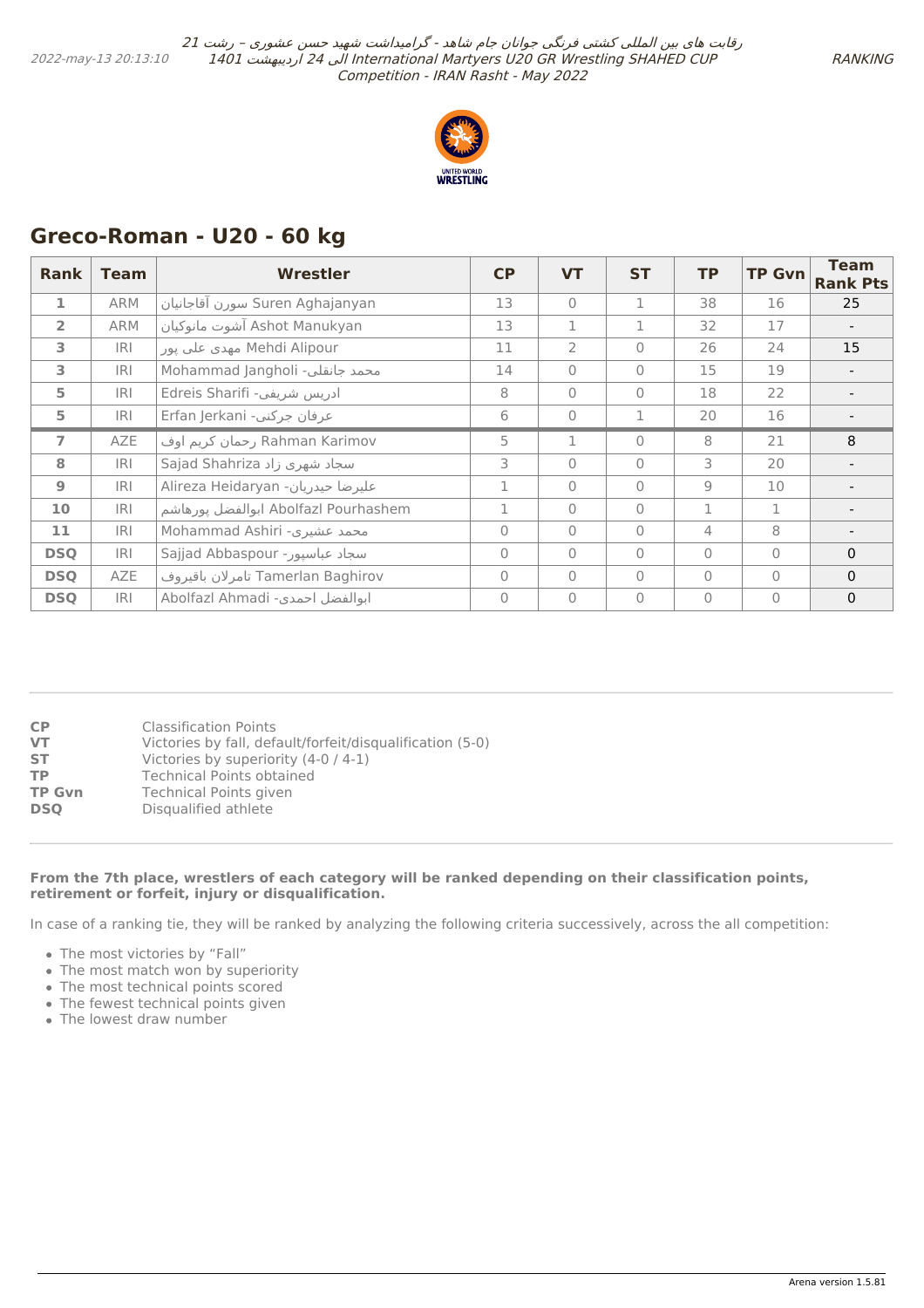## Greco-Roman - U20 - 60 kg

| Rank | Team | Wrestler | CP | VT | ST | TP | TP Gvn | Team Rank Pts |
|---|---|---|---|---|---|---|---|---|
| 1 | ARM | سورن آقاجانیان Suren Aghajanyan | 13 | 0 | 1 | 38 | 16 | 25 |
| 2 | ARM | آشوت مانوکیان Ashot Manukyan | 13 | 1 | 1 | 32 | 17 | - |
| 3 | IRI | مهدی علی پور Mehdi Alipour | 11 | 2 | 0 | 26 | 24 | 15 |
| 3 | IRI | Mohammad Jangholi -محمد جانقلی | 14 | 0 | 0 | 15 | 19 | - |
| 5 | IRI | Edreis Sharifi -ادریس شریفی | 8 | 0 | 0 | 18 | 22 | - |
| 5 | IRI | Erfan Jerkani -عرفان جرکنی | 6 | 0 | 1 | 20 | 16 | - |
| 7 | AZE | رحمان کریم اوف Rahman Karimov | 5 | 1 | 0 | 8 | 21 | 8 |
| 8 | IRI | Sajad Shahriza سجاد شهری زاد | 3 | 0 | 0 | 3 | 20 | - |
| 9 | IRI | Alireza Heidaryan -علیرضا حیدریان | 1 | 0 | 0 | 9 | 10 | - |
| 10 | IRI | ابوالفضل پورهاشم Abolfazl Pourhashem | 1 | 0 | 0 | 1 | 1 | - |
| 11 | IRI | Mohammad Ashiri -محمد عشیری | 0 | 0 | 0 | 4 | 8 | - |
| DSQ | IRI | Sajjad Abbaspour -سجاد عباسپور | 0 | 0 | 0 | 0 | 0 | 0 |
| DSQ | AZE | تامرلان باقیروف Tamerlan Baghirov | 0 | 0 | 0 | 0 | 0 | 0 |
| DSQ | IRI | Abolfazl Ahmadi -ابوالفضل احمدی | 0 | 0 | 0 | 0 | 0 | 0 |

**CP** Classification Points
**VT** Victories by fall, default/forfeit/disqualification (5-0)
**ST** Victories by superiority (4-0 / 4-1)
**TP** Technical Points obtained
**TP Gvn** Technical Points given
**DSQ** Disqualified athlete

**From the 7th place, wrestlers of each category will be ranked depending on their classification points, retirement or forfeit, injury or disqualification.**

In case of a ranking tie, they will be ranked by analyzing the following criteria successively, across the all competition:

- The most victories by "Fall"
- The most match won by superiority
- The most technical points scored
- The fewest technical points given
- The lowest draw number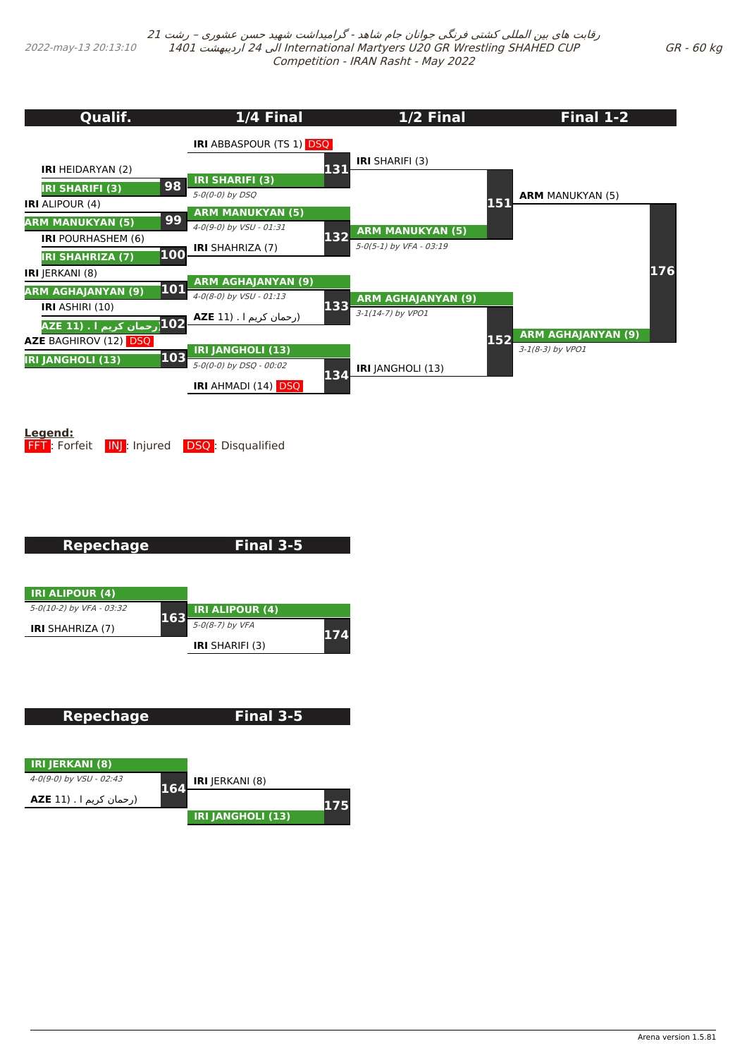رقابت های بین المللی کشتی فرنگی جوانان جام شاهد - گرامیداشت شهید حسن عشوری – رشت 21 الی 24 اردیبهشت 1401 International Martyers U20 GR Wrestling SHAHED CUP Competition - IRAN Rasht - May 2022

2022-may-13 20:13:10

GR - 60 kg

## Qualif. / 1/4 Final / 1/2 Final / Final 1-2

**Qualif.**

- 98: IRI HEIDARYAN (2) vs **IRI SHARIFI (3)** – winner IRI SHARIFI (3)
- 99: IRI ALIPOUR (4) vs **ARM MANUKYAN (5)** – winner ARM MANUKYAN (5)
- 100: IRI POURHASHEM (6) vs **IRI SHAHRIZA (7)** – winner IRI SHAHRIZA (7)
- 101: IRI JERKANI (8) vs **ARM AGHAJANYAN (9)** – winner ARM AGHAJANYAN (9)
- 102: IRI ASHIRI (10) vs **AZE 11) . رحمان کریم ا** – winner AZE 11) . رحمان کریم ا
- 103: AZE BAGHIROV (12) DSQ vs **IRI JANGHOLI (13)** – winner IRI JANGHOLI (13)

**1/4 Final**

- 131: IRI ABBASPOUR (TS 1) DSQ vs **IRI SHARIFI (3)** – *5-0(0-0) by DSQ*
- 132: **ARM MANUKYAN (5)** vs IRI SHAHRIZA (7) – *4-0(9-0) by VSU - 01:31*
- 133: **ARM AGHAJANYAN (9)** vs AZE 11) . رحمان کریم ا – *4-0(8-0) by VSU - 01:13*
- 134: **IRI JANGHOLI (13)** vs IRI AHMADI (14) DSQ – *5-0(0-0) by DSQ - 00:02*

**1/2 Final**

- 151: IRI SHARIFI (3) vs **ARM MANUKYAN (5)** – *5-0(5-1) by VFA - 03:19*
- 152: **ARM AGHAJANYAN (9)** vs IRI JANGHOLI (13) – *3-1(14-7) by VPO1*

**Final 1-2**

- 176: ARM MANUKYAN (5) vs **ARM AGHAJANYAN (9)** – *3-1(8-3) by VPO1*

**Legend:**
FFT: Forfeit INJ: Injured DSQ: Disqualified

## Repechage / Final 3-5

- 163: **IRI ALIPOUR (4)** vs IRI SHAHRIZA (7) – *5-0(10-2) by VFA - 03:32*
- 174: **IRI ALIPOUR (4)** vs IRI SHARIFI (3) – *5-0(8-7) by VFA*

## Repechage / Final 3-5

- 164: **IRI JERKANI (8)** vs AZE 11) . رحمان کریم ا – *4-0(9-0) by VSU - 02:43*
- 175: IRI JERKANI (8) vs **IRI JANGHOLI (13)** – winner IRI JANGHOLI (13)

Arena version 1.5.81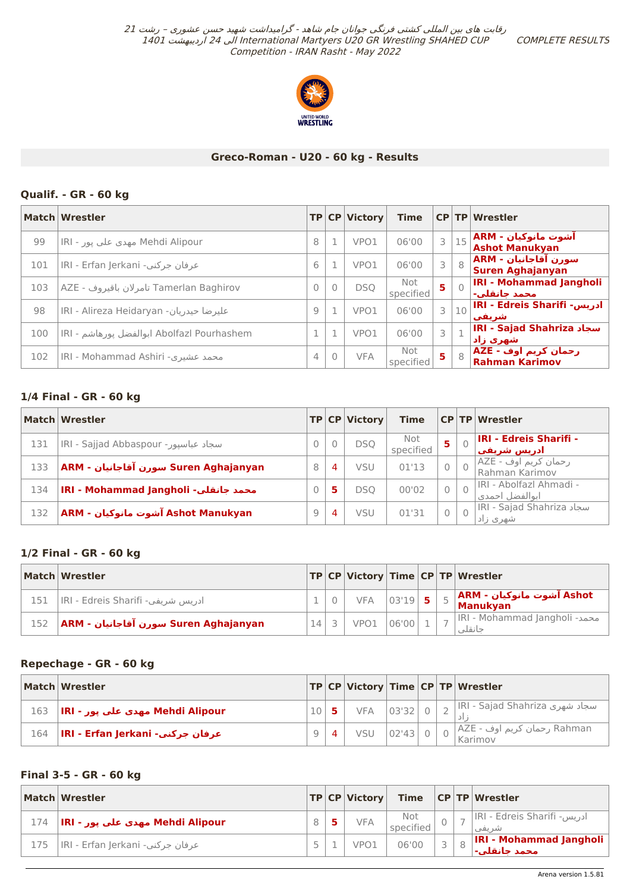رقابت های بین المللی کشتی فرنگی جوانان جام شاهد - گرامیداشت شهید حسن عشوری - رشت 21 الی 24 اردیبهشت 1401 International Martyers U20 GR Wrestling SHAHED CUP Competition - IRAN Rasht - May 2022

COMPLETE RESULTS

## Greco-Roman - U20 - 60 kg - Results

### Qualif. - GR - 60 kg

| Match | Wrestler | TP | CP | Victory | Time | CP | TP | Wrestler |
|---|---|---|---|---|---|---|---|---|
| 99 | IRI - مهدی علی پور Mehdi Alipour | 8 | 1 | VPO1 | 06'00 | 3 | 15 | **ARM - آشوت مانوکیان Ashot Manukyan** |
| 101 | IRI - Erfan Jerkani - عرفان جرکنی | 6 | 1 | VPO1 | 06'00 | 3 | 8 | **ARM - سورن آقاجانیان Suren Aghajanyan** |
| 103 | AZE - تامرلان باقیروف Tamerlan Baghirov | 0 | 0 | DSQ | Not specified | 5 | 0 | **IRI - Mohammad Jangholi - محمد جانقلی** |
| 98 | IRI - Alireza Heidaryan - علیرضا حیدریان | 9 | 1 | VPO1 | 06'00 | 3 | 10 | **IRI - Edreis Sharifi - ادریس شریفی** |
| 100 | IRI - ابوالفضل پورهاشم Abolfazl Pourhashem | 1 | 1 | VPO1 | 06'00 | 3 | 1 | **IRI - Sajad Shahriza سجاد شهری زاد** |
| 102 | IRI - Mohammad Ashiri - محمد عشیری | 4 | 0 | VFA | Not specified | 5 | 8 | **AZE - رحمان کریم اوف Rahman Karimov** |

### 1/4 Final - GR - 60 kg

| Match | Wrestler | TP | CP | Victory | Time | CP | TP | Wrestler |
|---|---|---|---|---|---|---|---|---|
| 131 | IRI - Sajjad Abbaspour - سجاد عباسپور | 0 | 0 | DSQ | Not specified | 5 | 0 | **IRI - Edreis Sharifi - ادریس شریفی** |
| 133 | **ARM - سورن آقاجانیان Suren Aghajanyan** | 8 | 4 | VSU | 01'13 | 0 | 0 | AZE - رحمان کریم اوف Rahman Karimov |
| 134 | **IRI - Mohammad Jangholi - محمد جانقلی** | 0 | 5 | DSQ | 00'02 | 0 | 0 | IRI - Abolfazl Ahmadi - ابوالفضل احمدی |
| 132 | **ARM - آشوت مانوکیان Ashot Manukyan** | 9 | 4 | VSU | 01'31 | 0 | 0 | IRI - Sajad Shahriza سجاد شهری زاد |

### 1/2 Final - GR - 60 kg

| Match | Wrestler | TP | CP | Victory | Time | CP | TP | Wrestler |
|---|---|---|---|---|---|---|---|---|
| 151 | IRI - Edreis Sharifi - ادریس شریفی | 1 | 0 | VFA | 03'19 | 5 | 5 | **ARM - آشوت مانوکیان Ashot Manukyan** |
| 152 | **ARM - سورن آقاجانیان Suren Aghajanyan** | 14 | 3 | VPO1 | 06'00 | 1 | 7 | IRI - Mohammad Jangholi - محمد جانقلی |

### Repechage - GR - 60 kg

| Match | Wrestler | TP | CP | Victory | Time | CP | TP | Wrestler |
|---|---|---|---|---|---|---|---|---|
| 163 | **IRI - مهدی علی پور Mehdi Alipour** | 10 | 5 | VFA | 03'32 | 0 | 2 | IRI - Sajad Shahriza سجاد شهری زاد |
| 164 | **IRI - Erfan Jerkani - عرفان جرکنی** | 9 | 4 | VSU | 02'43 | 0 | 0 | AZE - رحمان کریم اوف Rahman Karimov |

### Final 3-5 - GR - 60 kg

| Match | Wrestler | TP | CP | Victory | Time | CP | TP | Wrestler |
|---|---|---|---|---|---|---|---|---|
| 174 | **IRI - مهدی علی پور Mehdi Alipour** | 8 | 5 | VFA | Not specified | 0 | 7 | IRI - Edreis Sharifi - ادریس شریفی |
| 175 | IRI - Erfan Jerkani - عرفان جرکنی | 5 | 1 | VPO1 | 06'00 | 3 | 8 | **IRI - Mohammad Jangholi - محمد جانقلی** |

Arena version 1.5.81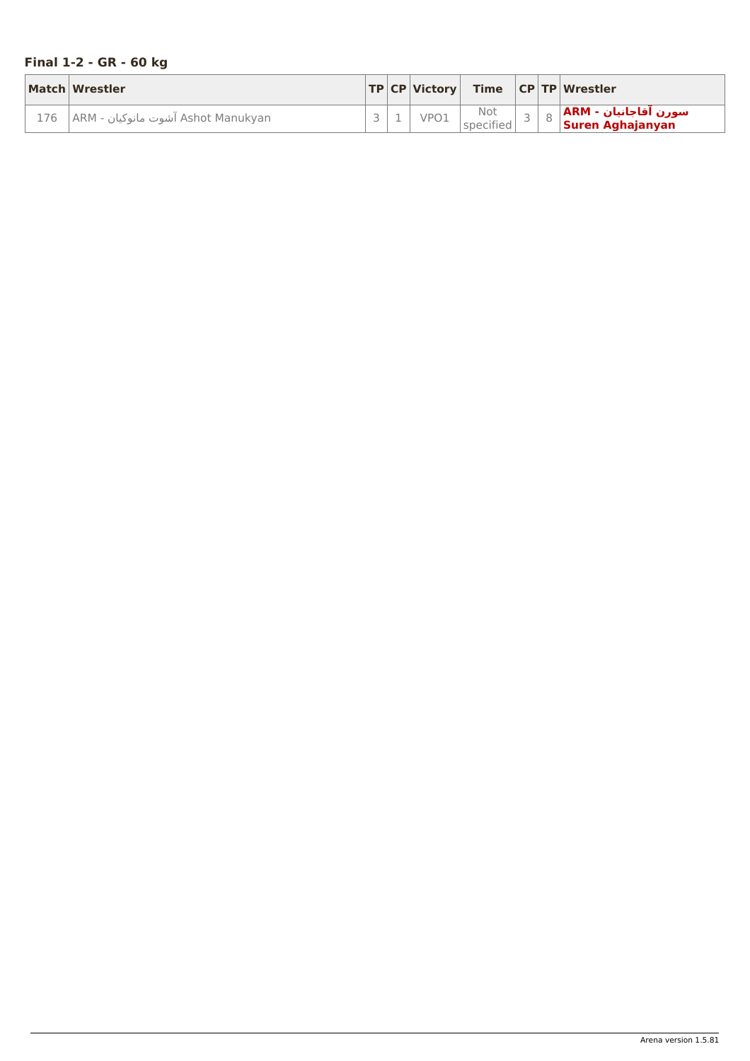### Final 1-2 - GR - 60 kg

| Match | Wrestler | TP | CP | Victory | Time | CP | TP | Wrestler |
|---|---|---|---|---|---|---|---|---|
| 176 | ARM - آشوت مانوکیان Ashot Manukyan | 3 | 1 | VPO1 | Not specified | 3 | 8 | **ARM - سورن آقاجانیان Suren Aghajanyan** |

Arena version 1.5.81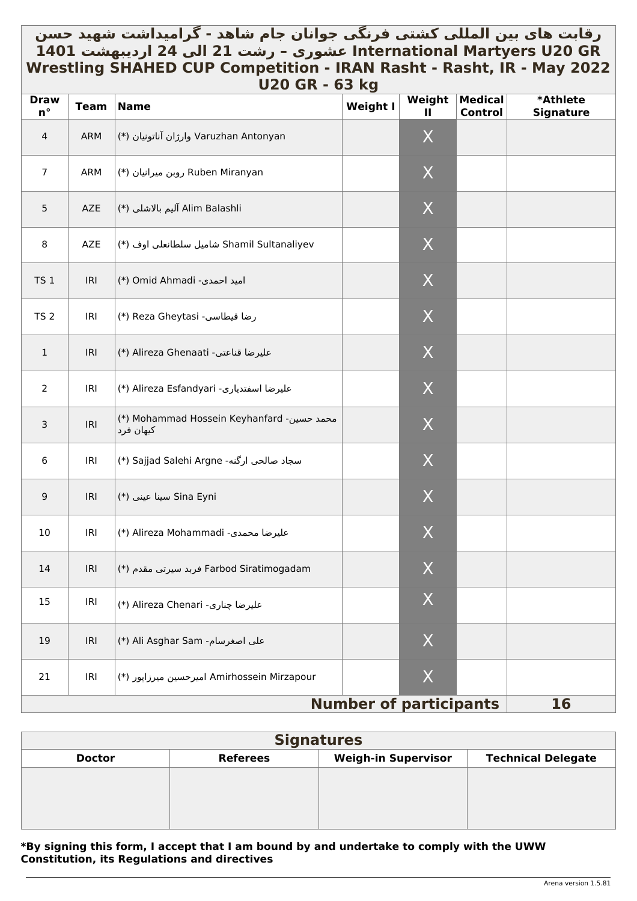# رقابت های بین المللی کشتی فرنگی جوانان جام شاهد - گرامیداشت شهید حسن عشوری – رشت 21 الی 24 اردیبهشت 1401 International Martyers U20 GR Wrestling SHAHED CUP Competition - IRAN Rasht - Rasht, IR - May 2022

## U20 GR - 63 kg

| Draw n° | Team | Name | Weight I | Weight II | Medical Control | *Athlete Signature |
|---|---|---|---|---|---|---|
| 4 | ARM | (*) وارژان آناتونیان Varuzhan Antonyan | | X | | |
| 7 | ARM | (*) روبن میرانیان Ruben Miranyan | | X | | |
| 5 | AZE | (*) آلیم بالاشلی Alim Balashli | | X | | |
| 8 | AZE | (*) شامیل سلطانعلی اوف Shamil Sultanaliyev | | X | | |
| TS 1 | IRI | (*) Omid Ahmadi -امید احمدی | | X | | |
| TS 2 | IRI | (*) Reza Gheytasi -رضا قیطاسی | | X | | |
| 1 | IRI | (*) Alireza Ghenaati -علیرضا قناعتی | | X | | |
| 2 | IRI | (*) Alireza Esfandyari -علیرضا اسفندیاری | | X | | |
| 3 | IRI | (*) Mohammad Hossein Keyhanfard -محمد حسین کیهان فرد | | X | | |
| 6 | IRI | (*) Sajjad Salehi Argne -سجاد صالحی ارگنه | | X | | |
| 9 | IRI | (*) سینا عینی Sina Eyni | | X | | |
| 10 | IRI | (*) Alireza Mohammadi -علیرضا محمدی | | X | | |
| 14 | IRI | (*) فربد سیرتی مقدم Farbod Siratimogadam | | X | | |
| 15 | IRI | (*) Alireza Chenari -علیرضا چناری | | X | | |
| 19 | IRI | (*) Ali Asghar Sam -علی اصغرسام | | X | | |
| 21 | IRI | (*) امیرحسین میرزاپور Amirhossein Mirzapour | | X | | |
| | | | | **Number of participants** | | **16** |

| Signatures | | | |
|---|---|---|---|
| **Doctor** | **Referees** | **Weigh-in Supervisor** | **Technical Delegate** |
| | | | |

**\*By signing this form, I accept that I am bound by and undertake to comply with the UWW Constitution, its Regulations and directives**

Arena version 1.5.81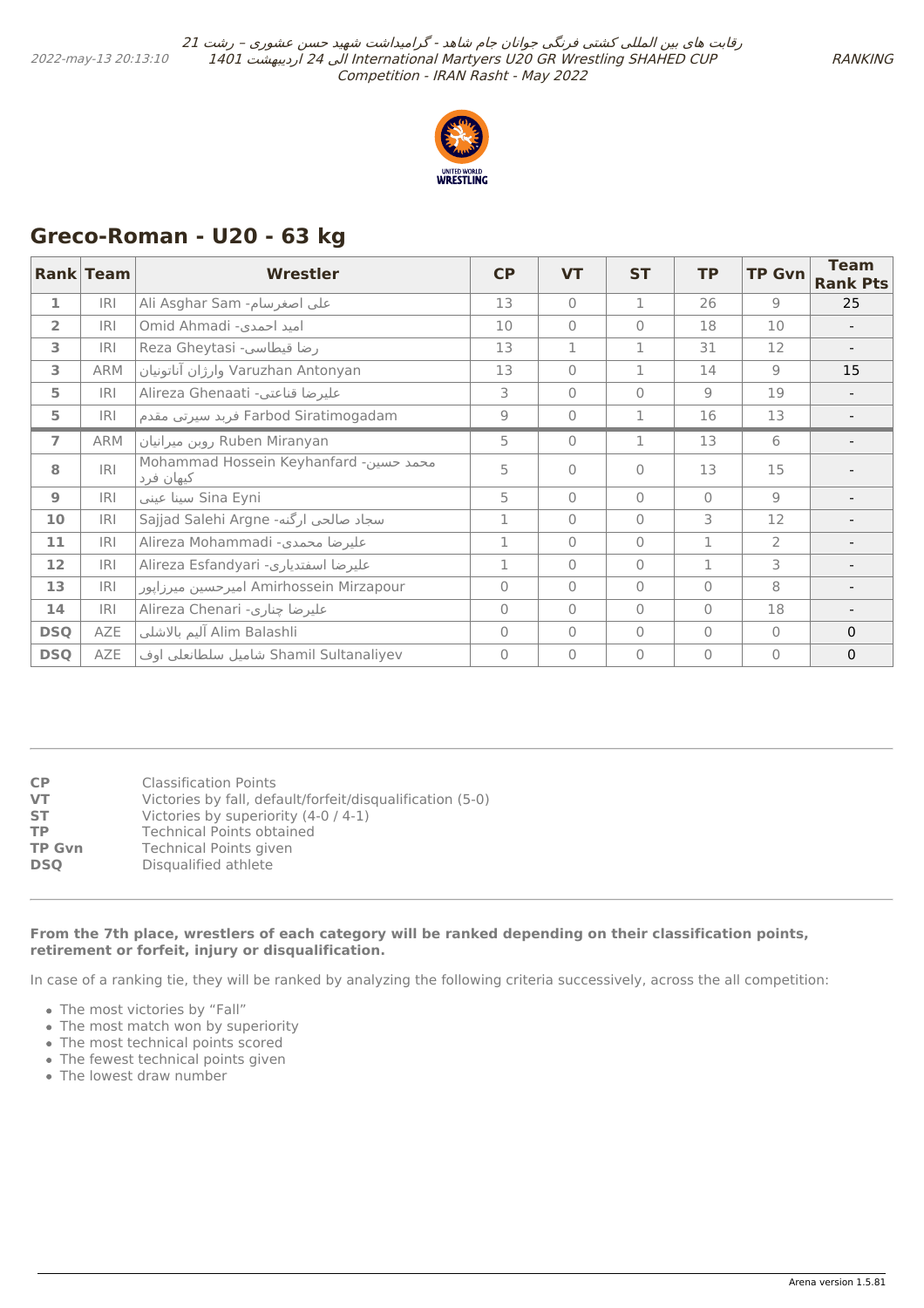## Greco-Roman - U20 - 63 kg

| Rank | Team | Wrestler | CP | VT | ST | TP | TP Gvn | Team Rank Pts |
|---|---|---|---|---|---|---|---|---|
| 1 | IRI | Ali Asghar Sam -علی اصغرسام | 13 | 0 | 1 | 26 | 9 | 25 |
| 2 | IRI | Omid Ahmadi -امید احمدی | 10 | 0 | 0 | 18 | 10 | - |
| 3 | IRI | Reza Gheytasi -رضا قیطاسی | 13 | 1 | 1 | 31 | 12 | - |
| 3 | ARM | وارژان آنانونیان Varuzhan Antonyan | 13 | 0 | 1 | 14 | 9 | 15 |
| 5 | IRI | Alireza Ghenaati -علیرضا قناعتی | 3 | 0 | 0 | 9 | 19 | - |
| 5 | IRI | فرید سیرتی مقدم Farbod Siratimogadam | 9 | 0 | 1 | 16 | 13 | - |
| 7 | ARM | روبن میرانیان Ruben Miranyan | 5 | 0 | 1 | 13 | 6 | - |
| 8 | IRI | Mohammad Hossein Keyhanfard -محمد حسین کیهان فرد | 5 | 0 | 0 | 13 | 15 | - |
| 9 | IRI | سینا عینی Sina Eyni | 5 | 0 | 0 | 0 | 9 | - |
| 10 | IRI | Sajjad Salehi Argne -سجاد صالحی ارگنه | 1 | 0 | 0 | 3 | 12 | - |
| 11 | IRI | Alireza Mohammadi -علیرضا محمدی | 1 | 0 | 0 | 1 | 2 | - |
| 12 | IRI | Alireza Esfandyari -علیرضا اسفندیاری | 1 | 0 | 0 | 1 | 3 | - |
| 13 | IRI | امیرحسین میرزاپور Amirhossein Mirzapour | 0 | 0 | 0 | 0 | 8 | - |
| 14 | IRI | Alireza Chenari -علیرضا چناری | 0 | 0 | 0 | 0 | 18 | - |
| DSQ | AZE | آلیم بالاشلی Alim Balashli | 0 | 0 | 0 | 0 | 0 | 0 |
| DSQ | AZE | شامیل سلطانعلی اوف Shamil Sultanaliyev | 0 | 0 | 0 | 0 | 0 | 0 |

| | |
|---|---|
| **CP** | Classification Points |
| **VT** | Victories by fall, default/forfeit/disqualification (5-0) |
| **ST** | Victories by superiority (4-0 / 4-1) |
| **TP** | Technical Points obtained |
| **TP Gvn** | Technical Points given |
| **DSQ** | Disqualified athlete |

**From the 7th place, wrestlers of each category will be ranked depending on their classification points, retirement or forfeit, injury or disqualification.**

In case of a ranking tie, they will be ranked by analyzing the following criteria successively, across the all competition:

- The most victories by "Fall"
- The most match won by superiority
- The most technical points scored
- The fewest technical points given
- The lowest draw number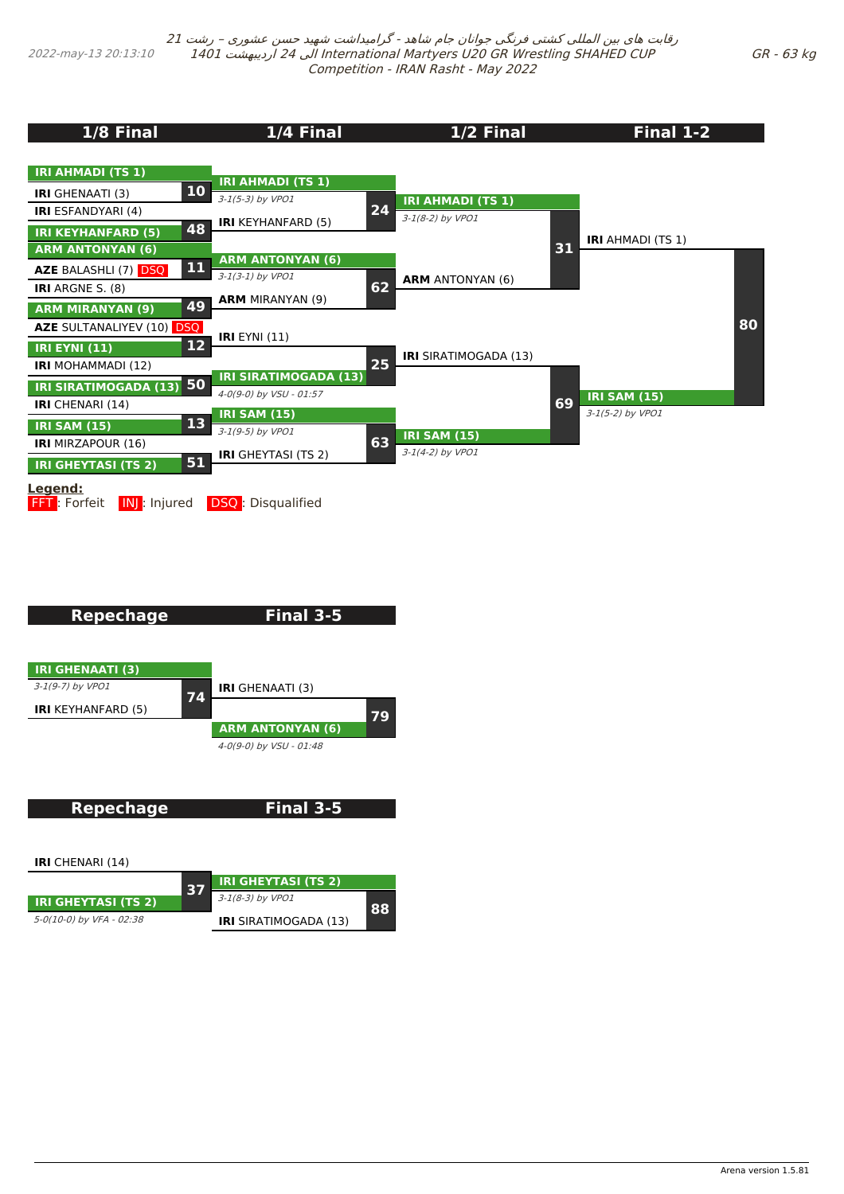رقابت های بین المللی کشتی فرنگی جوانان جام شاهد - گرامیداشت شهید حسن عشوری – رشت 21 الی 24 اردیبهشت 1401 International Martyers U20 GR Wrestling SHAHED CUP Competition - IRAN Rasht - May 2022

2022-may-13 20:13:10

GR - 63 kg

## 1/8 Final

| Bout | Wrestler 1 | Wrestler 2 | Winner |
|---|---|---|---|
| 10 | IRI AHMADI (TS 1) | IRI GHENAATI (3) | IRI AHMADI (TS 1) |
| 48 | IRI ESFANDYARI (4) | IRI KEYHANFARD (5) | IRI KEYHANFARD (5) |
| 11 | ARM ANTONYAN (6) | AZE BALASHLI (7) DSQ | ARM ANTONYAN (6) |
| 49 | IRI ARGNE S. (8) | ARM MIRANYAN (9) | ARM MIRANYAN (9) |
| 12 | AZE SULTANALIYEV (10) DSQ | IRI EYNI (11) | IRI EYNI (11) |
| 50 | IRI MOHAMMADI (12) | IRI SIRATIMOGADA (13) | IRI SIRATIMOGADA (13) |
| 13 | IRI CHENARI (14) | IRI SAM (15) | IRI SAM (15) |
| 51 | IRI MIRZAPOUR (16) | IRI GHEYTASI (TS 2) | IRI GHEYTASI (TS 2) |

## 1/4 Final

| Bout | Wrestler 1 | Wrestler 2 | Winner | Result |
|---|---|---|---|---|
| 24 | IRI AHMADI (TS 1) | IRI KEYHANFARD (5) | IRI AHMADI (TS 1) | 3-1(5-3) by VPO1 |
| 62 | ARM ANTONYAN (6) | ARM MIRANYAN (9) | ARM ANTONYAN (6) | 3-1(3-1) by VPO1 |
| 25 | IRI EYNI (11) | IRI SIRATIMOGADA (13) | IRI SIRATIMOGADA (13) | 4-0(9-0) by VSU - 01:57 |
| 63 | IRI SAM (15) | IRI GHEYTASI (TS 2) | IRI SAM (15) | 3-1(9-5) by VPO1 |

## 1/2 Final

| Bout | Wrestler 1 | Wrestler 2 | Winner | Result |
|---|---|---|---|---|
| 31 | IRI AHMADI (TS 1) | ARM ANTONYAN (6) | IRI AHMADI (TS 1) | 3-1(8-2) by VPO1 |
| 69 | IRI SIRATIMOGADA (13) | IRI SAM (15) | IRI SAM (15) | 3-1(4-2) by VPO1 |

## Final 1-2

| Bout | Wrestler 1 | Wrestler 2 | Winner | Result |
|---|---|---|---|---|
| 80 | IRI AHMADI (TS 1) | IRI SAM (15) | IRI SAM (15) | 3-1(5-2) by VPO1 |

**Legend:**
FFT: Forfeit INJ: Injured DSQ: Disqualified

## Repechage / Final 3-5

| Bout | Wrestler 1 | Wrestler 2 | Winner | Result |
|---|---|---|---|---|
| 74 | IRI GHENAATI (3) | IRI KEYHANFARD (5) | IRI GHENAATI (3) | 3-1(9-7) by VPO1 |
| 79 | IRI GHENAATI (3) | ARM ANTONYAN (6) | ARM ANTONYAN (6) | 4-0(9-0) by VSU - 01:48 |

## Repechage / Final 3-5

| Bout | Wrestler 1 | Wrestler 2 | Winner | Result |
|---|---|---|---|---|
| 37 | IRI CHENARI (14) | IRI GHEYTASI (TS 2) | IRI GHEYTASI (TS 2) | 5-0(10-0) by VFA - 02:38 |
| 88 | IRI GHEYTASI (TS 2) | IRI SIRATIMOGADA (13) | IRI GHEYTASI (TS 2) | 3-1(8-3) by VPO1 |

Arena version 1.5.81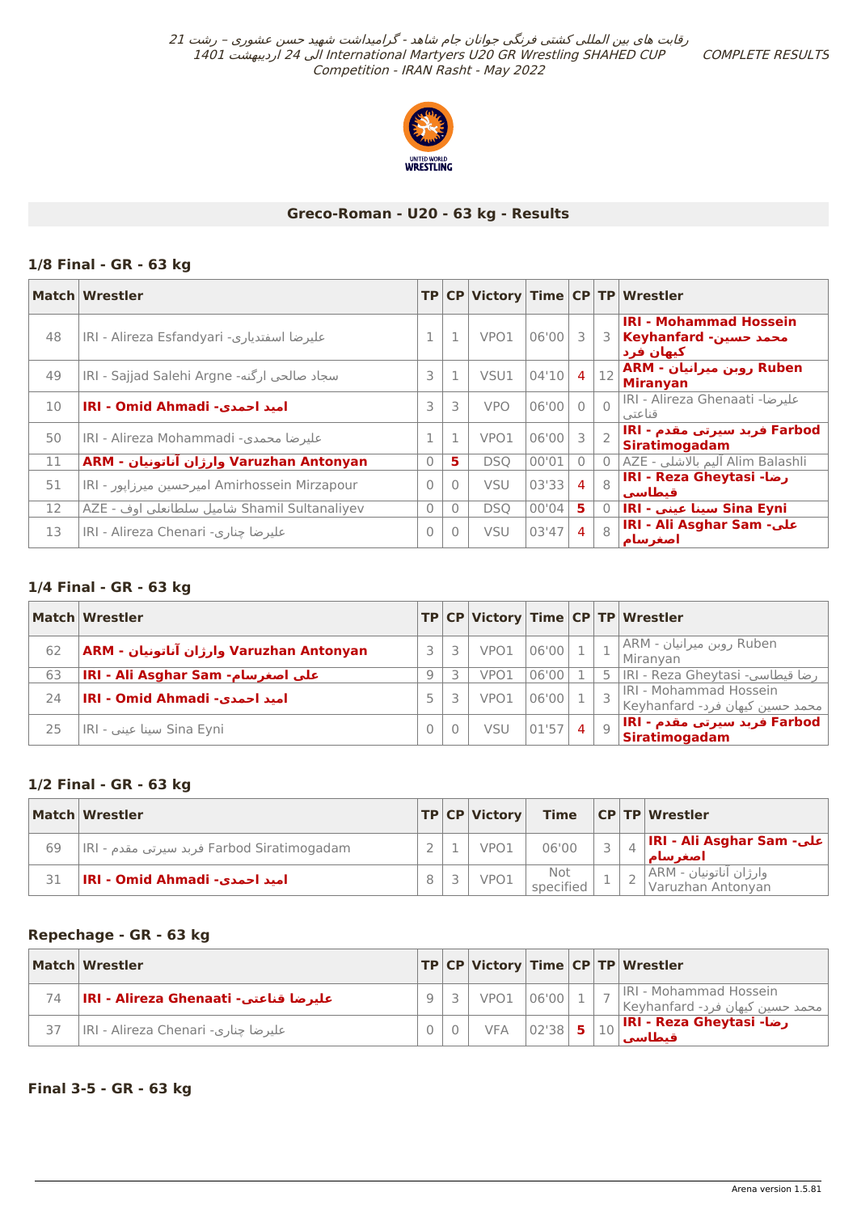رقابت های بین المللی کشتی فرنگی جوانان جام شاهد - گرامیداشت شهید حسن عشوری - رشت 21 الی 24 اردیبهشت 1401 International Martyers U20 GR Wrestling SHAHED CUP Competition - IRAN Rasht - May 2022

COMPLETE RESULTS

## Greco-Roman - U20 - 63 kg - Results

### 1/8 Final - GR - 63 kg

| Match | Wrestler | TP | CP | Victory | Time | CP | TP | Wrestler |
|---|---|---|---|---|---|---|---|---|
| 48 | IRI - Alireza Esfandyari -علیرضا اسفندیاری | 1 | 1 | VPO1 | 06'00 | 3 | 3 | **IRI - Mohammad Hossein Keyhanfard -محمد حسین کیهان فرد** |
| 49 | IRI - Sajjad Salehi Argne -سجاد صالحی ارگنه | 3 | 1 | VSU1 | 04'10 | 4 | 12 | **ARM - روبن میرانیان Ruben Miranyan** |
| 10 | **IRI - Omid Ahmadi -امید احمدی** | 3 | 3 | VPO | 06'00 | 0 | 0 | IRI - Alireza Ghenaati -علیرضا قناعتی |
| 50 | IRI - Alireza Mohammadi -علیرضا محمدی | 1 | 1 | VPO1 | 06'00 | 3 | 2 | **IRI - فربد سیرتی مقدم Farbod Siratimogadam** |
| 11 | **ARM - وارژان آناتونیان Varuzhan Antonyan** | 0 | 5 | DSQ | 00'01 | 0 | 0 | AZE - آلیم بالاشلی Alim Balashli |
| 51 | IRI - امیرحسین میرزاپور Amirhossein Mirzapour | 0 | 0 | VSU | 03'33 | 4 | 8 | **IRI - Reza Gheytasi -رضا قیطاسی** |
| 12 | AZE - شامیل سلطانعلی اوف Shamil Sultanaliyev | 0 | 0 | DSQ | 00'04 | 5 | 0 | **IRI - سینا عینی Sina Eyni** |
| 13 | IRI - Alireza Chenari -علیرضا چناری | 0 | 0 | VSU | 03'47 | 4 | 8 | **IRI - Ali Asghar Sam -علی اصغرسام** |

### 1/4 Final - GR - 63 kg

| Match | Wrestler | TP | CP | Victory | Time | CP | TP | Wrestler |
|---|---|---|---|---|---|---|---|---|
| 62 | **ARM - وارژان آناتونیان Varuzhan Antonyan** | 3 | 3 | VPO1 | 06'00 | 1 | 1 | ARM - روبن میرانیان Ruben Miranyan |
| 63 | **IRI - Ali Asghar Sam -علی اصغرسام** | 9 | 3 | VPO1 | 06'00 | 1 | 5 | IRI - Reza Gheytasi -رضا قیطاسی |
| 24 | **IRI - Omid Ahmadi -امید احمدی** | 5 | 3 | VPO1 | 06'00 | 1 | 3 | IRI - Mohammad Hossein Keyhanfard -محمد حسین کیهان فرد |
| 25 | IRI - سینا عینی Sina Eyni | 0 | 0 | VSU | 01'57 | 4 | 9 | **IRI - فربد سیرتی مقدم Farbod Siratimogadam** |

### 1/2 Final - GR - 63 kg

| Match | Wrestler | TP | CP | Victory | Time | CP | TP | Wrestler |
|---|---|---|---|---|---|---|---|---|
| 69 | IRI - فربد سیرتی مقدم Farbod Siratimogadam | 2 | 1 | VPO1 | 06'00 | 3 | 4 | **IRI - Ali Asghar Sam -علی اصغرسام** |
| 31 | **IRI - Omid Ahmadi -امید احمدی** | 8 | 3 | VPO1 | Not specified | 1 | 2 | ARM - وارژان آناتونیان Varuzhan Antonyan |

### Repechage - GR - 63 kg

| Match | Wrestler | TP | CP | Victory | Time | CP | TP | Wrestler |
|---|---|---|---|---|---|---|---|---|
| 74 | **IRI - Alireza Ghenaati -علیرضا قناعتی** | 9 | 3 | VPO1 | 06'00 | 1 | 7 | IRI - Mohammad Hossein Keyhanfard -محمد حسین کیهان فرد |
| 37 | IRI - Alireza Chenari -علیرضا چناری | 0 | 0 | VFA | 02'38 | 5 | 10 | **IRI - Reza Gheytasi -رضا قیطاسی** |

### Final 3-5 - GR - 63 kg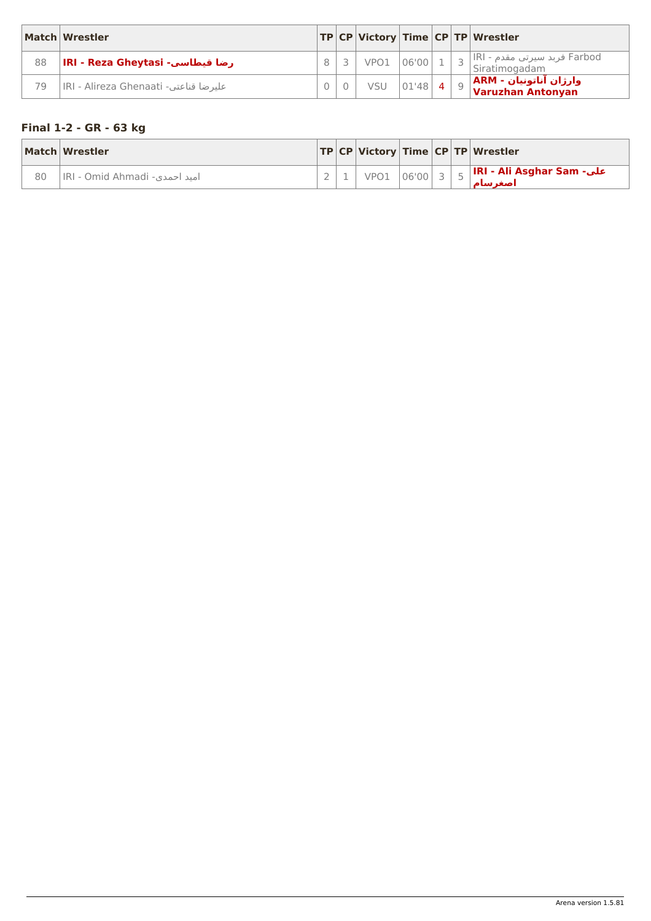| Match | Wrestler | TP | CP | Victory | Time | CP | TP | Wrestler |
|---|---|---|---|---|---|---|---|---|
| 88 | **IRI - Reza Gheytasi -رضا قیطاسی** | 8 | 3 | VPO1 | 06'00 | 1 | 3 | IRI - فربد سیرتی مقدم Farbod Siratimogadam |
| 79 | IRI - Alireza Ghenaati -علیرضا قناعتی | 0 | 0 | VSU | 01'48 | 4 | 9 | **ARM - وارژان آنانونیان Varuzhan Antonyan** |

### Final 1-2 - GR - 63 kg

| Match | Wrestler | TP | CP | Victory | Time | CP | TP | Wrestler |
|---|---|---|---|---|---|---|---|---|
| 80 | IRI - Omid Ahmadi -امید احمدی | 2 | 1 | VPO1 | 06'00 | 3 | 5 | **IRI - Ali Asghar Sam -علی اصغرسام** |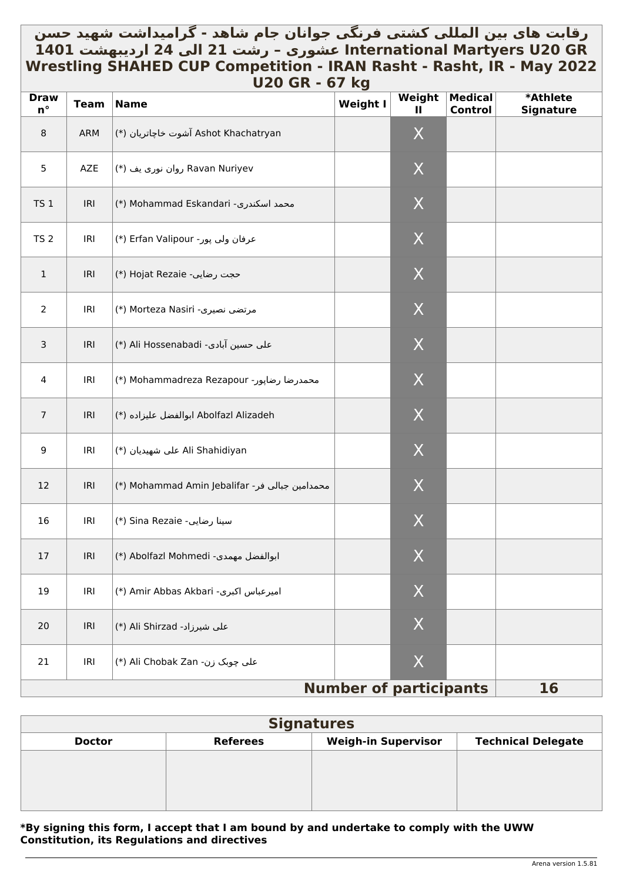# رقابت های بین المللی کشتی فرنگی جوانان جام شاهد - گرامیداشت شهید حسن عشوری – رشت 21 الی 24 اردیبهشت 1401 International Martyers U20 GR Wrestling SHAHED CUP Competition - IRAN Rasht - Rasht, IR - May 2022

## U20 GR - 67 kg

| Draw n° | Team | Name | Weight I | Weight II | Medical Control | *Athlete Signature |
|---|---|---|---|---|---|---|
| 8 | ARM | (*) آشوت خاچاتریان Ashot Khachatryan | | X | | |
| 5 | AZE | (*) روان نوری یف Ravan Nuriyev | | X | | |
| TS 1 | IRI | (*) Mohammad Eskandari -محمد اسکندری | | X | | |
| TS 2 | IRI | (*) Erfan Valipour -عرفان ولی پور | | X | | |
| 1 | IRI | (*) Hojat Rezaie -حجت رضایی | | X | | |
| 2 | IRI | (*) Morteza Nasiri -مرتضی نصیری | | X | | |
| 3 | IRI | (*) Ali Hossenabadi -علی حسین آبادی | | X | | |
| 4 | IRI | (*) Mohammadreza Rezapour -محمدرضا رضاپور | | X | | |
| 7 | IRI | (*) ابوالفضل علیزاده Abolfazl Alizadeh | | X | | |
| 9 | IRI | (*) علی شهیدیان Ali Shahidiyan | | X | | |
| 12 | IRI | (*) Mohammad Amin Jebalifar -محمدامین جبالی فر | | X | | |
| 16 | IRI | (*) Sina Rezaie -سینا رضایی | | X | | |
| 17 | IRI | (*) Abolfazl Mohmedi -ابوالفضل مهمدی | | X | | |
| 19 | IRI | (*) Amir Abbas Akbari -امیرعباس اکبری | | X | | |
| 20 | IRI | (*) Ali Shirzad -علی شیرزاد | | X | | |
| 21 | IRI | (*) Ali Chobak Zan -علی چوبک زن | | X | | |
| **Number of participants** | | | | | | **16** |

| Signatures | | | |
|---|---|---|---|
| Doctor | Referees | Weigh-in Supervisor | Technical Delegate |
| | | | |

**\*By signing this form, I accept that I am bound by and undertake to comply with the UWW Constitution, its Regulations and directives**

Arena version 1.5.81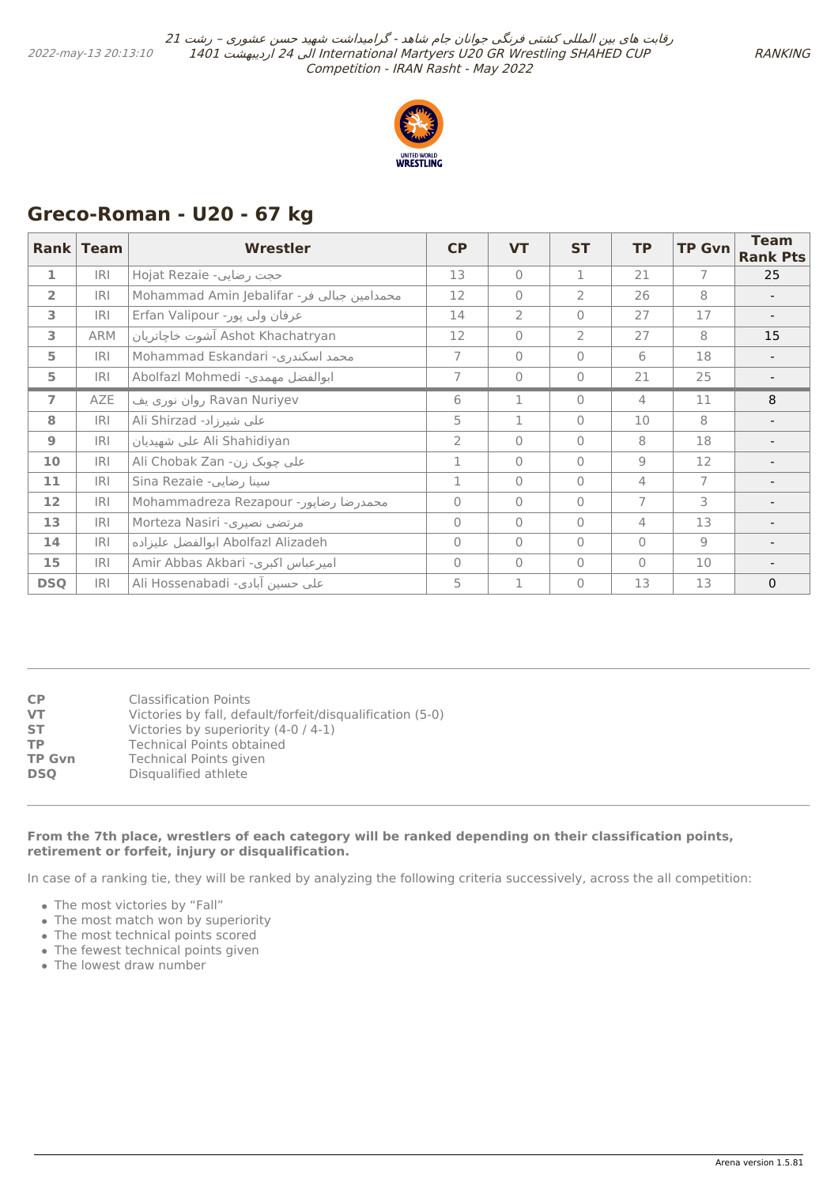## Greco-Roman - U20 - 67 kg

| Rank | Team | Wrestler | CP | VT | ST | TP | TP Gvn | Team Rank Pts |
|---|---|---|---|---|---|---|---|---|
| 1 | IRI | Hojat Rezaie -حجت رضایی | 13 | 0 | 1 | 21 | 7 | 25 |
| 2 | IRI | Mohammad Amin Jebalifar -محمدامین جبالی فر | 12 | 0 | 2 | 26 | 8 | - |
| 3 | IRI | Erfan Valipour -عرفان ولی پور | 14 | 2 | 0 | 27 | 17 | - |
| 3 | ARM | آشوت خاچاتریان Ashot Khachatryan | 12 | 0 | 2 | 27 | 8 | 15 |
| 5 | IRI | Mohammad Eskandari -محمد اسکندری | 7 | 0 | 0 | 6 | 18 | - |
| 5 | IRI | Abolfazl Mohmedi -ابوالفضل مهمدی | 7 | 0 | 0 | 21 | 25 | - |
| 7 | AZE | روان نوری یف Ravan Nuriyev | 6 | 1 | 0 | 4 | 11 | 8 |
| 8 | IRI | Ali Shirzad -علی شیرزاد | 5 | 1 | 0 | 10 | 8 | - |
| 9 | IRI | علی شهیدیان Ali Shahidiyan | 2 | 0 | 0 | 8 | 18 | - |
| 10 | IRI | Ali Chobak Zan -علی چوبک زن | 1 | 0 | 0 | 9 | 12 | - |
| 11 | IRI | Sina Rezaie -سینا رضایی | 1 | 0 | 0 | 4 | 7 | - |
| 12 | IRI | Mohammadreza Rezapour -محمدرضا رضاپور | 0 | 0 | 0 | 7 | 3 | - |
| 13 | IRI | Morteza Nasiri -مرتضی نصیری | 0 | 0 | 0 | 4 | 13 | - |
| 14 | IRI | ابوالفضل علیزاده Abolfazl Alizadeh | 0 | 0 | 0 | 0 | 9 | - |
| 15 | IRI | Amir Abbas Akbari -امیرعباس اکبری | 0 | 0 | 0 | 0 | 10 | - |
| DSQ | IRI | Ali Hossenabadi -علی حسین آبادی | 5 | 1 | 0 | 13 | 13 | 0 |

**CP** Classification Points
**VT** Victories by fall, default/forfeit/disqualification (5-0)
**ST** Victories by superiority (4-0 / 4-1)
**TP** Technical Points obtained
**TP Gvn** Technical Points given
**DSQ** Disqualified athlete

**From the 7th place, wrestlers of each category will be ranked depending on their classification points, retirement or forfeit, injury or disqualification.**

In case of a ranking tie, they will be ranked by analyzing the following criteria successively, across the all competition:

- The most victories by "Fall"
- The most match won by superiority
- The most technical points scored
- The fewest technical points given
- The lowest draw number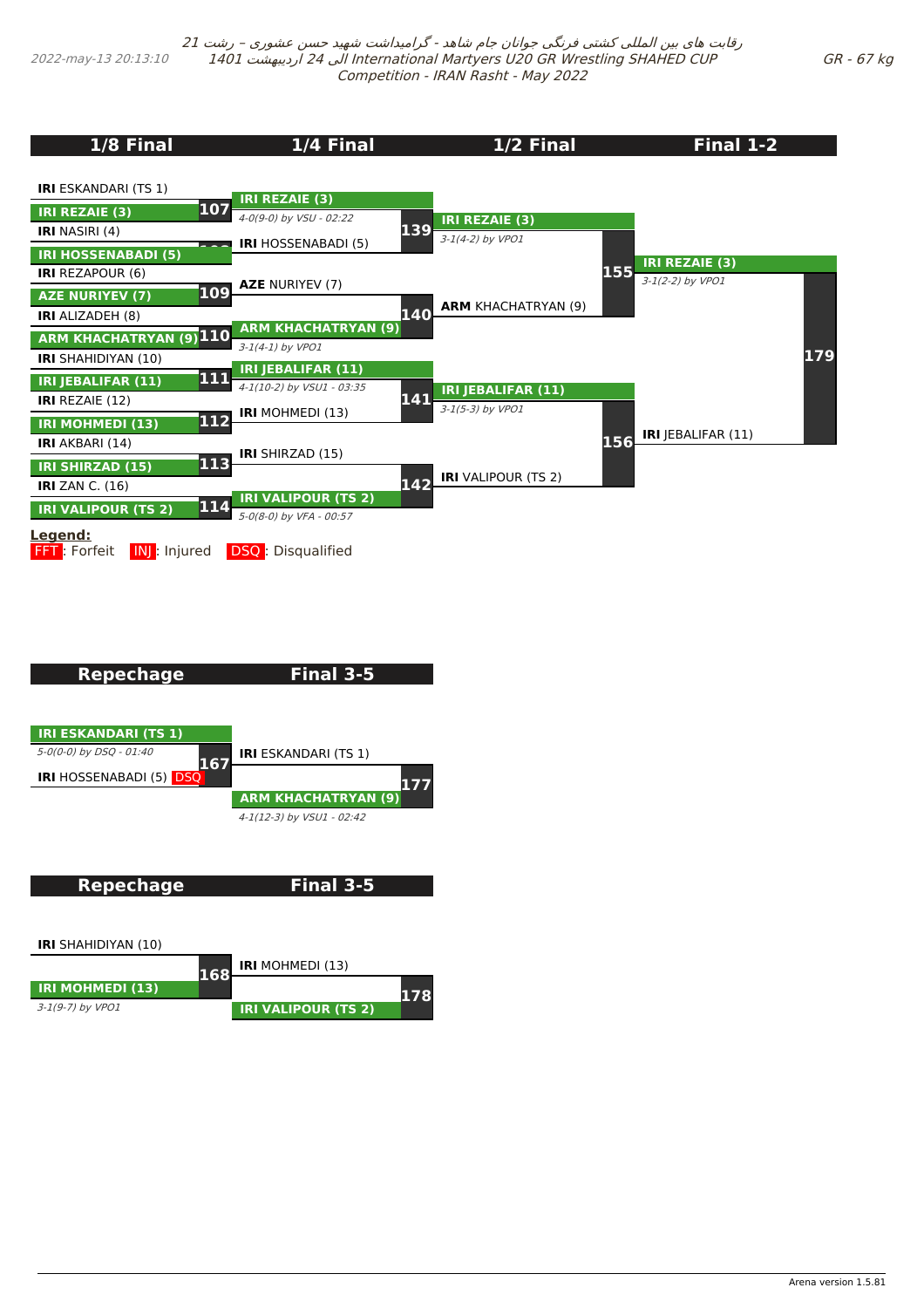رقابت های بین المللی کشتی فرنگی جوانان جام شاهد - گرامیداشت شهید حسن عشوری - رشت 21 الی 24 اردیبهشت 1401 International Martyers U20 GR Wrestling SHAHED CUP Competition - IRAN Rasht - May 2022

2022-may-13 20:13:10

GR - 67 kg

## 1/8 Final

| Bout | Wrestler 1 | Wrestler 2 | Winner |
|---|---|---|---|
| 107 | IRI ESKANDARI (TS 1) | IRI REZAIE (3) | IRI REZAIE (3) |
| 108 | IRI NASIRI (4) | IRI HOSSENABADI (5) | IRI HOSSENABADI (5) |
| 109 | IRI REZAPOUR (6) | AZE NURIYEV (7) | AZE NURIYEV (7) |
| 110 | IRI ALIZADEH (8) | ARM KHACHATRYAN (9) | ARM KHACHATRYAN (9) |
| 111 | IRI SHAHIDIYAN (10) | IRI JEBALIFAR (11) | IRI JEBALIFAR (11) |
| 112 | IRI REZAIE (12) | IRI MOHMEDI (13) | IRI MOHMEDI (13) |
| 113 | IRI AKBARI (14) | IRI SHIRZAD (15) | IRI SHIRZAD (15) |
| 114 | IRI ZAN C. (16) | IRI VALIPOUR (TS 2) | IRI VALIPOUR (TS 2) |

## 1/4 Final

| Bout | Wrestler 1 | Wrestler 2 | Winner | Result |
|---|---|---|---|---|
| 139 | IRI REZAIE (3) | IRI HOSSENABADI (5) | IRI REZAIE (3) | 4-0(9-0) by VSU - 02:22 |
| 140 | AZE NURIYEV (7) | ARM KHACHATRYAN (9) | ARM KHACHATRYAN (9) | 3-1(4-1) by VPO1 |
| 141 | IRI JEBALIFAR (11) | IRI MOHMEDI (13) | IRI JEBALIFAR (11) | 4-1(10-2) by VSU1 - 03:35 |
| 142 | IRI SHIRZAD (15) | IRI VALIPOUR (TS 2) | IRI VALIPOUR (TS 2) | 5-0(8-0) by VFA - 00:57 |

## 1/2 Final

| Bout | Wrestler 1 | Wrestler 2 | Winner | Result |
|---|---|---|---|---|
| 155 | IRI REZAIE (3) | ARM KHACHATRYAN (9) | IRI REZAIE (3) | 3-1(4-2) by VPO1 |
| 156 | IRI JEBALIFAR (11) | IRI VALIPOUR (TS 2) | IRI JEBALIFAR (11) | 3-1(5-3) by VPO1 |

## Final 1-2

| Bout | Wrestler 1 | Wrestler 2 | Winner | Result |
|---|---|---|---|---|
| 179 | IRI REZAIE (3) | IRI JEBALIFAR (11) | IRI REZAIE (3) | 3-1(2-2) by VPO1 |

**Legend:**
FFT: Forfeit INJ: Injured DSQ: Disqualified

## Repechage / Final 3-5

| Bout | Wrestler 1 | Wrestler 2 | Winner | Result |
|---|---|---|---|---|
| 167 | IRI ESKANDARI (TS 1) | IRI HOSSENABADI (5) DSQ | IRI ESKANDARI (TS 1) | 5-0(0-0) by DSQ - 01:40 |
| 177 | IRI ESKANDARI (TS 1) | ARM KHACHATRYAN (9) | ARM KHACHATRYAN (9) | 4-1(12-3) by VSU1 - 02:42 |

## Repechage / Final 3-5

| Bout | Wrestler 1 | Wrestler 2 | Winner | Result |
|---|---|---|---|---|
| 168 | IRI SHAHIDIYAN (10) | IRI MOHMEDI (13) | IRI MOHMEDI (13) | 3-1(9-7) by VPO1 |
| 178 | IRI MOHMEDI (13) | IRI VALIPOUR (TS 2) | IRI VALIPOUR (TS 2) | |

Arena version 1.5.81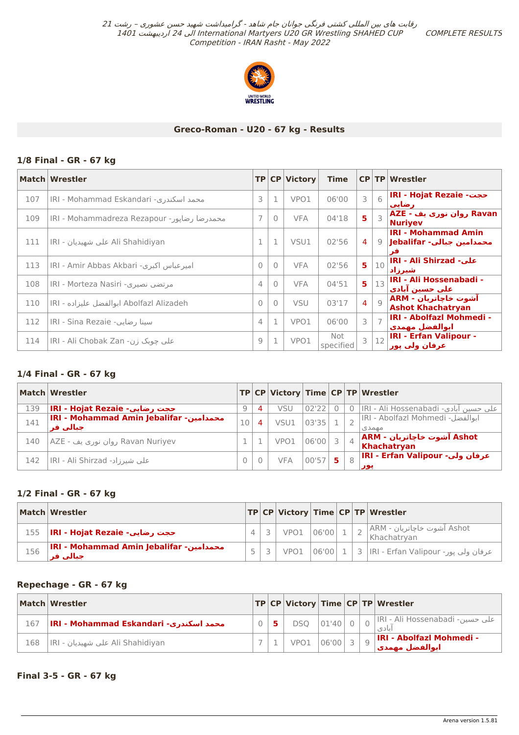## Greco-Roman - U20 - 67 kg - Results

### 1/8 Final - GR - 67 kg

| Match | Wrestler | TP | CP | Victory | Time | CP | TP | Wrestler |
|---|---|---|---|---|---|---|---|---|
| 107 | IRI - Mohammad Eskandari -محمد اسکندری | 3 | 1 | VPO1 | 06'00 | 3 | 6 | **IRI - Hojat Rezaie -حجت رضایی** |
| 109 | IRI - Mohammadreza Rezapour -محمدرضا رضاپور | 7 | 0 | VFA | 04'18 | **5** | 3 | **AZE - روان نوری یف Ravan Nuriyev** |
| 111 | IRI - علی شهیدیان Ali Shahidiyan | 1 | 1 | VSU1 | 02'56 | 4 | 9 | **IRI - Mohammad Amin Jebalifar -محمدامین جبالی فر** |
| 113 | IRI - Amir Abbas Akbari -امیرعباس اکبری | 0 | 0 | VFA | 02'56 | **5** | 10 | **IRI - Ali Shirzad -علی شیرزاد** |
| 108 | IRI - Morteza Nasiri -مرتضی نصیری | 4 | 0 | VFA | 04'51 | **5** | 13 | **IRI - Ali Hossenabadi -علی حسین آبادی** |
| 110 | IRI - ابوالفضل علیزاده Abolfazl Alizadeh | 0 | 0 | VSU | 03'17 | 4 | 9 | **ARM - آشوت خاچاتریان Ashot Khachatryan** |
| 112 | IRI - Sina Rezaie -سینا رضایی | 4 | 1 | VPO1 | 06'00 | 3 | 7 | **IRI - Abolfazl Mohmedi -ابوالفضل مهمدی** |
| 114 | IRI - Ali Chobak Zan -علی چوبک زن | 9 | 1 | VPO1 | Not specified | 3 | 12 | **IRI - Erfan Valipour -عرفان ولی پور** |

### 1/4 Final - GR - 67 kg

| Match | Wrestler | TP | CP | Victory | Time | CP | TP | Wrestler |
|---|---|---|---|---|---|---|---|---|
| 139 | **IRI - Hojat Rezaie -حجت رضایی** | 9 | 4 | VSU | 02'22 | 0 | 0 | IRI - Ali Hossenabadi -علی حسین آبادی |
| 141 | **IRI - Mohammad Amin Jebalifar -محمدامین جبالی فر** | 10 | 4 | VSU1 | 03'35 | 1 | 2 | IRI - Abolfazl Mohmedi -ابوالفضل مهمدی |
| 140 | AZE - روان نوری یف Ravan Nuriyev | 1 | 1 | VPO1 | 06'00 | 3 | 4 | **ARM - آشوت خاچاتریان Ashot Khachatryan** |
| 142 | IRI - Ali Shirzad -علی شیرزاد | 0 | 0 | VFA | 00'57 | **5** | 8 | **IRI - Erfan Valipour -عرفان ولی پور** |

### 1/2 Final - GR - 67 kg

| Match | Wrestler | TP | CP | Victory | Time | CP | TP | Wrestler |
|---|---|---|---|---|---|---|---|---|
| 155 | **IRI - Hojat Rezaie -حجت رضایی** | 4 | 3 | VPO1 | 06'00 | 1 | 2 | ARM - آشوت خاچاتریان Ashot Khachatryan |
| 156 | **IRI - Mohammad Amin Jebalifar -محمدامین جبالی فر** | 5 | 3 | VPO1 | 06'00 | 1 | 3 | IRI - Erfan Valipour -عرفان ولی پور |

### Repechage - GR - 67 kg

| Match | Wrestler | TP | CP | Victory | Time | CP | TP | Wrestler |
|---|---|---|---|---|---|---|---|---|
| 167 | **IRI - Mohammad Eskandari -محمد اسکندری** | 0 | **5** | DSQ | 01'40 | 0 | 0 | IRI - Ali Hossenabadi -علی حسین آبادی |
| 168 | IRI - علی شهیدیان Ali Shahidiyan | 7 | 1 | VPO1 | 06'00 | 3 | 9 | **IRI - Abolfazl Mohmedi -ابوالفضل مهمدی** |

### Final 3-5 - GR - 67 kg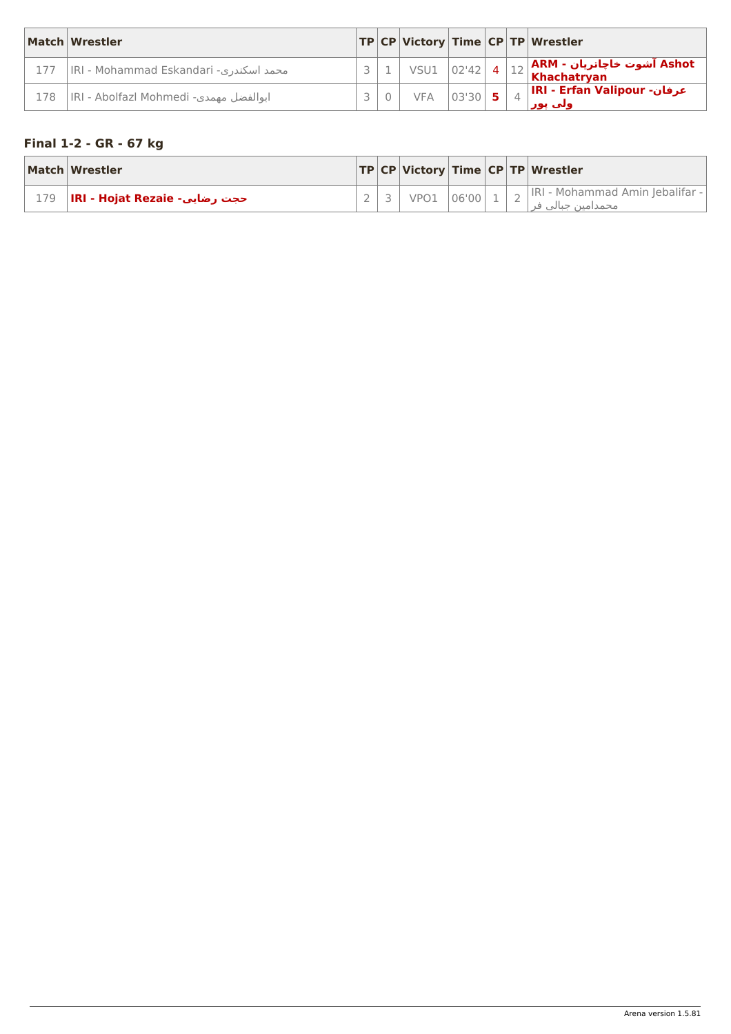| Match | Wrestler | TP | CP | Victory | Time | CP | TP | Wrestler |
|---|---|---|---|---|---|---|---|---|
| 177 | IRI - Mohammad Eskandari -محمد اسکندری | 3 | 1 | VSU1 | 02'42 | 4 | 12 | **ARM - آشوت خاچاتریان Ashot Khachatryan** |
| 178 | IRI - Abolfazl Mohmedi -ابوالفضل مهمدی | 3 | 0 | VFA | 03'30 | **5** | 4 | **IRI - Erfan Valipour -عرفان ولی پور** |

### Final 1-2 - GR - 67 kg

| Match | Wrestler | TP | CP | Victory | Time | CP | TP | Wrestler |
|---|---|---|---|---|---|---|---|---|
| 179 | **IRI - Hojat Rezaie -حجت رضایی** | 2 | 3 | VPO1 | 06'00 | 1 | 2 | IRI - Mohammad Amin Jebalifar -محمدامین جبالی فر |

Arena version 1.5.81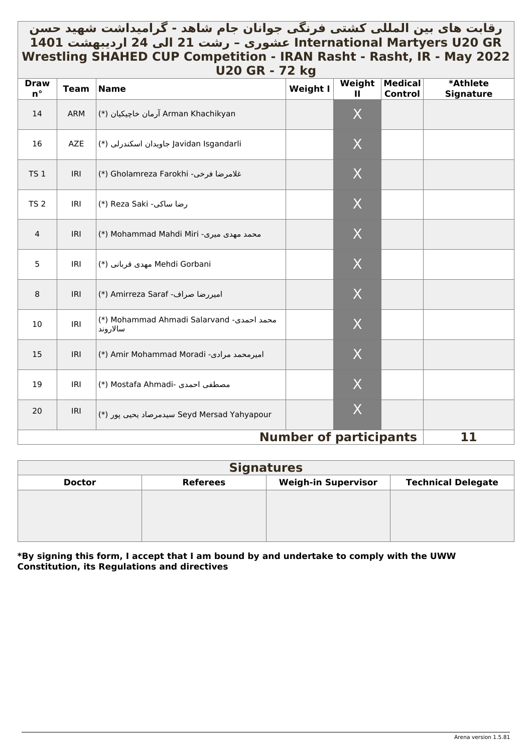# رقابت های بین المللی کشتی فرنگی جوانان جام شاهد - گرامیداشت شهید حسن عشوری – رشت 21 الی 24 اردیبهشت 1401 International Martyers U20 GR Wrestling SHAHED CUP Competition - IRAN Rasht - Rasht, IR - May 2022

## U20 GR - 72 kg

| Draw n° | Team | Name | Weight I | Weight II | Medical Control | *Athlete Signature |
|---|---|---|---|---|---|---|
| 14 | ARM | (*) آرمان خاچیکیان Arman Khachikyan | | X | | |
| 16 | AZE | (*) جاویدان اسکندرلی Javidan Isgandarli | | X | | |
| TS 1 | IRI | (*) Gholamreza Farokhi -غلامرضا فرخی | | X | | |
| TS 2 | IRI | (*) Reza Saki -رضا ساکی | | X | | |
| 4 | IRI | (*) Mohammad Mahdi Miri -محمد مهدی میری | | X | | |
| 5 | IRI | (*) مهدی قربانی Mehdi Gorbani | | X | | |
| 8 | IRI | (*) Amirreza Saraf -امیررضا صراف | | X | | |
| 10 | IRI | (*) Mohammad Ahmadi Salarvand -محمد احمدی سالاروند | | X | | |
| 15 | IRI | (*) Amir Mohammad Moradi -امیرمحمد مرادی | | X | | |
| 19 | IRI | (*) Mostafa Ahmadi- مصطفی احمدی | | X | | |
| 20 | IRI | (*) سیدمرصاد یحیی پور Seyd Mersad Yahyapour | | X | | |
| | | | | **Number of participants** | | **11** |

## Signatures

| Doctor | Referees | Weigh-in Supervisor | Technical Delegate |
|---|---|---|---|
| | | | |

**\*By signing this form, I accept that I am bound by and undertake to comply with the UWW Constitution, its Regulations and directives**

Arena version 1.5.81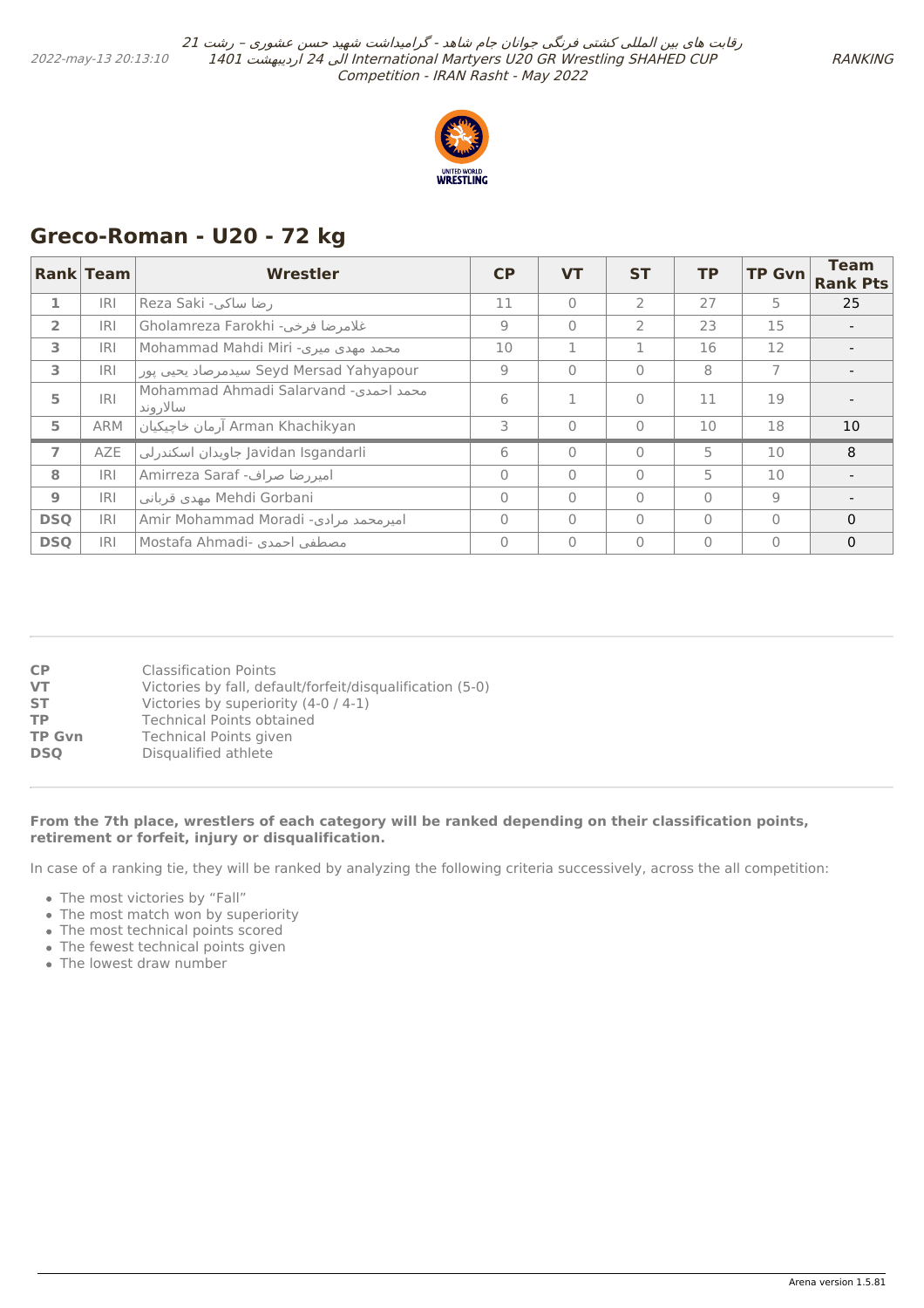## Greco-Roman - U20 - 72 kg

| Rank | Team | Wrestler | CP | VT | ST | TP | TP Gvn | Team Rank Pts |
|---|---|---|---|---|---|---|---|---|
| 1 | IRI | Reza Saki -رضا ساکی | 11 | 0 | 2 | 27 | 5 | 25 |
| 2 | IRI | Gholamreza Farokhi -غلامرضا فرخی | 9 | 0 | 2 | 23 | 15 | - |
| 3 | IRI | Mohammad Mahdi Miri -محمد مهدی میری | 10 | 1 | 1 | 16 | 12 | - |
| 3 | IRI | سیدمرصاد یحیی پور Seyd Mersad Yahyapour | 9 | 0 | 0 | 8 | 7 | - |
| 5 | IRI | Mohammad Ahmadi Salarvand -محمد احمدی سالاروند | 6 | 1 | 0 | 11 | 19 | - |
| 5 | ARM | آرمان خاچیکیان Arman Khachikyan | 3 | 0 | 0 | 10 | 18 | 10 |
| 7 | AZE | جاویدان اسکندرلی Javidan Isgandarli | 6 | 0 | 0 | 5 | 10 | 8 |
| 8 | IRI | Amirreza Saraf -امیررضا صراف | 0 | 0 | 0 | 5 | 10 | - |
| 9 | IRI | مهدی قربانی Mehdi Gorbani | 0 | 0 | 0 | 0 | 9 | - |
| DSQ | IRI | Amir Mohammad Moradi -امیرمحمد مرادی | 0 | 0 | 0 | 0 | 0 | 0 |
| DSQ | IRI | Mostafa Ahmadi- مصطفی احمدی | 0 | 0 | 0 | 0 | 0 | 0 |

**CP** Classification Points
**VT** Victories by fall, default/forfeit/disqualification (5-0)
**ST** Victories by superiority (4-0 / 4-1)
**TP** Technical Points obtained
**TP Gvn** Technical Points given
**DSQ** Disqualified athlete

**From the 7th place, wrestlers of each category will be ranked depending on their classification points, retirement or forfeit, injury or disqualification.**

In case of a ranking tie, they will be ranked by analyzing the following criteria successively, across the all competition:

- The most victories by "Fall"
- The most match won by superiority
- The most technical points scored
- The fewest technical points given
- The lowest draw number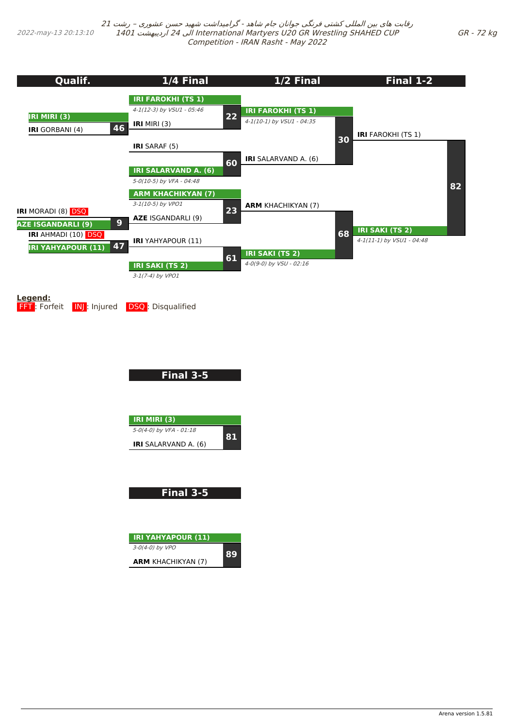رقابت های بین المللی کشتی فرنگی جوانان جام شاهد - گرامیداشت شهید حسن عشوری - رشت 21 الی 24 اردیبهشت 1401 International Martyers U20 GR Wrestling SHAHED CUP Competition - IRAN Rasht - May 2022

2022-may-13 20:13:10

GR - 72 kg

## Qualif.

| Match | Wrestler 1 | Wrestler 2 | Winner |
|---|---|---|---|
| 46 | IRI MIRI (3) | IRI GORBANI (4) | IRI MIRI (3) |
| 9 | IRI MORADI (8) DSQ | AZE ISGANDARLI (9) | AZE ISGANDARLI (9) |
| 47 | IRI AHMADI (10) DSQ | IRI YAHYAPOUR (11) | IRI YAHYAPOUR (11) |

## 1/4 Final

| Match | Wrestler 1 | Wrestler 2 | Winner | Result |
|---|---|---|---|---|
| 22 | IRI FAROKHI (TS 1) | IRI MIRI (3) | IRI FAROKHI (TS 1) | 4-1(12-3) by VSU1 - 05:46 |
| 60 | IRI SARAF (5) | IRI SALARVAND A. (6) | IRI SALARVAND A. (6) | 5-0(10-5) by VFA - 04:48 |
| 23 | ARM KHACHIKYAN (7) | AZE ISGANDARLI (9) | ARM KHACHIKYAN (7) | 3-1(10-5) by VPO1 |
| 61 | IRI YAHYAPOUR (11) | IRI SAKI (TS 2) | IRI SAKI (TS 2) | 3-1(7-4) by VPO1 |

## 1/2 Final

| Match | Wrestler 1 | Wrestler 2 | Winner | Result |
|---|---|---|---|---|
| 30 | IRI FAROKHI (TS 1) | IRI SALARVAND A. (6) | IRI FAROKHI (TS 1) | 4-1(10-1) by VSU1 - 04:35 |
| 68 | ARM KHACHIKYAN (7) | IRI SAKI (TS 2) | IRI SAKI (TS 2) | 4-0(9-0) by VSU - 02:16 |

## Final 1-2

| Match | Wrestler 1 | Wrestler 2 | Winner | Result |
|---|---|---|---|---|
| 82 | IRI FAROKHI (TS 1) | IRI SAKI (TS 2) | IRI SAKI (TS 2) | 4-1(11-1) by VSU1 - 04:48 |

**Legend:**
FFT: Forfeit INJ: Injured DSQ: Disqualified

## Final 3-5

| Match | Wrestler 1 | Wrestler 2 | Winner | Result |
|---|---|---|---|---|
| 81 | IRI MIRI (3) | IRI SALARVAND A. (6) | IRI MIRI (3) | 5-0(4-0) by VFA - 01:18 |

## Final 3-5

| Match | Wrestler 1 | Wrestler 2 | Winner | Result |
|---|---|---|---|---|
| 89 | IRI YAHYAPOUR (11) | ARM KHACHIKYAN (7) | IRI YAHYAPOUR (11) | 3-0(4-0) by VPO |

Arena version 1.5.81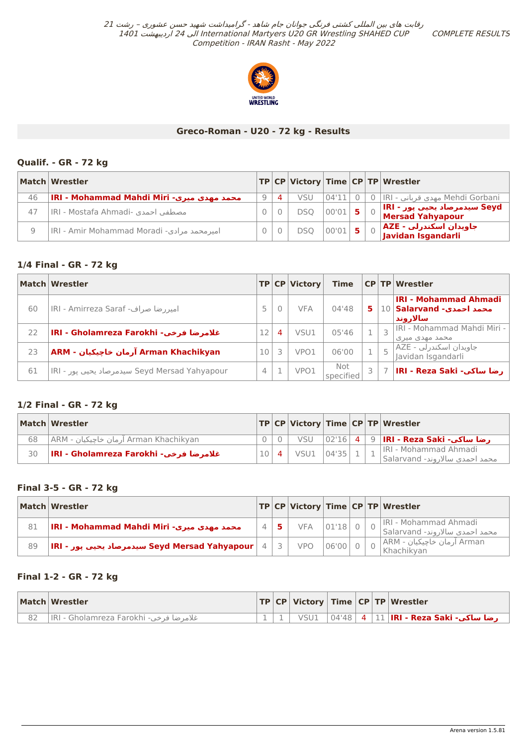## Greco-Roman - U20 - 72 kg - Results

### Qualif. - GR - 72 kg

| Match | Wrestler | TP | CP | Victory | Time | CP | TP | Wrestler |
|---|---|---|---|---|---|---|---|---|
| 46 | **IRI - Mohammad Mahdi Miri -محمد مهدی میری** | 9 | 4 | VSU | 04'11 | 0 | 0 | IRI - مهدی قربانی Mehdi Gorbani |
| 47 | IRI - Mostafa Ahmadi- مصطفی احمدی | 0 | 0 | DSQ | 00'01 | 5 | 0 | **IRI - سیدمرصاد یحیی پور Seyd Mersad Yahyapour** |
| 9 | IRI - Amir Mohammad Moradi -امیرمحمد مرادی | 0 | 0 | DSQ | 00'01 | 5 | 0 | **AZE - جاویدان اسکندرلی Javidan Isgandarli** |

### 1/4 Final - GR - 72 kg

| Match | Wrestler | TP | CP | Victory | Time | CP | TP | Wrestler |
|---|---|---|---|---|---|---|---|---|
| 60 | IRI - Amirreza Saraf -امیررضا صراف | 5 | 0 | VFA | 04'48 | 5 | 10 | **IRI - Mohammad Ahmadi Salarvand -محمد احمدی سالاروند** |
| 22 | **IRI - Gholamreza Farokhi -غلامرضا فرخی** | 12 | 4 | VSU1 | 05'46 | 1 | 3 | IRI - Mohammad Mahdi Miri -محمد مهدی میری |
| 23 | **ARM - آرمان خاچیکیان Arman Khachikyan** | 10 | 3 | VPO1 | 06'00 | 1 | 5 | AZE - جاویدان اسکندرلی Javidan Isgandarli |
| 61 | IRI - سیدمرصاد یحیی پور Seyd Mersad Yahyapour | 4 | 1 | VPO1 | Not specified | 3 | 7 | **IRI - Reza Saki -رضا ساکی** |

### 1/2 Final - GR - 72 kg

| Match | Wrestler | TP | CP | Victory | Time | CP | TP | Wrestler |
|---|---|---|---|---|---|---|---|---|
| 68 | ARM - آرمان خاچیکیان Arman Khachikyan | 0 | 0 | VSU | 02'16 | 4 | 9 | **IRI - Reza Saki -رضا ساکی** |
| 30 | **IRI - Gholamreza Farokhi -غلامرضا فرخی** | 10 | 4 | VSU1 | 04'35 | 1 | 1 | IRI - Mohammad Ahmadi Salarvand -محمد احمدی سالاروند |

### Final 3-5 - GR - 72 kg

| Match | Wrestler | TP | CP | Victory | Time | CP | TP | Wrestler |
|---|---|---|---|---|---|---|---|---|
| 81 | **IRI - Mohammad Mahdi Miri -محمد مهدی میری** | 4 | 5 | VFA | 01'18 | 0 | 0 | IRI - Mohammad Ahmadi Salarvand -محمد احمدی سالاروند |
| 89 | **IRI - سیدمرصاد یحیی پور Seyd Mersad Yahyapour** | 4 | 3 | VPO | 06'00 | 0 | 0 | ARM - آرمان خاچیکیان Arman Khachikyan |

### Final 1-2 - GR - 72 kg

| Match | Wrestler | TP | CP | Victory | Time | CP | TP | Wrestler |
|---|---|---|---|---|---|---|---|---|
| 82 | IRI - Gholamreza Farokhi -غلامرضا فرخی | 1 | 1 | VSU1 | 04'48 | 4 | 11 | **IRI - Reza Saki -رضا ساکی** |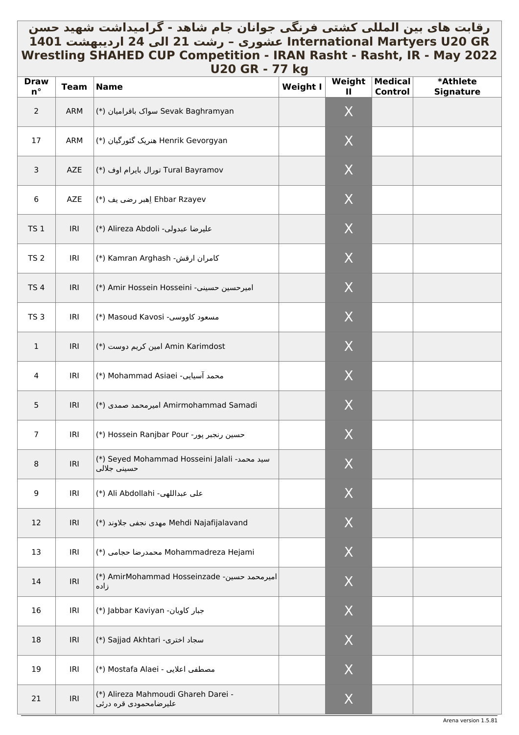# رقابت های بین المللی کشتی فرنگی جوانان جام شاهد - گرامیداشت شهید حسن عشوری – رشت 21 الی 24 اردیبهشت 1401 International Martyers U20 GR Wrestling SHAHED CUP Competition - IRAN Rasht - Rasht, IR - May 2022

## U20 GR - 77 kg

| Draw n° | Team | Name | Weight I | Weight II | Medical Control | *Athlete Signature |
|---|---|---|---|---|---|---|
| 2 | ARM | (*) سواک باقرامیان Sevak Baghramyan | | X | | |
| 17 | ARM | (*) هنریک گئورگیان Henrik Gevorgyan | | X | | |
| 3 | AZE | (*) تورال بایرام اوف Tural Bayramov | | X | | |
| 6 | AZE | (*) اِهبر رضی یف Ehbar Rzayev | | X | | |
| TS 1 | IRI | (*) Alireza Abdoli -علیرضا عبدولی | | X | | |
| TS 2 | IRI | (*) Kamran Arghash -کامران ارقش | | X | | |
| TS 4 | IRI | (*) Amir Hossein Hosseini -امیرحسین حسینی | | X | | |
| TS 3 | IRI | (*) Masoud Kavosi -مسعود کاووسی | | X | | |
| 1 | IRI | (*) امین کریم دوست Amin Karimdost | | X | | |
| 4 | IRI | (*) Mohammad Asiaei -محمد آسیایی | | X | | |
| 5 | IRI | (*) امیرمحمد صمدی Amirmohammad Samadi | | X | | |
| 7 | IRI | (*) Hossein Ranjbar Pour -حسین رنجبر پور | | X | | |
| 8 | IRI | (*) Seyed Mohammad Hosseini Jalali -سید محمد حسینی جلالی | | X | | |
| 9 | IRI | (*) Ali Abdollahi -علی عبداللهی | | X | | |
| 12 | IRI | (*) مهدی نجفی جلاوند Mehdi Najafijalavand | | X | | |
| 13 | IRI | (*) محمدرضا حجامی Mohammadreza Hejami | | X | | |
| 14 | IRI | (*) AmirMohammad Hosseinzade -امیرمحمد حسین زاده | | X | | |
| 16 | IRI | (*) Jabbar Kaviyan -جبار کاویان | | X | | |
| 18 | IRI | (*) Sajjad Akhtari -سجاد اختری | | X | | |
| 19 | IRI | (*) Mostafa Alaei - مصطفی اعلایی | | X | | |
| 21 | IRI | (*) Alireza Mahmoudi Ghareh Darei - علیرضامحمودی قره درئی | | X | | |

Arena version 1.5.81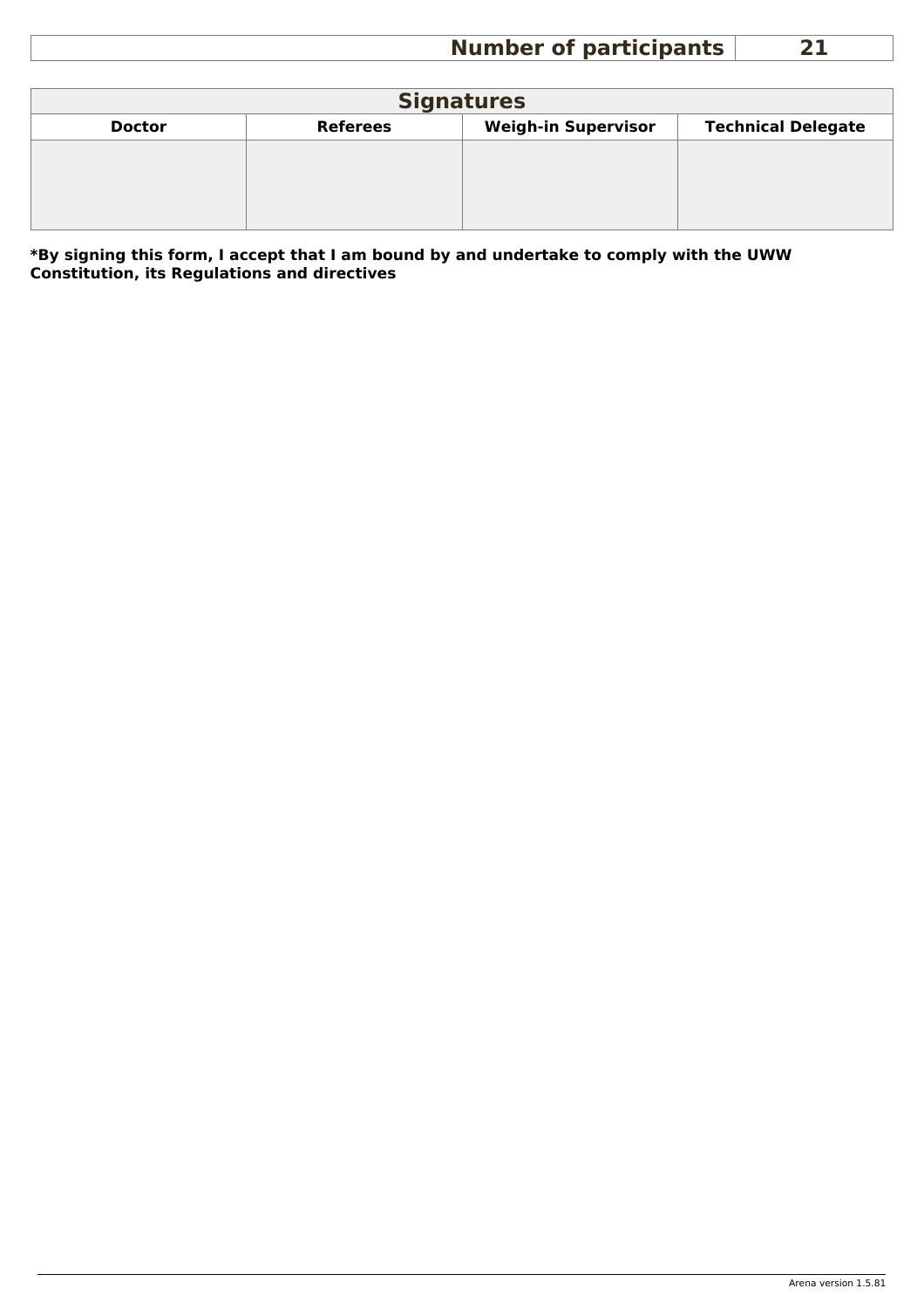| Number of participants | 21 |
|---|---|

| Signatures | | | |
|---|---|---|---|
| **Doctor** | **Referees** | **Weigh-in Supervisor** | **Technical Delegate** |
| | | | |

**\*By signing this form, I accept that I am bound by and undertake to comply with the UWW Constitution, its Regulations and directives**

Arena version 1.5.81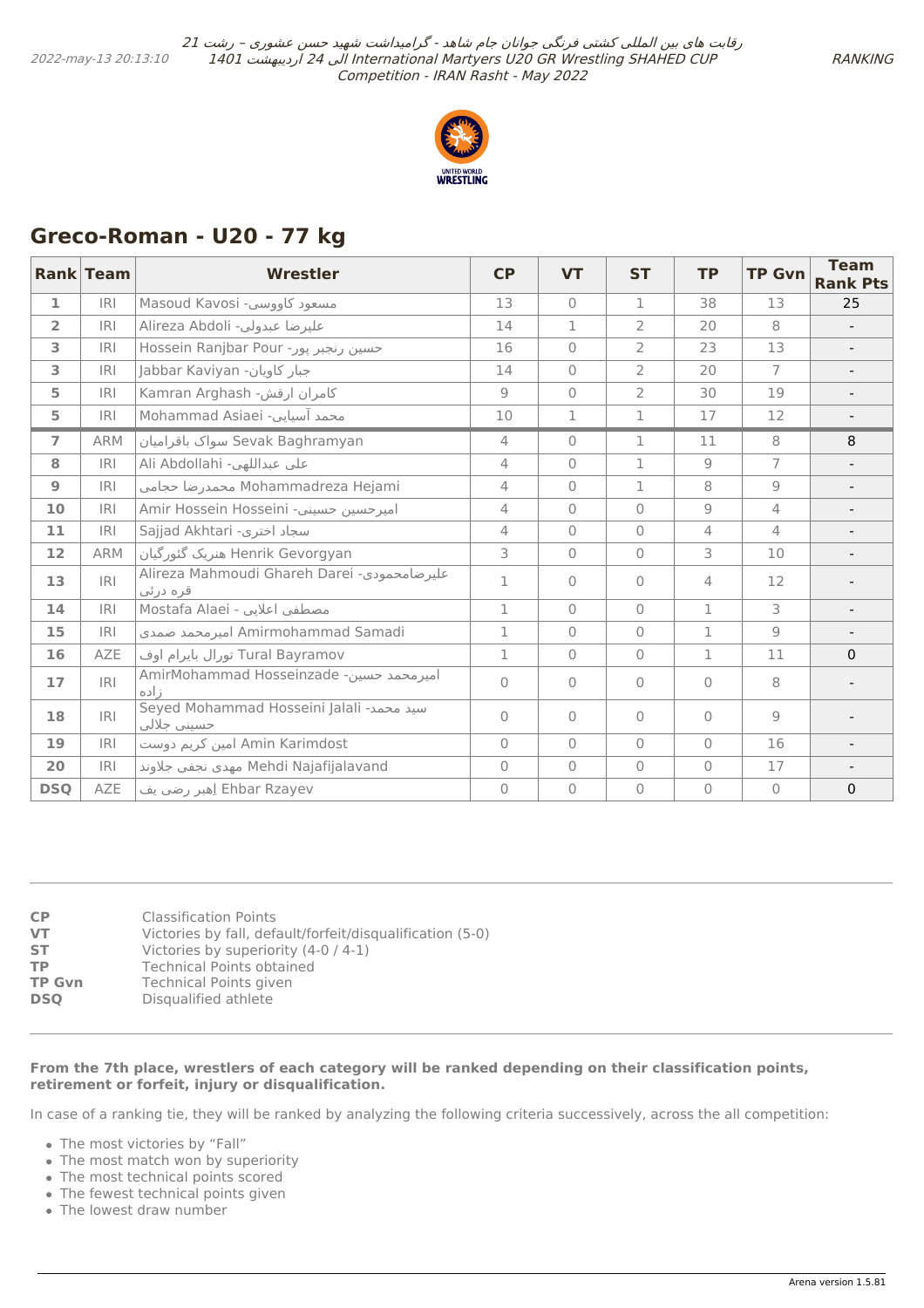## Greco-Roman - U20 - 77 kg

| Rank | Team | Wrestler | CP | VT | ST | TP | TP Gvn | Team Rank Pts |
|---|---|---|---|---|---|---|---|---|
| 1 | IRI | Masoud Kavosi -مسعود کاووسی | 13 | 0 | 1 | 38 | 13 | 25 |
| 2 | IRI | Alireza Abdoli -علیرضا عبدولی | 14 | 1 | 2 | 20 | 8 | - |
| 3 | IRI | Hossein Ranjbar Pour -حسین رنجبر پور | 16 | 0 | 2 | 23 | 13 | - |
| 3 | IRI | Jabbar Kaviyan -جبار کاویان | 14 | 0 | 2 | 20 | 7 | - |
| 5 | IRI | Kamran Arghash -کامران ارقش | 9 | 0 | 2 | 30 | 19 | - |
| 5 | IRI | Mohammad Asiaei -محمد آسیایی | 10 | 1 | 1 | 17 | 12 | - |
| 7 | ARM | سواک باقرامیان Sevak Baghramyan | 4 | 0 | 1 | 11 | 8 | 8 |
| 8 | IRI | Ali Abdollahi -علی عبداللهی | 4 | 0 | 1 | 9 | 7 | - |
| 9 | IRI | محمدرضا حجامی Mohammadreza Hejami | 4 | 0 | 1 | 8 | 9 | - |
| 10 | IRI | Amir Hossein Hosseini -امیرحسین حسینی | 4 | 0 | 0 | 9 | 4 | - |
| 11 | IRI | Sajjad Akhtari -سجاد اختری | 4 | 0 | 0 | 4 | 4 | - |
| 12 | ARM | هنریک گئورگیان Henrik Gevorgyan | 3 | 0 | 0 | 3 | 10 | - |
| 13 | IRI | Alireza Mahmoudi Ghareh Darei -علیرضامحمودی قره درئی | 1 | 0 | 0 | 4 | 12 | - |
| 14 | IRI | Mostafa Alaei - مصطفی اعلایی | 1 | 0 | 0 | 1 | 3 | - |
| 15 | IRI | امیرمحمد صمدی Amirmohammad Samadi | 1 | 0 | 0 | 1 | 9 | - |
| 16 | AZE | تورال بایرام اوف Tural Bayramov | 1 | 0 | 0 | 1 | 11 | 0 |
| 17 | IRI | AmirMohammad Hosseinzade -امیرمحمد حسین زاده | 0 | 0 | 0 | 0 | 8 | - |
| 18 | IRI | Seyed Mohammad Hosseini Jalali -سید محمد حسینی جلالی | 0 | 0 | 0 | 0 | 9 | - |
| 19 | IRI | امین کریم دوست Amin Karimdost | 0 | 0 | 0 | 0 | 16 | - |
| 20 | IRI | مهدی نجفی جلاوند Mehdi Najafijalavand | 0 | 0 | 0 | 0 | 17 | - |
| DSQ | AZE | اِهبر رضی یف Ehbar Rzayev | 0 | 0 | 0 | 0 | 0 | 0 |

**CP** Classification Points
**VT** Victories by fall, default/forfeit/disqualification (5-0)
**ST** Victories by superiority (4-0 / 4-1)
**TP** Technical Points obtained
**TP Gvn** Technical Points given
**DSQ** Disqualified athlete

**From the 7th place, wrestlers of each category will be ranked depending on their classification points, retirement or forfeit, injury or disqualification.**

In case of a ranking tie, they will be ranked by analyzing the following criteria successively, across the all competition:

- The most victories by "Fall"
- The most match won by superiority
- The most technical points scored
- The fewest technical points given
- The lowest draw number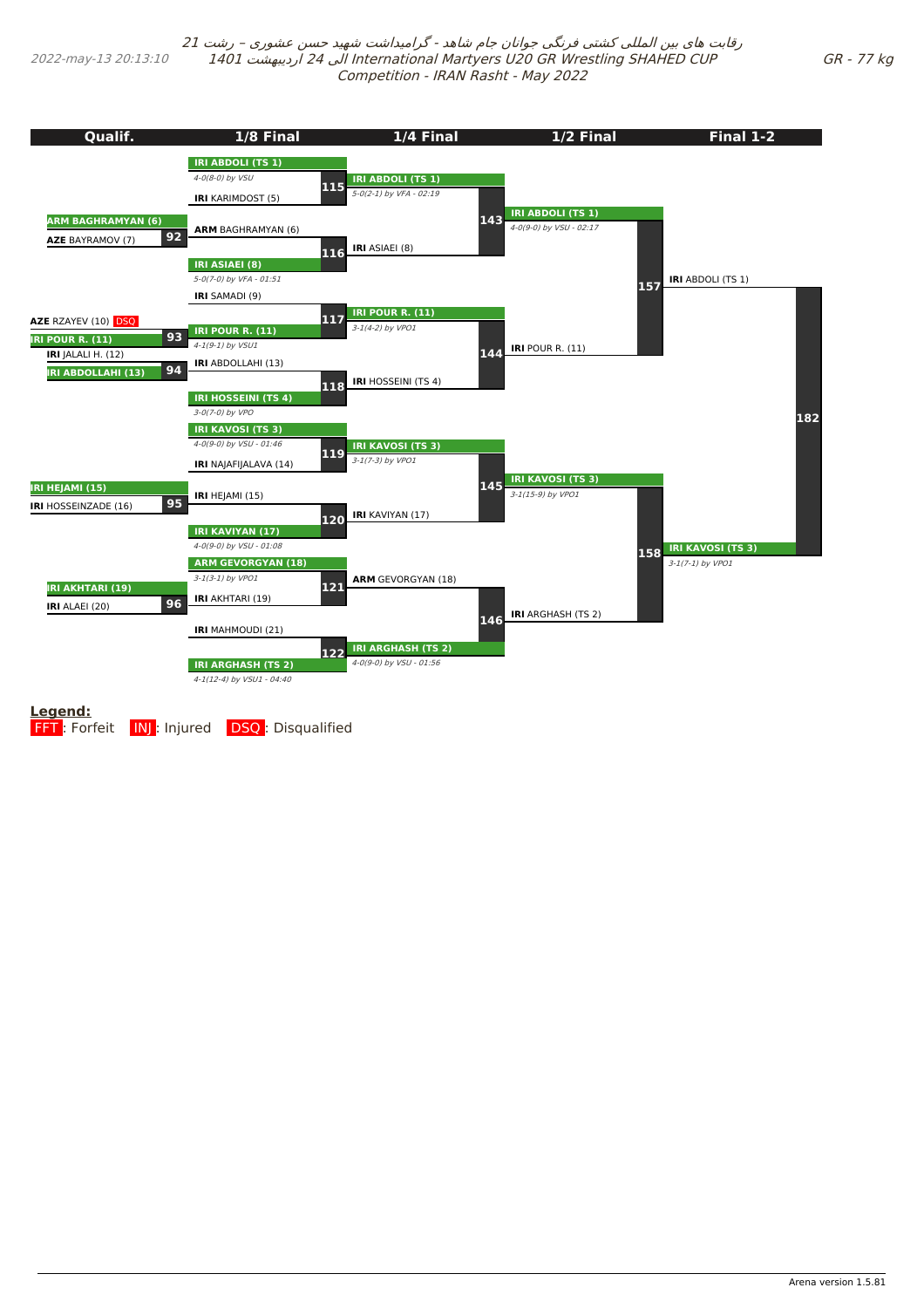رقابت های بین المللی کشتی فرنگی جوانان جام شاهد - گرامیداشت شهید حسن عشوری – رشت 21 الی 24 اردیبهشت 1401 International Martyers U20 GR Wrestling SHAHED CUP Competition - IRAN Rasht - May 2022

2022-may-13 20:13:10

GR - 77 kg

## Qualif.

| Bout | Wrestler 1 | Wrestler 2 | Winner |
|---|---|---|---|
| 92 | ARM BAGHRAMYAN (6) | AZE BAYRAMOV (7) | ARM BAGHRAMYAN (6) |
| 93 | AZE RZAYEV (10) DSQ | IRI POUR R. (11) | IRI POUR R. (11) |
| 94 | IRI JALALI H. (12) | IRI ABDOLLAHI (13) | IRI ABDOLLAHI (13) |
| 95 | IRI HEJAMI (15) | IRI HOSSEINZADE (16) | IRI HEJAMI (15) |
| 96 | IRI AKHTARI (19) | IRI ALAEI (20) | IRI AKHTARI (19) |

## 1/8 Final

| Bout | Wrestler 1 | Wrestler 2 | Winner | Result |
|---|---|---|---|---|
| 115 | IRI ABDOLI (TS 1) | IRI KARIMDOST (5) | IRI ABDOLI (TS 1) | 4-0(8-0) by VSU |
| 116 | ARM BAGHRAMYAN (6) | IRI ASIAEI (8) | IRI ASIAEI (8) | 5-0(7-0) by VFA - 01:51 |
| 117 | IRI SAMADI (9) | IRI POUR R. (11) | IRI POUR R. (11) | 4-1(9-1) by VSU1 |
| 118 | IRI ABDOLLAHI (13) | IRI HOSSEINI (TS 4) | IRI HOSSEINI (TS 4) | 3-0(7-0) by VPO |
| 119 | IRI KAVOSI (TS 3) | IRI NAJAFIJALAVA (14) | IRI KAVOSI (TS 3) | 4-0(9-0) by VSU - 01:46 |
| 120 | IRI HEJAMI (15) | IRI KAVIYAN (17) | IRI KAVIYAN (17) | 4-0(9-0) by VSU - 01:08 |
| 121 | ARM GEVORGYAN (18) | IRI AKHTARI (19) | ARM GEVORGYAN (18) | 3-1(3-1) by VPO1 |
| 122 | IRI MAHMOUDI (21) | IRI ARGHASH (TS 2) | IRI ARGHASH (TS 2) | 4-1(12-4) by VSU1 - 04:40 |

## 1/4 Final

| Bout | Wrestler 1 | Wrestler 2 | Winner | Result |
|---|---|---|---|---|
| 143 | IRI ABDOLI (TS 1) | IRI ASIAEI (8) | IRI ABDOLI (TS 1) | 5-0(2-1) by VFA - 02:19 |
| 144 | IRI POUR R. (11) | IRI HOSSEINI (TS 4) | IRI POUR R. (11) | 3-1(4-2) by VPO1 |
| 145 | IRI KAVOSI (TS 3) | IRI KAVIYAN (17) | IRI KAVOSI (TS 3) | 3-1(7-3) by VPO1 |
| 146 | ARM GEVORGYAN (18) | IRI ARGHASH (TS 2) | IRI ARGHASH (TS 2) | 4-0(9-0) by VSU - 01:56 |

## 1/2 Final

| Bout | Wrestler 1 | Wrestler 2 | Winner | Result |
|---|---|---|---|---|
| 157 | IRI ABDOLI (TS 1) | IRI POUR R. (11) | IRI ABDOLI (TS 1) | 4-0(9-0) by VSU - 02:17 |
| 158 | IRI KAVOSI (TS 3) | IRI ARGHASH (TS 2) | IRI KAVOSI (TS 3) | 3-1(15-9) by VPO1 |

## Final 1-2

| Bout | Wrestler 1 | Wrestler 2 | Winner | Result |
|---|---|---|---|---|
| 182 | IRI ABDOLI (TS 1) | IRI KAVOSI (TS 3) | IRI KAVOSI (TS 3) | 3-1(7-1) by VPO1 |

**Legend:**
FFT: Forfeit INJ: Injured DSQ: Disqualified

Arena version 1.5.81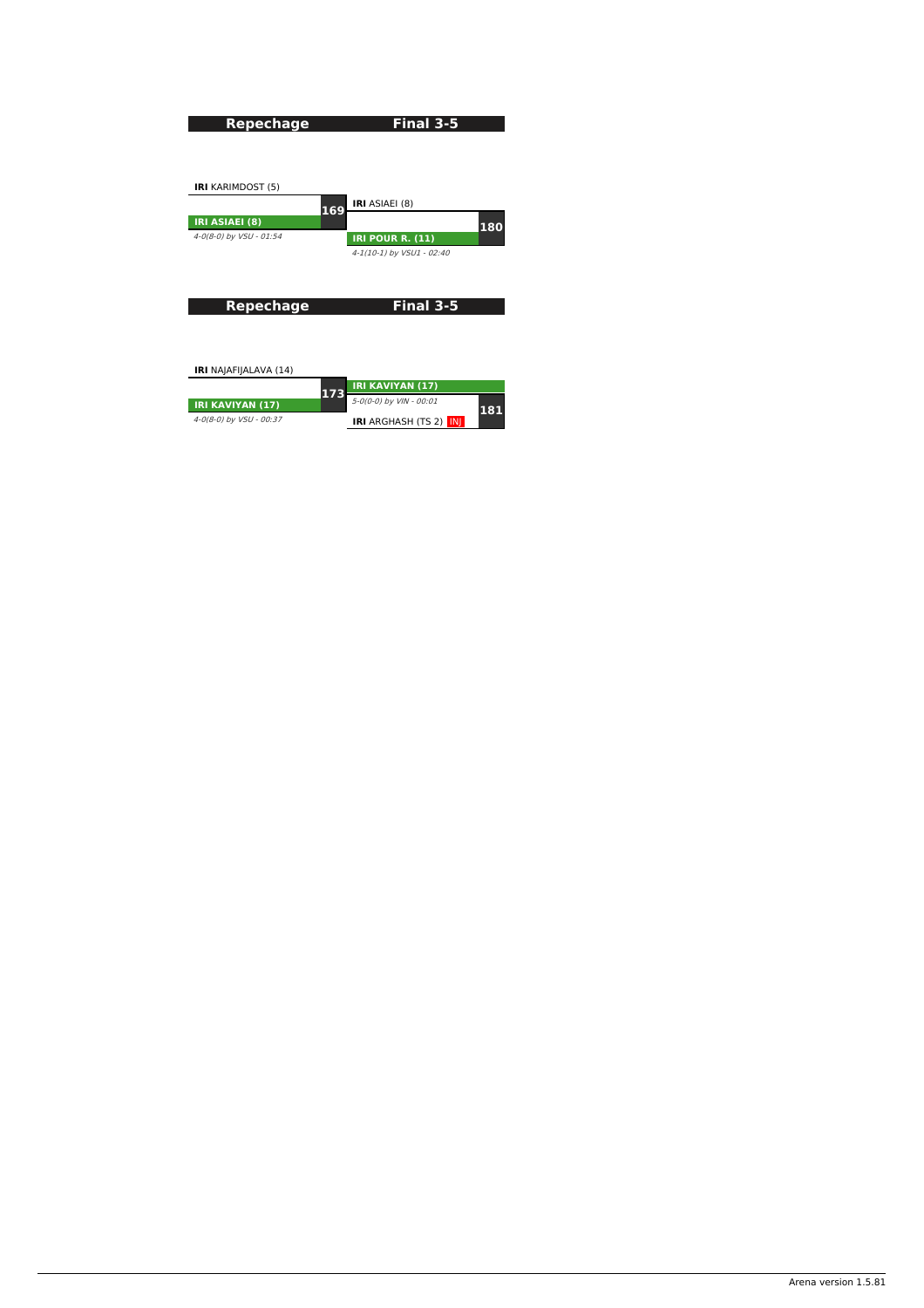| Repechage | Final 3-5 |
|---|---|
| **IRI** KARIMDOST (5) | |
| 169 | **IRI** ASIAEI (8) |
| **IRI ASIAEI (8)** | 180 |
| *4-0(8-0) by VSU - 01:54* | **IRI POUR R. (11)** |
| | *4-1(10-1) by VSU1 - 02:40* |

| Repechage | Final 3-5 |
|---|---|
| **IRI** NAJAFIJALAVA (14) | |
| 173 | **IRI KAVIYAN (17)** |
| **IRI KAVIYAN (17)** | *5-0(0-0) by VIN - 00:01* |
| *4-0(8-0) by VSU - 00:37* | 181 |
| | **IRI** ARGHASH (TS 2) INJ |

Arena version 1.5.81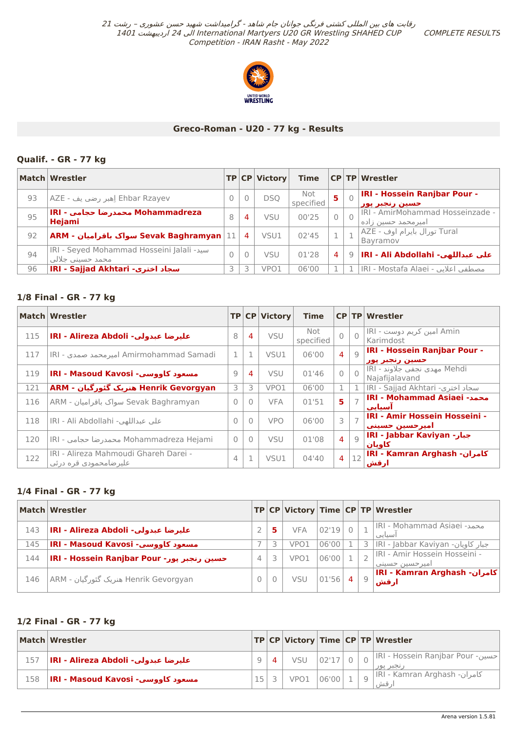رقابت های بین المللی کشتی فرنگی جوانان جام شاهد - گرامیداشت شهید حسن عشوری – رشت 21 الی 24 اردیبهشت 1401 International Martyers U20 GR Wrestling SHAHED CUP Competition - IRAN Rasht - May 2022

COMPLETE RESULTS

## Greco-Roman - U20 - 77 kg - Results

### Qualif. - GR - 77 kg

| Match | Wrestler | TP | CP | Victory | Time | CP | TP | Wrestler |
|---|---|---|---|---|---|---|---|---|
| 93 | AZE - إهبر رضی یف Ehbar Rzayev | 0 | 0 | DSQ | Not specified | 5 | 0 | **IRI - Hossein Ranjbar Pour - حسین رنجبر پور** |
| 95 | **IRI - محمدرضا حجامی Mohammadreza Hejami** | 8 | 4 | VSU | 00'25 | 0 | 0 | IRI - AmirMohammad Hosseinzade - امیرمحمد حسین زاده |
| 92 | **ARM - سواک باقرامیان Sevak Baghramyan** | 11 | 4 | VSU1 | 02'45 | 1 | 1 | AZE - تورال بایرام اوف Tural Bayramov |
| 94 | IRI - Seyed Mohammad Hosseini Jalali -سید محمد حسینی جلالی | 0 | 0 | VSU | 01'28 | 4 | 9 | **IRI - Ali Abdollahi -علی عبداللهی** |
| 96 | **IRI - Sajjad Akhtari -سجاد اختری** | 3 | 3 | VPO1 | 06'00 | 1 | 1 | IRI - Mostafa Alaei - مصطفی اعلایی |

### 1/8 Final - GR - 77 kg

| Match | Wrestler | TP | CP | Victory | Time | CP | TP | Wrestler |
|---|---|---|---|---|---|---|---|---|
| 115 | **IRI - Alireza Abdoli -علیرضا عبدولی** | 8 | 4 | VSU | Not specified | 0 | 0 | IRI - امین کریم دوست Amin Karimdost |
| 117 | IRI - امیرمحمد صمدی Amirmohammad Samadi | 1 | 1 | VSU1 | 06'00 | 4 | 9 | **IRI - Hossein Ranjbar Pour - حسین رنجبر پور** |
| 119 | **IRI - Masoud Kavosi -مسعود کاووسی** | 9 | 4 | VSU | 01'46 | 0 | 0 | IRI - مهدی نجفی جلاوند Mehdi Najafijalavand |
| 121 | **ARM - هنریک گئورگیان Henrik Gevorgyan** | 3 | 3 | VPO1 | 06'00 | 1 | 1 | IRI - Sajjad Akhtari -سجاد اختری |
| 116 | ARM - سواک باقرامیان Sevak Baghramyan | 0 | 0 | VFA | 01'51 | 5 | 7 | **IRI - Mohammad Asiaei -محمد آسیایی** |
| 118 | IRI - Ali Abdollahi -علی عبداللهی | 0 | 0 | VPO | 06'00 | 3 | 7 | **IRI - Amir Hossein Hosseini - امیرحسین حسینی** |
| 120 | IRI - محمدرضا حجامی Mohammadreza Hejami | 0 | 0 | VSU | 01'08 | 4 | 9 | **IRI - Jabbar Kaviyan -جبار کاویان** |
| 122 | IRI - Alireza Mahmoudi Ghareh Darei - علیرضامحمودی قره درئی | 4 | 1 | VSU1 | 04'40 | 4 | 12 | **IRI - Kamran Arghash -کامران ارقش** |

### 1/4 Final - GR - 77 kg

| Match | Wrestler | TP | CP | Victory | Time | CP | TP | Wrestler |
|---|---|---|---|---|---|---|---|---|
| 143 | **IRI - Alireza Abdoli -علیرضا عبدولی** | 2 | 5 | VFA | 02'19 | 0 | 1 | IRI - Mohammad Asiaei -محمد آسیایی |
| 145 | **IRI - Masoud Kavosi -مسعود کاووسی** | 7 | 3 | VPO1 | 06'00 | 1 | 3 | IRI - Jabbar Kaviyan -جبار کاویان |
| 144 | **IRI - Hossein Ranjbar Pour -حسین رنجبر پور** | 4 | 3 | VPO1 | 06'00 | 1 | 2 | IRI - Amir Hossein Hosseini - امیرحسین حسینی |
| 146 | ARM - هنریک گئورگیان Henrik Gevorgyan | 0 | 0 | VSU | 01'56 | 4 | 9 | **IRI - Kamran Arghash -کامران ارقش** |

### 1/2 Final - GR - 77 kg

| Match | Wrestler | TP | CP | Victory | Time | CP | TP | Wrestler |
|---|---|---|---|---|---|---|---|---|
| 157 | **IRI - Alireza Abdoli -علیرضا عبدولی** | 9 | 4 | VSU | 02'17 | 0 | 0 | IRI - Hossein Ranjbar Pour -حسین رنجبر پور |
| 158 | **IRI - Masoud Kavosi -مسعود کاووسی** | 15 | 3 | VPO1 | 06'00 | 1 | 9 | IRI - Kamran Arghash -کامران ارقش |

Arena version 1.5.81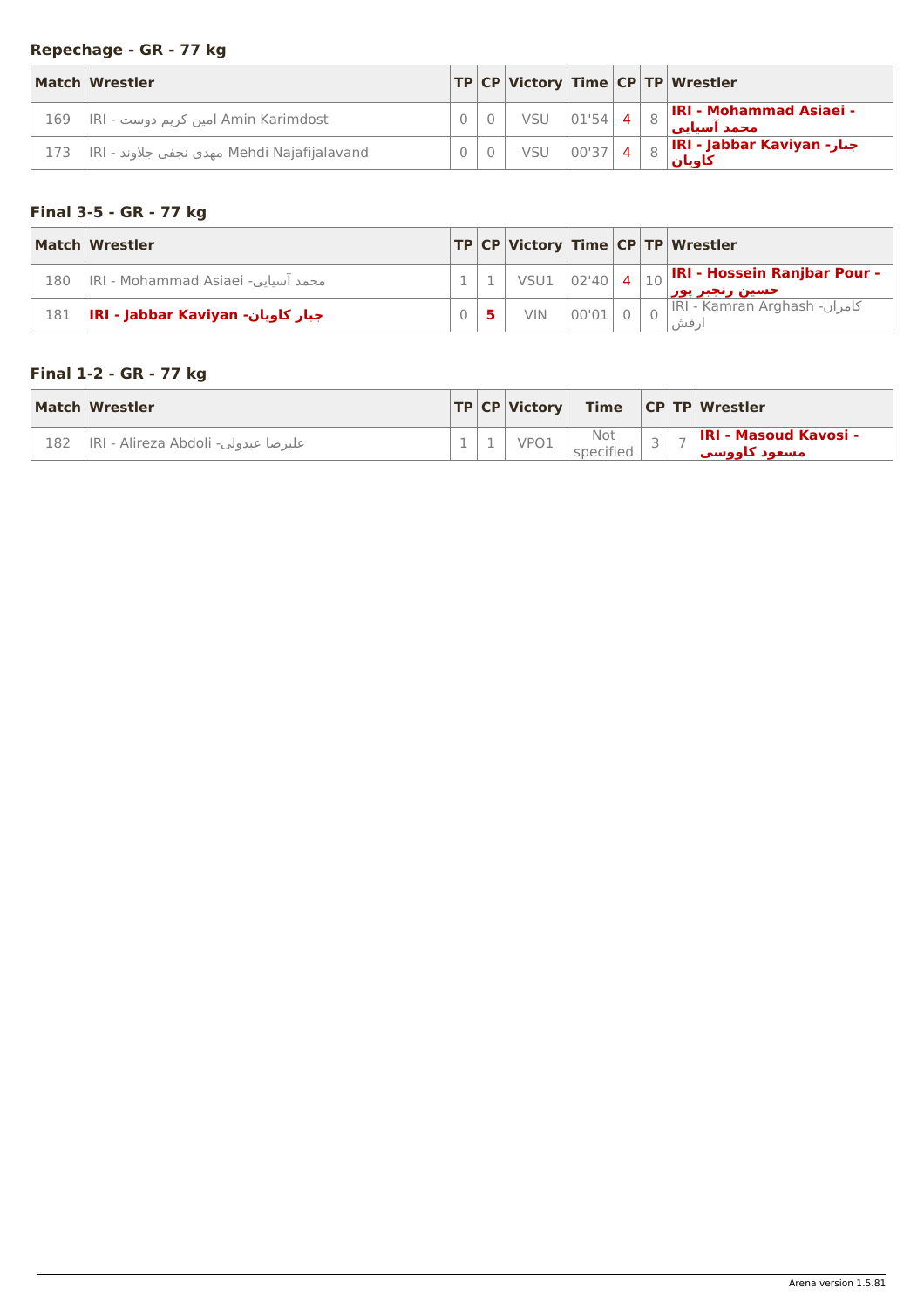### Repechage - GR - 77 kg

| Match | Wrestler | TP | CP | Victory | Time | CP | TP | Wrestler |
|---|---|---|---|---|---|---|---|---|
| 169 | IRI - امین کریم دوست Amin Karimdost | 0 | 0 | VSU | 01'54 | 4 | 8 | **IRI - Mohammad Asiaei - محمد آسیایی** |
| 173 | IRI - مهدی نجفی جلاوند Mehdi Najafijalavand | 0 | 0 | VSU | 00'37 | 4 | 8 | **IRI - Jabbar Kaviyan -جبار کاویان** |

### Final 3-5 - GR - 77 kg

| Match | Wrestler | TP | CP | Victory | Time | CP | TP | Wrestler |
|---|---|---|---|---|---|---|---|---|
| 180 | IRI - Mohammad Asiaei -محمد آسیایی | 1 | 1 | VSU1 | 02'40 | 4 | 10 | **IRI - Hossein Ranjbar Pour - حسین رنجبر پور** |
| 181 | **IRI - Jabbar Kaviyan -جبار کاویان** | 0 | **5** | VIN | 00'01 | 0 | 0 | IRI - Kamran Arghash -کامران ارقش |

### Final 1-2 - GR - 77 kg

| Match | Wrestler | TP | CP | Victory | Time | CP | TP | Wrestler |
|---|---|---|---|---|---|---|---|---|
| 182 | IRI - Alireza Abdoli -علیرضا عبدولی | 1 | 1 | VPO1 | Not specified | 3 | 7 | **IRI - Masoud Kavosi - مسعود کاووسی** |

Arena version 1.5.81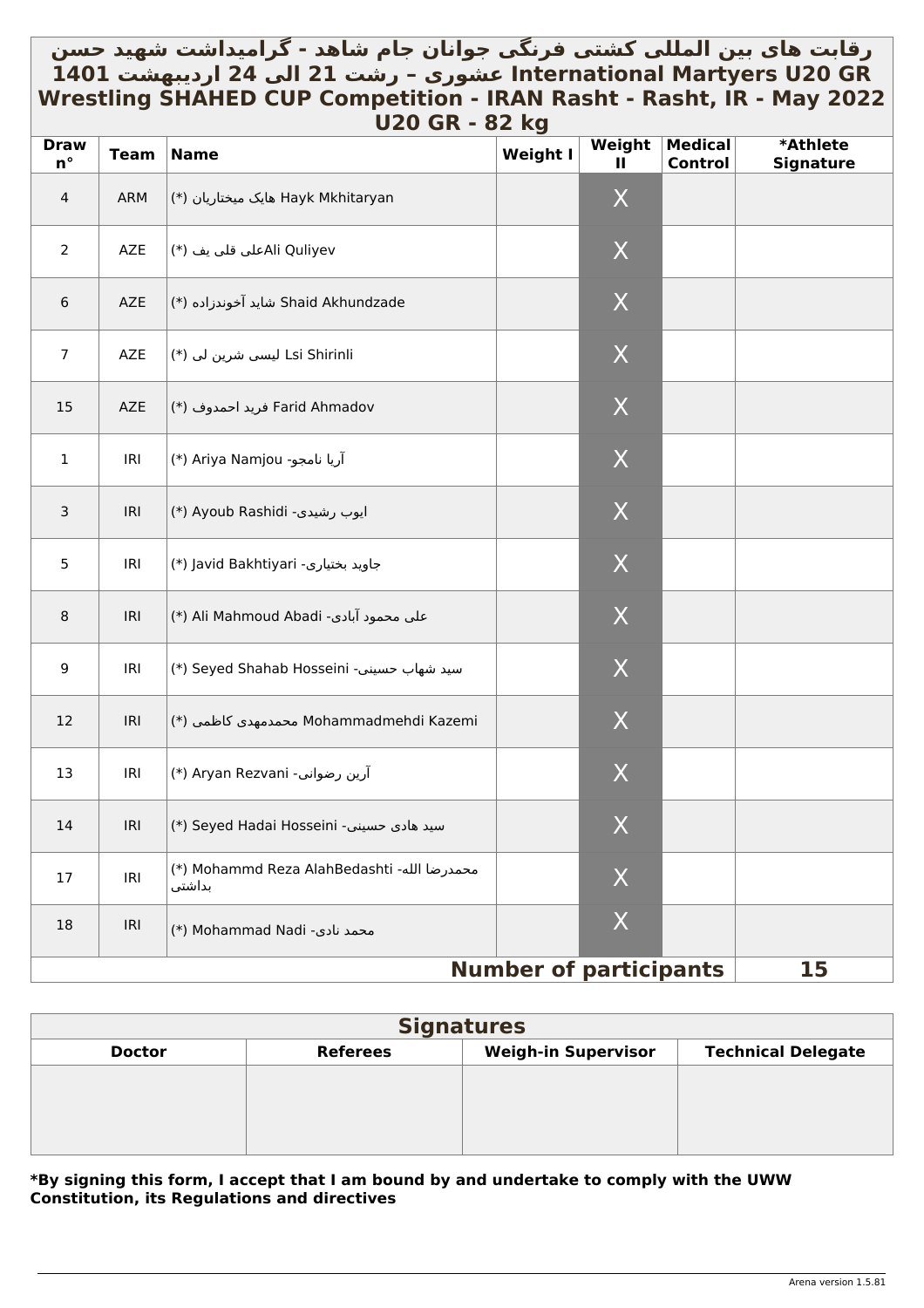# رقابت های بین المللی کشتی فرنگی جوانان جام شاهد - گرامیداشت شهید حسن عشوری – رشت 21 الی 24 اردیبهشت 1401 International Martyers U20 GR Wrestling SHAHED CUP Competition - IRAN Rasht - Rasht, IR - May 2022

## U20 GR - 82 kg

| Draw n° | Team | Name | Weight I | Weight II | Medical Control | *Athlete Signature |
|---|---|---|---|---|---|---|
| 4 | ARM | (*) هایک میختاریان Hayk Mkhitaryan | | X | | |
| 2 | AZE | (*) علی قلی یفAli Quliyev | | X | | |
| 6 | AZE | (*) شاید آخوندزاده Shaid Akhundzade | | X | | |
| 7 | AZE | (*) لیسی شرین لی Lsi Shirinli | | X | | |
| 15 | AZE | (*) فرید احمدوف Farid Ahmadov | | X | | |
| 1 | IRI | (*) Ariya Namjou -آریا نامجو | | X | | |
| 3 | IRI | (*) Ayoub Rashidi -ایوب رشیدی | | X | | |
| 5 | IRI | (*) Javid Bakhtiyari -جاوید بختیاری | | X | | |
| 8 | IRI | (*) Ali Mahmoud Abadi -علی محمود آبادی | | X | | |
| 9 | IRI | (*) Seyed Shahab Hosseini -سید شهاب حسینی | | X | | |
| 12 | IRI | (*) محمدمهدی کاظمی Mohammadmehdi Kazemi | | X | | |
| 13 | IRI | (*) Aryan Rezvani -آرین رضوانی | | X | | |
| 14 | IRI | (*) Seyed Hadai Hosseini -سید هادی حسینی | | X | | |
| 17 | IRI | (*) Mohammd Reza AlahBedashti -محمدرضا الله بداشتی | | X | | |
| 18 | IRI | (*) Mohammad Nadi -محمد نادی | | X | | |
| | | | | **Number of participants** | | **15** |

## Signatures

| Doctor | Referees | Weigh-in Supervisor | Technical Delegate |
|---|---|---|---|
| | | | |

**\*By signing this form, I accept that I am bound by and undertake to comply with the UWW Constitution, its Regulations and directives**

Arena version 1.5.81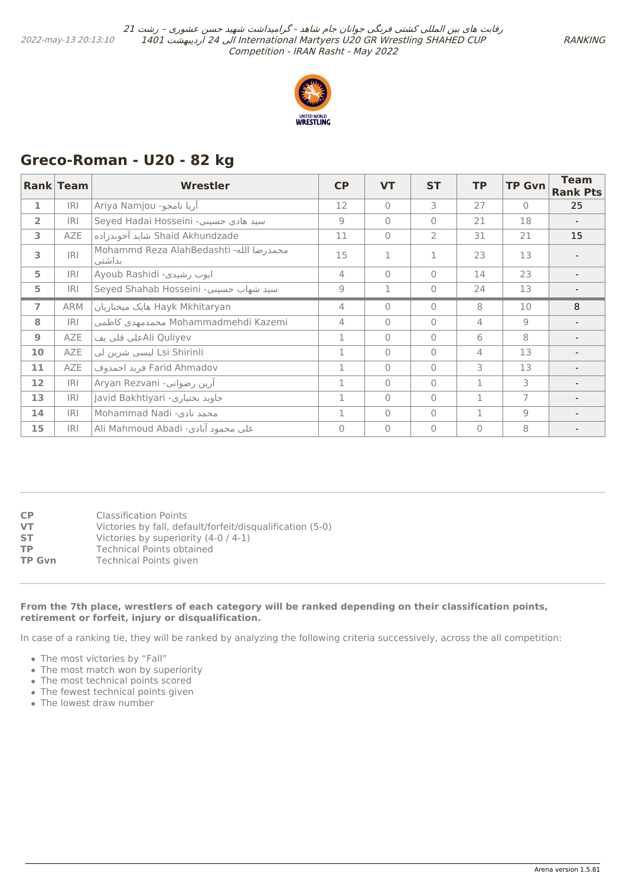## Greco-Roman - U20 - 82 kg

| Rank | Team | Wrestler | CP | VT | ST | TP | TP Gvn | Team Rank Pts |
|---|---|---|---|---|---|---|---|---|
| 1 | IRI | Ariya Namjou -آریا نامجو | 12 | 0 | 3 | 27 | 0 | 25 |
| 2 | IRI | Seyed Hadai Hosseini -سید هادی حسینی | 9 | 0 | 0 | 21 | 18 | - |
| 3 | AZE | شاید آخوندزاده Shaid Akhundzade | 11 | 0 | 2 | 31 | 21 | 15 |
| 3 | IRI | Mohammd Reza AlahBedashti -محمدرضا الله بداشتی | 15 | 1 | 1 | 23 | 13 | - |
| 5 | IRI | Ayoub Rashidi -ایوب رشیدی | 4 | 0 | 0 | 14 | 23 | - |
| 5 | IRI | Seyed Shahab Hosseini -سید شهاب حسینی | 9 | 1 | 0 | 24 | 13 | - |
| 7 | ARM | هایک میختاریان Hayk Mkhitaryan | 4 | 0 | 0 | 8 | 10 | 8 |
| 8 | IRI | محمدمهدی کاظمی Mohammadmehdi Kazemi | 4 | 0 | 0 | 4 | 9 | - |
| 9 | AZE | علی قلی یفAli Quliyev | 1 | 0 | 0 | 6 | 8 | - |
| 10 | AZE | لیسی شرین لی Lsi Shirinli | 1 | 0 | 0 | 4 | 13 | - |
| 11 | AZE | فرید احمدوف Farid Ahmadov | 1 | 0 | 0 | 3 | 13 | - |
| 12 | IRI | Aryan Rezvani -آرین رضوانی | 1 | 0 | 0 | 1 | 3 | - |
| 13 | IRI | Javid Bakhtiyari -جاوید بختیاری | 1 | 0 | 0 | 1 | 7 | - |
| 14 | IRI | Mohammad Nadi -محمد نادی | 1 | 0 | 0 | 1 | 9 | - |
| 15 | IRI | Ali Mahmoud Abadi -علی محمود آبادی | 0 | 0 | 0 | 0 | 8 | - |

**CP** Classification Points
**VT** Victories by fall, default/forfeit/disqualification (5-0)
**ST** Victories by superiority (4-0 / 4-1)
**TP** Technical Points obtained
**TP Gvn** Technical Points given

**From the 7th place, wrestlers of each category will be ranked depending on their classification points, retirement or forfeit, injury or disqualification.**

In case of a ranking tie, they will be ranked by analyzing the following criteria successively, across the all competition:

- The most victories by "Fall"
- The most match won by superiority
- The most technical points scored
- The fewest technical points given
- The lowest draw number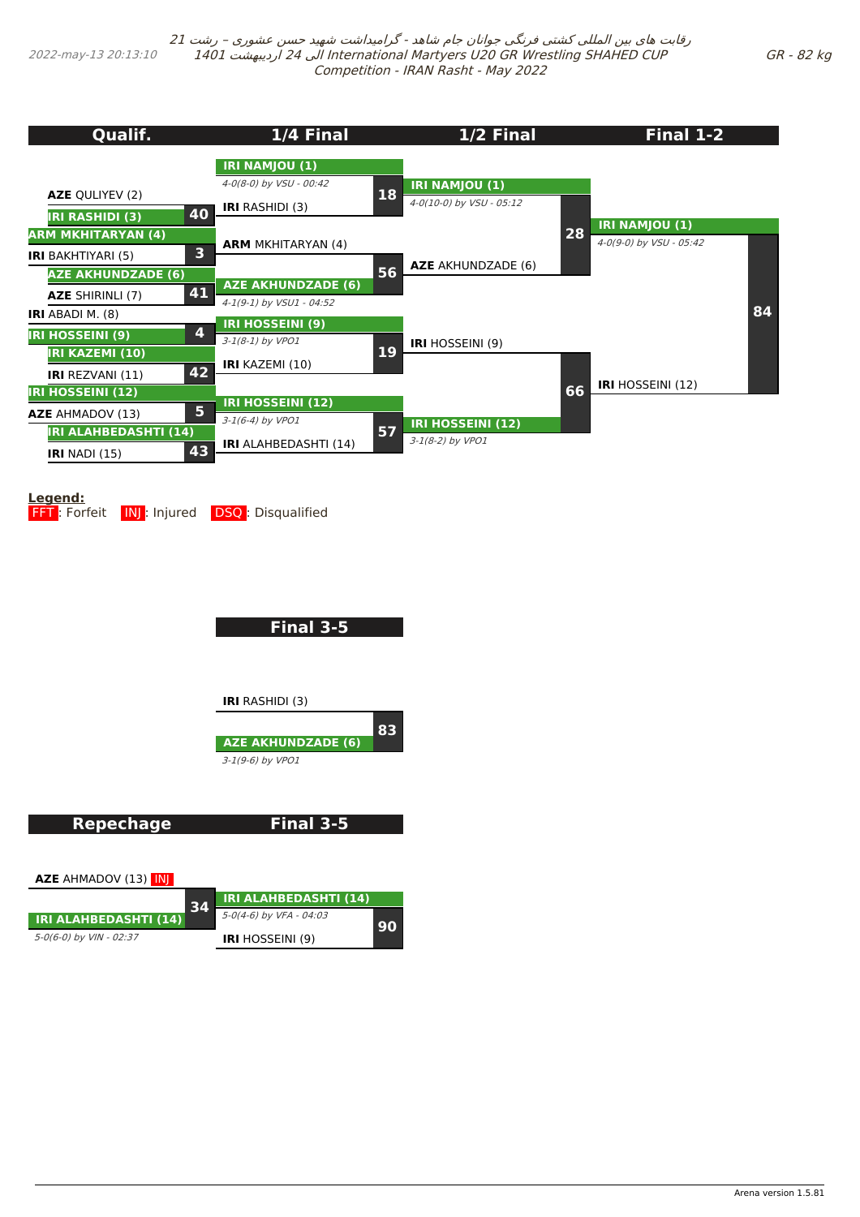رقابت های بین المللی کشتی فرنگی جوانان جام شاهد - گرامیداشت شهید حسن عشوری – رشت 21 الی 24 اردیبهشت 1401 International Martyers U20 GR Wrestling SHAHED CUP Competition - IRAN Rasht - May 2022

2022-may-13 20:13:10

GR - 82 kg

## Qualif.

| Bout | Wrestler 1 | Wrestler 2 | Winner |
|---|---|---|---|
| 40 | AZE QULIYEV (2) | IRI RASHIDI (3) | IRI RASHIDI (3) |
| 3 | ARM MKHITARYAN (4) | IRI BAKHTIYARI (5) | ARM MKHITARYAN (4) |
| 41 | AZE AKHUNDZADE (6) | AZE SHIRINLI (7) | AZE AKHUNDZADE (6) |
| 4 | IRI ABADI M. (8) | IRI HOSSEINI (9) | IRI HOSSEINI (9) |
| 42 | IRI KAZEMI (10) | IRI REZVANI (11) | IRI KAZEMI (10) |
| 5 | IRI HOSSEINI (12) | AZE AHMADOV (13) | IRI HOSSEINI (12) |
| 43 | IRI ALAHBEDASHTI (14) | IRI NADI (15) | IRI ALAHBEDASHTI (14) |

## 1/4 Final

| Bout | Wrestler 1 | Wrestler 2 | Winner | Result |
|---|---|---|---|---|
| 18 | IRI NAMJOU (1) | IRI RASHIDI (3) | IRI NAMJOU (1) | 4-0(8-0) by VSU - 00:42 |
| 56 | ARM MKHITARYAN (4) | AZE AKHUNDZADE (6) | AZE AKHUNDZADE (6) | 4-1(9-1) by VSU1 - 04:52 |
| 19 | IRI HOSSEINI (9) | IRI KAZEMI (10) | IRI HOSSEINI (9) | 3-1(8-1) by VPO1 |
| 57 | IRI HOSSEINI (12) | IRI ALAHBEDASHTI (14) | IRI HOSSEINI (12) | 3-1(6-4) by VPO1 |

## 1/2 Final

| Bout | Wrestler 1 | Wrestler 2 | Winner | Result |
|---|---|---|---|---|
| 28 | IRI NAMJOU (1) | AZE AKHUNDZADE (6) | IRI NAMJOU (1) | 4-0(10-0) by VSU - 05:12 |
| 66 | IRI HOSSEINI (9) | IRI HOSSEINI (12) | IRI HOSSEINI (12) | 3-1(8-2) by VPO1 |

## Final 1-2

| Bout | Wrestler 1 | Wrestler 2 | Winner | Result |
|---|---|---|---|---|
| 84 | IRI NAMJOU (1) | IRI HOSSEINI (12) | IRI NAMJOU (1) | 4-0(9-0) by VSU - 05:42 |

**Legend:**
FFT: Forfeit INJ: Injured DSQ: Disqualified

## Final 3-5

| Bout | Wrestler 1 | Wrestler 2 | Winner | Result |
|---|---|---|---|---|
| 83 | IRI RASHIDI (3) | AZE AKHUNDZADE (6) | AZE AKHUNDZADE (6) | 3-1(9-6) by VPO1 |

## Repechage

| Bout | Wrestler 1 | Wrestler 2 | Winner | Result |
|---|---|---|---|---|
| 34 | AZE AHMADOV (13) INJ | IRI ALAHBEDASHTI (14) | IRI ALAHBEDASHTI (14) | 5-0(6-0) by VIN - 02:37 |

## Final 3-5

| Bout | Wrestler 1 | Wrestler 2 | Winner | Result |
|---|---|---|---|---|
| 90 | IRI ALAHBEDASHTI (14) | IRI HOSSEINI (9) | IRI ALAHBEDASHTI (14) | 5-0(4-6) by VFA - 04:03 |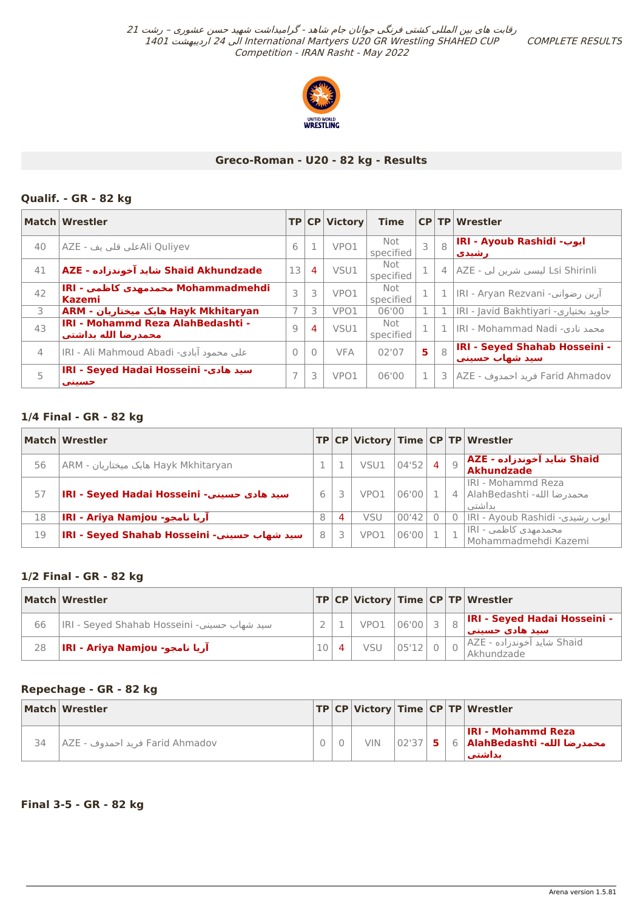## Greco-Roman - U20 - 82 kg - Results

### Qualif. - GR - 82 kg

| Match | Wrestler | TP | CP | Victory | Time | CP | TP | Wrestler |
|---|---|---|---|---|---|---|---|---|
| 40 | AZE - علی قلی یفAli Quliyev | 6 | 1 | VPO1 | Not specified | 3 | 8 | **IRI - Ayoub Rashidi -ایوب رشیدی** |
| 41 | **AZE - شاید آخوندزاده Shaid Akhundzade** | 13 | 4 | VSU1 | Not specified | 1 | 4 | AZE - لیسی شرین لی Lsi Shirinli |
| 42 | **IRI - محمدمهدی کاظمی Mohammadmehdi Kazemi** | 3 | 3 | VPO1 | Not specified | 1 | 1 | IRI - Aryan Rezvani -آرین رضوانی |
| 3 | **ARM - هایک میختاریان Hayk Mkhitaryan** | 7 | 3 | VPO1 | 06'00 | 1 | 1 | IRI - Javid Bakhtiyari -جاوید بختیاری |
| 43 | **IRI - Mohammd Reza AlahBedashti - محمدرضا الله بداشتی** | 9 | 4 | VSU1 | Not specified | 1 | 1 | IRI - Mohammad Nadi -محمد نادی |
| 4 | IRI - Ali Mahmoud Abadi -علی محمود آبادی | 0 | 0 | VFA | 02'07 | 5 | 8 | **IRI - Seyed Shahab Hosseini - سید شهاب حسینی** |
| 5 | **IRI - Seyed Hadai Hosseini -سید هادی حسینی** | 7 | 3 | VPO1 | 06'00 | 1 | 3 | AZE - فرید احمدوف Farid Ahmadov |

### 1/4 Final - GR - 82 kg

| Match | Wrestler | TP | CP | Victory | Time | CP | TP | Wrestler |
|---|---|---|---|---|---|---|---|---|
| 56 | ARM - هایک میختاریان Hayk Mkhitaryan | 1 | 1 | VSU1 | 04'52 | 4 | 9 | **AZE - شاید آخوندزاده Shaid Akhundzade** |
| 57 | **IRI - Seyed Hadai Hosseini -سید هادی حسینی** | 6 | 3 | VPO1 | 06'00 | 1 | 4 | IRI - Mohammd Reza AlahBedashti -محمدرضا الله بداشتی |
| 18 | **IRI - Ariya Namjou -آریا نامجو** | 8 | 4 | VSU | 00'42 | 0 | 0 | IRI - Ayoub Rashidi -ایوب رشیدی |
| 19 | **IRI - Seyed Shahab Hosseini -سید شهاب حسینی** | 8 | 3 | VPO1 | 06'00 | 1 | 1 | IRI - محمدمهدی کاظمی Mohammadmehdi Kazemi |

### 1/2 Final - GR - 82 kg

| Match | Wrestler | TP | CP | Victory | Time | CP | TP | Wrestler |
|---|---|---|---|---|---|---|---|---|
| 66 | IRI - Seyed Shahab Hosseini -سید شهاب حسینی | 2 | 1 | VPO1 | 06'00 | 3 | 8 | **IRI - Seyed Hadai Hosseini - سید هادی حسینی** |
| 28 | **IRI - Ariya Namjou -آریا نامجو** | 10 | 4 | VSU | 05'12 | 0 | 0 | AZE - شاید آخوندزاده Shaid Akhundzade |

### Repechage - GR - 82 kg

| Match | Wrestler | TP | CP | Victory | Time | CP | TP | Wrestler |
|---|---|---|---|---|---|---|---|---|
| 34 | AZE - فرید احمدوف Farid Ahmadov | 0 | 0 | VIN | 02'37 | 5 | 6 | **IRI - Mohammd Reza AlahBedashti -محمدرضا الله بداشتی** |

### Final 3-5 - GR - 82 kg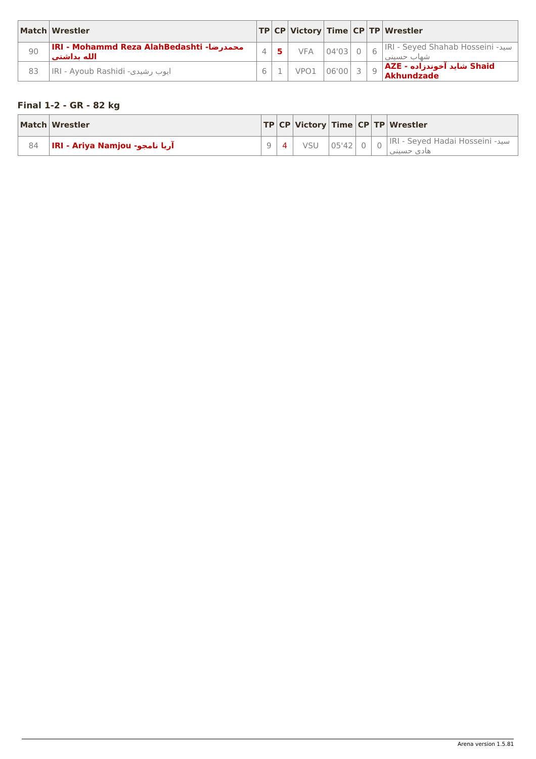| Match | Wrestler | TP | CP | Victory | Time | CP | TP | Wrestler |
|---|---|---|---|---|---|---|---|---|
| 90 | **IRI - Mohammd Reza AlahBedashti -محمدرضا الله بداشتی** | 4 | **5** | VFA | 04'03 | 0 | 6 | IRI - Seyed Shahab Hosseini -سید شهاب حسینی |
| 83 | IRI - Ayoub Rashidi -ایوب رشیدی | 6 | 1 | VPO1 | 06'00 | 3 | 9 | **AZE - شاید آخوندزاده Shaid Akhundzade** |

### Final 1-2 - GR - 82 kg

| Match | Wrestler | TP | CP | Victory | Time | CP | TP | Wrestler |
|---|---|---|---|---|---|---|---|---|
| 84 | **IRI - Ariya Namjou -آریا نامجو** | 9 | 4 | VSU | 05'42 | 0 | 0 | IRI - Seyed Hadai Hosseini -سید هادی حسینی |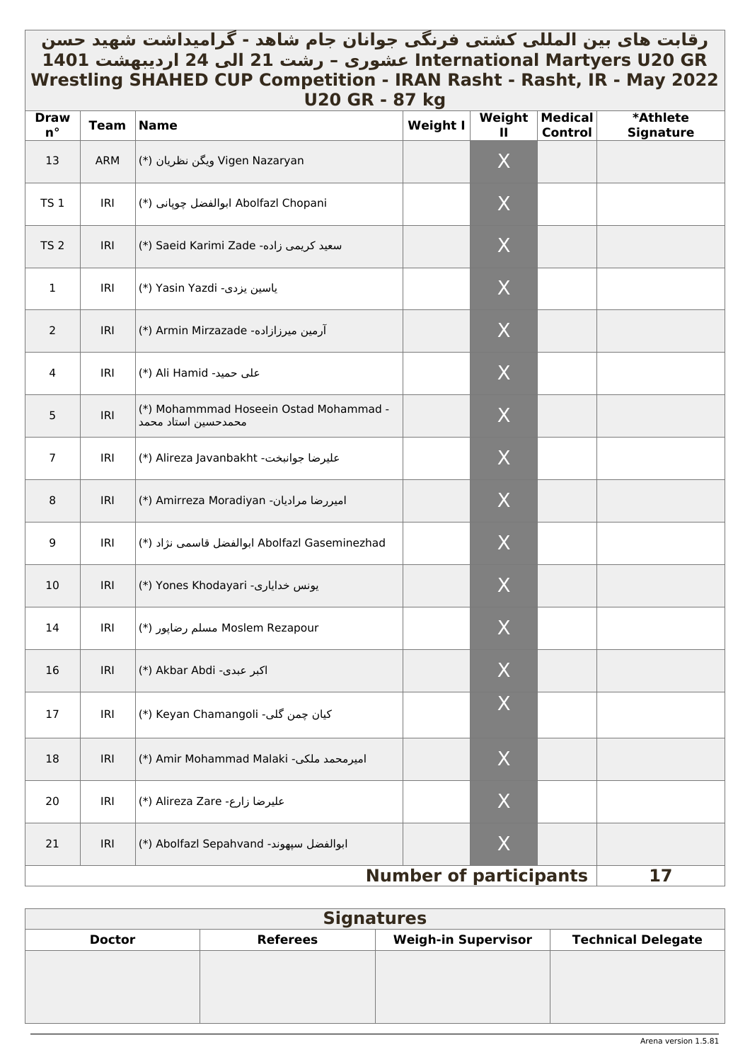# رقابت های بین المللی کشتی فرنگی جوانان جام شاهد - گرامیداشت شهید حسن عشوری – رشت 21 الی 24 اردیبهشت 1401 International Martyers U20 GR Wrestling SHAHED CUP Competition - IRAN Rasht - Rasht, IR - May 2022

## U20 GR - 87 kg

| Draw n° | Team | Name | Weight I | Weight II | Medical Control | *Athlete Signature |
|---|---|---|---|---|---|---|
| 13 | ARM | (*) ویگن نظریان Vigen Nazaryan | | X | | |
| TS 1 | IRI | (*) ابوالفضل چوپانی Abolfazl Chopani | | X | | |
| TS 2 | IRI | (*) Saeid Karimi Zade -سعید کریمی زاده | | X | | |
| 1 | IRI | (*) Yasin Yazdi -یاسین یزدی | | X | | |
| 2 | IRI | (*) Armin Mirzazade -آرمین میرزازاده | | X | | |
| 4 | IRI | (*) Ali Hamid -علی حمید | | X | | |
| 5 | IRI | (*) Mohammmad Hoseein Ostad Mohammad - محمدحسین استاد محمد | | X | | |
| 7 | IRI | (*) Alireza Javanbakht -علیرضا جوانبخت | | X | | |
| 8 | IRI | (*) Amirreza Moradiyan -امیررضا مرادیان | | X | | |
| 9 | IRI | (*) ابوالفضل قاسمی نژاد Abolfazl Gaseminezhad | | X | | |
| 10 | IRI | (*) Yones Khodayari -یونس خدایاری | | X | | |
| 14 | IRI | (*) مسلم رضاپور Moslem Rezapour | | X | | |
| 16 | IRI | (*) Akbar Abdi -اکبر عبدی | | X | | |
| 17 | IRI | (*) Keyan Chamangoli -کیان چمن گلی | | X | | |
| 18 | IRI | (*) Amir Mohammad Malaki -امیرمحمد ملکی | | X | | |
| 20 | IRI | (*) Alireza Zare -علیرضا زارع | | X | | |
| 21 | IRI | (*) Abolfazl Sepahvand -ابوالفضل سپهوند | | X | | |
| | | | | **Number of participants** | | **17** |

## Signatures

| Doctor | Referees | Weigh-in Supervisor | Technical Delegate |
|---|---|---|---|
| | | | |

Arena version 1.5.81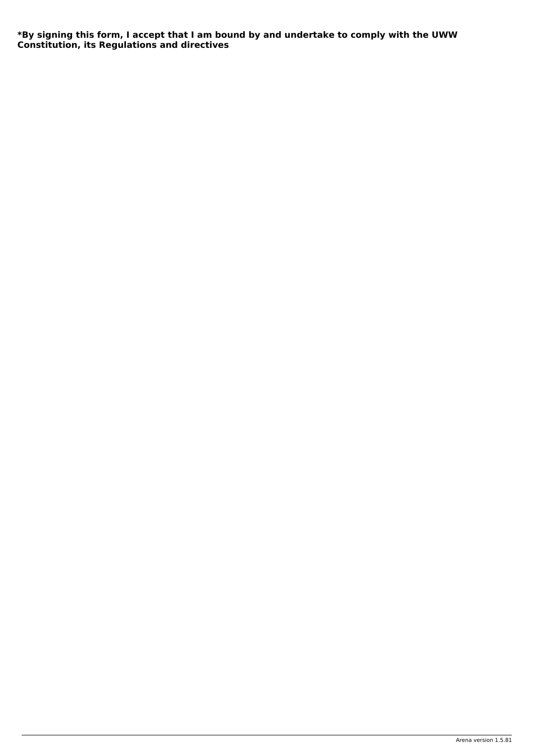**\*By signing this form, I accept that I am bound by and undertake to comply with the UWW Constitution, its Regulations and directives**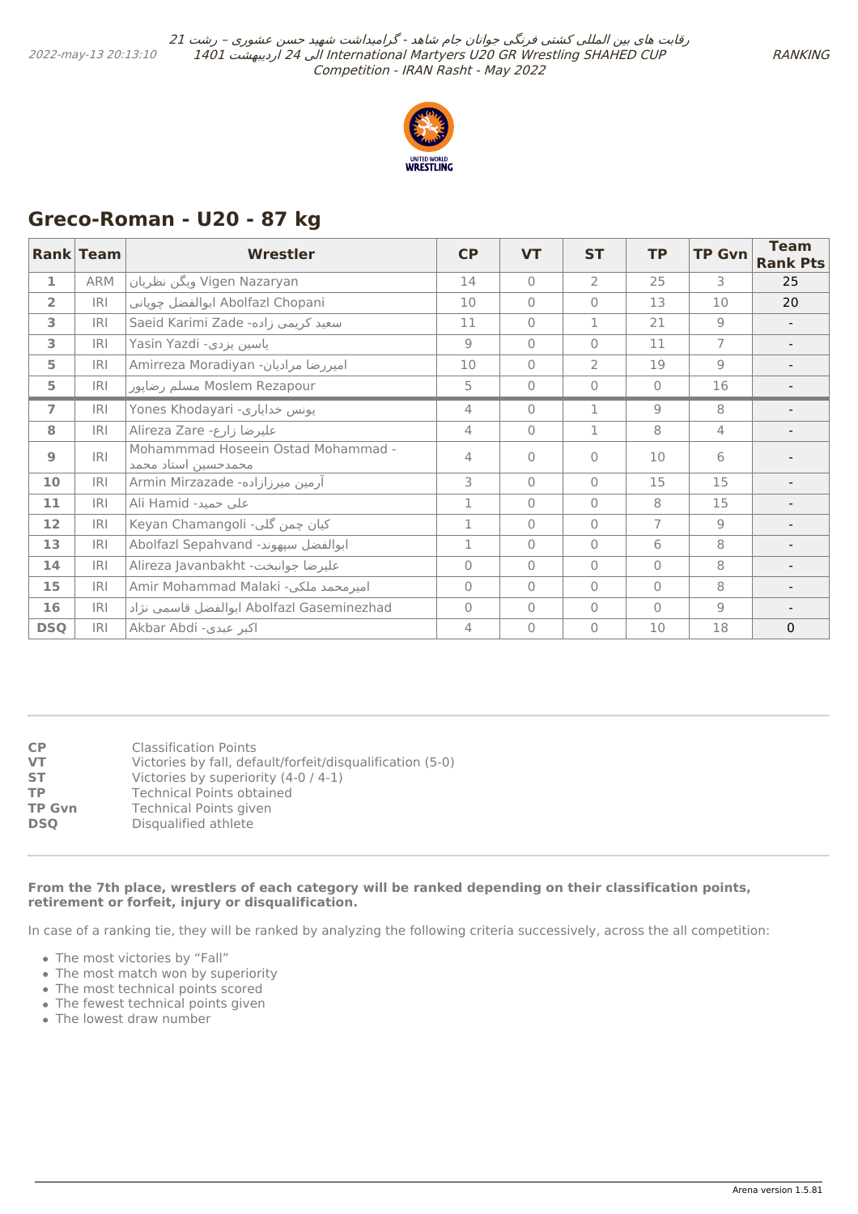## Greco-Roman - U20 - 87 kg

| Rank | Team | Wrestler | CP | VT | ST | TP | TP Gvn | Team Rank Pts |
|---|---|---|---|---|---|---|---|---|
| 1 | ARM | ویگن نظریان Vigen Nazaryan | 14 | 0 | 2 | 25 | 3 | 25 |
| 2 | IRI | ابوالفضل چوپانی Abolfazl Chopani | 10 | 0 | 0 | 13 | 10 | 20 |
| 3 | IRI | Saeid Karimi Zade -سعید کریمی زاده | 11 | 0 | 1 | 21 | 9 | - |
| 3 | IRI | Yasin Yazdi -یاسین یزدی | 9 | 0 | 0 | 11 | 7 | - |
| 5 | IRI | Amirreza Moradiyan -امیررضا مرادیان | 10 | 0 | 2 | 19 | 9 | - |
| 5 | IRI | مسلم رضاپور Moslem Rezapour | 5 | 0 | 0 | 0 | 16 | - |
| 7 | IRI | Yones Khodayari -یونس خدایاری | 4 | 0 | 1 | 9 | 8 | - |
| 8 | IRI | Alireza Zare -علیرضا زارع | 4 | 0 | 1 | 8 | 4 | - |
| 9 | IRI | Mohammmad Hoseein Ostad Mohammad -محمدحسین استاد محمد | 4 | 0 | 0 | 10 | 6 | - |
| 10 | IRI | Armin Mirzazade -آرمین میرزازاده | 3 | 0 | 0 | 15 | 15 | - |
| 11 | IRI | Ali Hamid -علی حمید | 1 | 0 | 0 | 8 | 15 | - |
| 12 | IRI | Keyan Chamangoli -کیان چمن گلی | 1 | 0 | 0 | 7 | 9 | - |
| 13 | IRI | Abolfazl Sepahvand -ابوالفضل سپهوند | 1 | 0 | 0 | 6 | 8 | - |
| 14 | IRI | Alireza Javanbakht -علیرضا جوانبخت | 0 | 0 | 0 | 0 | 8 | - |
| 15 | IRI | Amir Mohammad Malaki -امیرمحمد ملکی | 0 | 0 | 0 | 0 | 8 | - |
| 16 | IRI | ابوالفضل قاسمی نژاد Abolfazl Gaseminezhad | 0 | 0 | 0 | 0 | 9 | - |
| DSQ | IRI | Akbar Abdi -اکبر عبدی | 4 | 0 | 0 | 10 | 18 | 0 |

**CP** Classification Points
**VT** Victories by fall, default/forfeit/disqualification (5-0)
**ST** Victories by superiority (4-0 / 4-1)
**TP** Technical Points obtained
**TP Gvn** Technical Points given
**DSQ** Disqualified athlete

**From the 7th place, wrestlers of each category will be ranked depending on their classification points, retirement or forfeit, injury or disqualification.**

In case of a ranking tie, they will be ranked by analyzing the following criteria successively, across the all competition:

- The most victories by “Fall”
- The most match won by superiority
- The most technical points scored
- The fewest technical points given
- The lowest draw number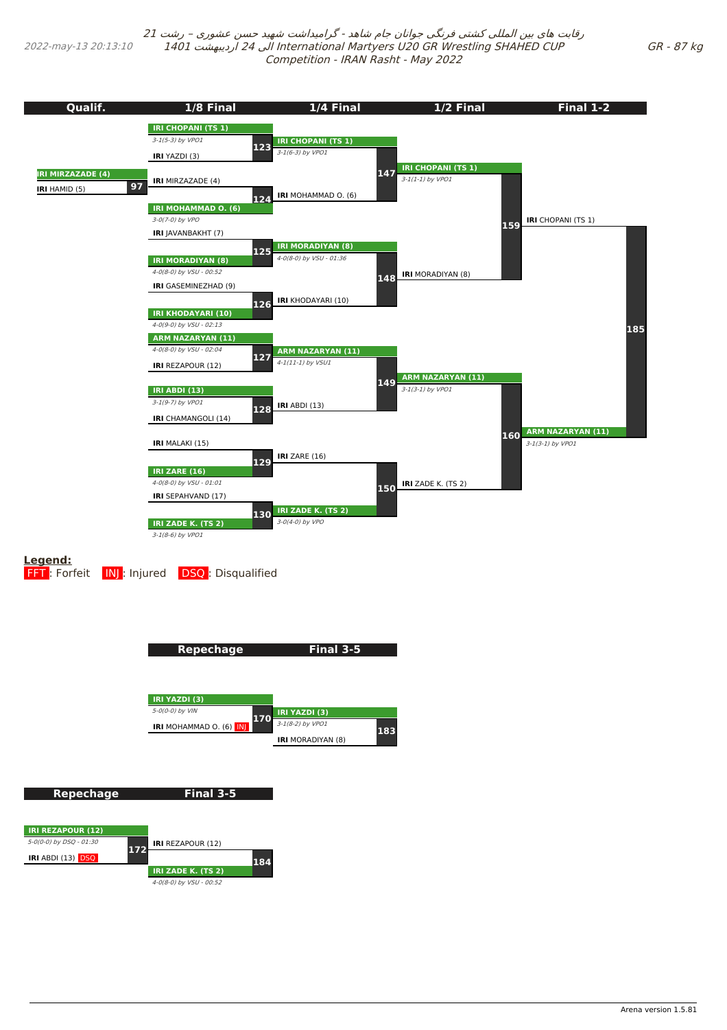رقابت های بین المللی کشتی فرنگی جوانان جام شاهد - گرامیداشت شهید حسن عشوری - رشت 21 الی 24 اردیبهشت 1401 International Martyers U20 GR Wrestling SHAHED CUP Competition - IRAN Rasht - May 2022

2022-may-13 20:13:10

GR - 87 kg

## Qualif.

| Match | Wrestler 1 | Wrestler 2 | Winner | Result |
|---|---|---|---|---|
| 97 | IRI MIRZAZADE (4) | IRI HAMID (5) | IRI MIRZAZADE (4) | |

## 1/8 Final

| Match | Wrestler 1 | Wrestler 2 | Winner | Result |
|---|---|---|---|---|
| 123 | IRI CHOPANI (TS 1) | IRI YAZDI (3) | IRI CHOPANI (TS 1) | 3-1(5-3) by VPO1 |
| 124 | IRI MIRZAZADE (4) | IRI MOHAMMAD O. (6) | IRI MOHAMMAD O. (6) | 3-0(7-0) by VPO |
| 125 | IRI JAVANBAKHT (7) | IRI MORADIYAN (8) | IRI MORADIYAN (8) | 4-0(8-0) by VSU - 00:52 |
| 126 | IRI GASEMINEZHAD (9) | IRI KHODAYARI (10) | IRI KHODAYARI (10) | 4-0(9-0) by VSU - 02:13 |
| 127 | ARM NAZARYAN (11) | IRI REZAPOUR (12) | ARM NAZARYAN (11) | 4-0(8-0) by VSU - 02:04 |
| 128 | IRI ABDI (13) | IRI CHAMANGOLI (14) | IRI ABDI (13) | 3-1(9-7) by VPO1 |
| 129 | IRI MALAKI (15) | IRI ZARE (16) | IRI ZARE (16) | 4-0(8-0) by VSU - 01:01 |
| 130 | IRI SEPAHVAND (17) | IRI ZADE K. (TS 2) | IRI ZADE K. (TS 2) | 3-1(8-6) by VPO1 |

## 1/4 Final

| Match | Wrestler 1 | Wrestler 2 | Winner | Result |
|---|---|---|---|---|
| 147 | IRI CHOPANI (TS 1) | IRI MOHAMMAD O. (6) | IRI CHOPANI (TS 1) | 3-1(6-3) by VPO1 |
| 148 | IRI MORADIYAN (8) | IRI KHODAYARI (10) | IRI MORADIYAN (8) | 4-0(8-0) by VSU - 01:36 |
| 149 | ARM NAZARYAN (11) | IRI ABDI (13) | ARM NAZARYAN (11) | 4-1(11-1) by VSU1 |
| 150 | IRI ZARE (16) | IRI ZADE K. (TS 2) | IRI ZADE K. (TS 2) | 3-0(4-0) by VPO |

## 1/2 Final

| Match | Wrestler 1 | Wrestler 2 | Winner | Result |
|---|---|---|---|---|
| 159 | IRI CHOPANI (TS 1) | IRI MORADIYAN (8) | IRI CHOPANI (TS 1) | 3-1(1-1) by VPO1 |
| 160 | ARM NAZARYAN (11) | IRI ZADE K. (TS 2) | ARM NAZARYAN (11) | 3-1(3-1) by VPO1 |

## Final 1-2

| Match | Wrestler 1 | Wrestler 2 | Winner | Result |
|---|---|---|---|---|
| 185 | IRI CHOPANI (TS 1) | ARM NAZARYAN (11) | ARM NAZARYAN (11) | 3-1(3-1) by VPO1 |

**Legend:**
FFT: Forfeit INJ: Injured DSQ: Disqualified

## Repechage / Final 3-5

| Match | Wrestler 1 | Wrestler 2 | Winner | Result |
|---|---|---|---|---|
| 170 | IRI YAZDI (3) | IRI MOHAMMAD O. (6) INJ | IRI YAZDI (3) | 5-0(0-0) by VIN |
| 183 | IRI YAZDI (3) | IRI MORADIYAN (8) | IRI YAZDI (3) | 3-1(8-2) by VPO1 |

## Repechage / Final 3-5

| Match | Wrestler 1 | Wrestler 2 | Winner | Result |
|---|---|---|---|---|
| 172 | IRI REZAPOUR (12) | IRI ABDI (13) DSQ | IRI REZAPOUR (12) | 5-0(0-0) by DSQ - 01:30 |
| 184 | IRI REZAPOUR (12) | IRI ZADE K. (TS 2) | IRI ZADE K. (TS 2) | 4-0(8-0) by VSU - 00:52 |

Arena version 1.5.81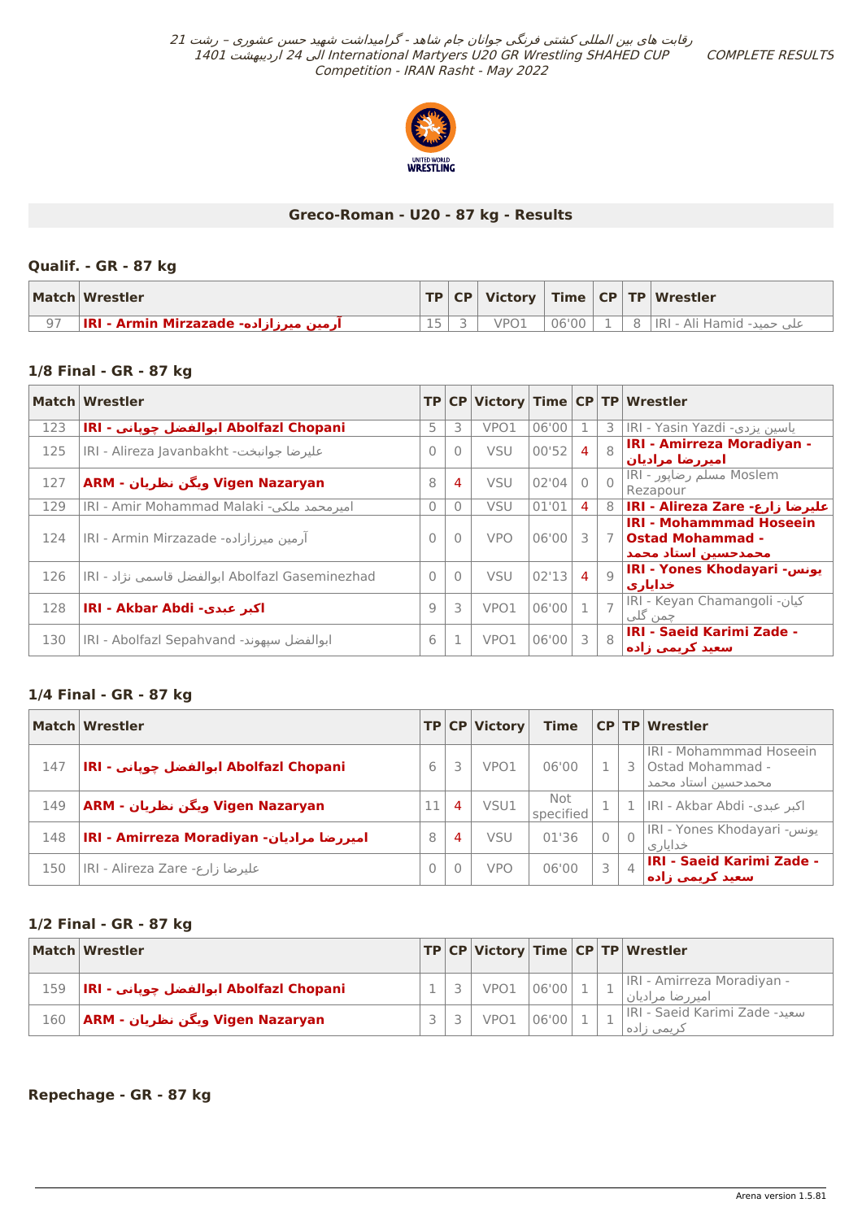رقابت های بین المللی کشتی فرنگی جوانان جام شاهد - گرامیداشت شهید حسن عشوری - رشت 21 الی 24 اردیبهشت 1401 International Martyers U20 GR Wrestling SHAHED CUP Competition - IRAN Rasht - May 2022

COMPLETE RESULTS

## Greco-Roman - U20 - 87 kg - Results

### Qualif. - GR - 87 kg

| Match | Wrestler | TP | CP | Victory | Time | CP | TP | Wrestler |
|---|---|---|---|---|---|---|---|---|
| 97 | **IRI - Armin Mirzazade -آرمین میرزازاده** | 15 | 3 | VPO1 | 06'00 | 1 | 8 | IRI - Ali Hamid -علی حمید |

### 1/8 Final - GR - 87 kg

| Match | Wrestler | TP | CP | Victory | Time | CP | TP | Wrestler |
|---|---|---|---|---|---|---|---|---|
| 123 | **IRI - ابوالفضل چوپانی Abolfazl Chopani** | 5 | 3 | VPO1 | 06'00 | 1 | 3 | IRI - Yasin Yazdi -یاسین یزدی |
| 125 | IRI - Alireza Javanbakht -علیرضا جوانبخت | 0 | 0 | VSU | 00'52 | 4 | 8 | **IRI - Amirreza Moradiyan - امیررضا مرادیان** |
| 127 | **ARM - ویگن نظریان Vigen Nazaryan** | 8 | 4 | VSU | 02'04 | 0 | 0 | IRI - مسلم رضاپور Moslem Rezapour |
| 129 | IRI - Amir Mohammad Malaki -امیرمحمد ملکی | 0 | 0 | VSU | 01'01 | 4 | 8 | **IRI - Alireza Zare -علیرضا زارع** |
| 124 | IRI - Armin Mirzazade -آرمین میرزازاده | 0 | 0 | VPO | 06'00 | 3 | 7 | **IRI - Mohammmad Hoseein Ostad Mohammad - محمدحسین استاد محمد** |
| 126 | IRI - ابوالفضل قاسمی نژاد Abolfazl Gaseminezhad | 0 | 0 | VSU | 02'13 | 4 | 9 | **IRI - Yones Khodayari -یونس خدایاری** |
| 128 | **IRI - Akbar Abdi -اکبر عبدی** | 9 | 3 | VPO1 | 06'00 | 1 | 7 | IRI - Keyan Chamangoli -کیان چمن گلی |
| 130 | IRI - Abolfazl Sepahvand -ابوالفضل سپهوند | 6 | 1 | VPO1 | 06'00 | 3 | 8 | **IRI - Saeid Karimi Zade - سعید کریمی زاده** |

### 1/4 Final - GR - 87 kg

| Match | Wrestler | TP | CP | Victory | Time | CP | TP | Wrestler |
|---|---|---|---|---|---|---|---|---|
| 147 | **IRI - ابوالفضل چوپانی Abolfazl Chopani** | 6 | 3 | VPO1 | 06'00 | 1 | 3 | IRI - Mohammmad Hoseein Ostad Mohammad - محمدحسین استاد محمد |
| 149 | **ARM - ویگن نظریان Vigen Nazaryan** | 11 | 4 | VSU1 | Not specified | 1 | 1 | IRI - Akbar Abdi -اکبر عبدی |
| 148 | **IRI - Amirreza Moradiyan -امیررضا مرادیان** | 8 | 4 | VSU | 01'36 | 0 | 0 | IRI - Yones Khodayari -یونس خدایاری |
| 150 | IRI - Alireza Zare -علیرضا زارع | 0 | 0 | VPO | 06'00 | 3 | 4 | **IRI - Saeid Karimi Zade - سعید کریمی زاده** |

### 1/2 Final - GR - 87 kg

| Match | Wrestler | TP | CP | Victory | Time | CP | TP | Wrestler |
|---|---|---|---|---|---|---|---|---|
| 159 | **IRI - ابوالفضل چوپانی Abolfazl Chopani** | 1 | 3 | VPO1 | 06'00 | 1 | 1 | IRI - Amirreza Moradiyan - امیررضا مرادیان |
| 160 | **ARM - ویگن نظریان Vigen Nazaryan** | 3 | 3 | VPO1 | 06'00 | 1 | 1 | IRI - Saeid Karimi Zade -سعید کریمی زاده |

### Repechage - GR - 87 kg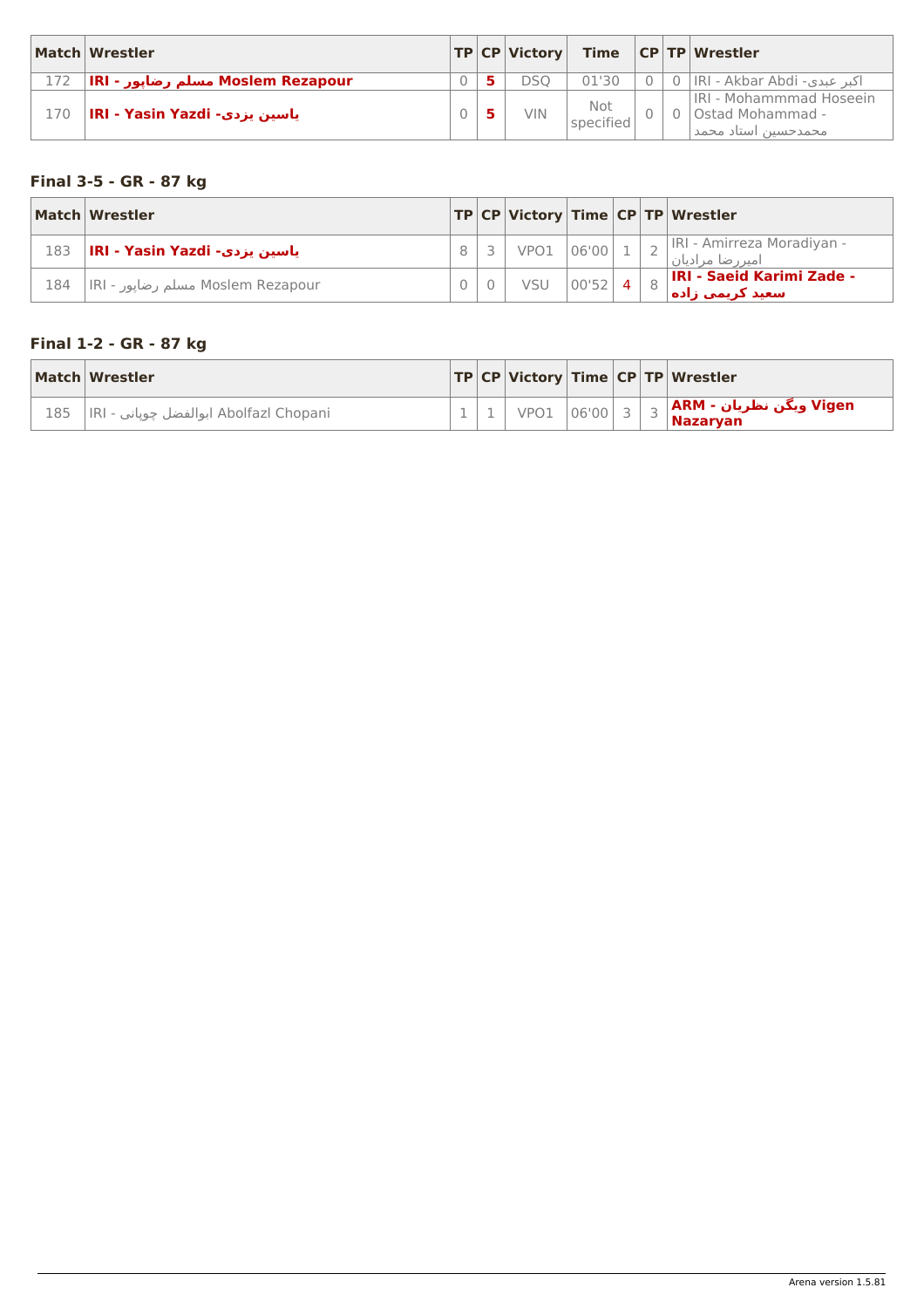| Match | Wrestler | TP | CP | Victory | Time | CP | TP | Wrestler |
| --- | --- | --- | --- | --- | --- | --- | --- | --- |
| 172 | **IRI - مسلم رضاپور Moslem Rezapour** | 0 | **5** | DSQ | 01'30 | 0 | 0 | IRI - Akbar Abdi -اکبر عبدی |
| 170 | **IRI - Yasin Yazdi -یاسین یزدی** | 0 | **5** | VIN | Not specified | 0 | 0 | IRI - Mohammmad Hoseein Ostad Mohammad - محمدحسین استاد محمد |

### Final 3-5 - GR - 87 kg

| Match | Wrestler | TP | CP | Victory | Time | CP | TP | Wrestler |
| --- | --- | --- | --- | --- | --- | --- | --- | --- |
| 183 | **IRI - Yasin Yazdi -یاسین یزدی** | 8 | 3 | VPO1 | 06'00 | 1 | 2 | IRI - Amirreza Moradiyan - امیررضا مرادیان |
| 184 | IRI - مسلم رضاپور Moslem Rezapour | 0 | 0 | VSU | 00'52 | 4 | 8 | **IRI - Saeid Karimi Zade - سعید کریمی زاده** |

### Final 1-2 - GR - 87 kg

| Match | Wrestler | TP | CP | Victory | Time | CP | TP | Wrestler |
| --- | --- | --- | --- | --- | --- | --- | --- | --- |
| 185 | IRI - ابوالفضل چوپانی Abolfazl Chopani | 1 | 1 | VPO1 | 06'00 | 3 | 3 | **ARM - ویگن نظریان Vigen Nazaryan** |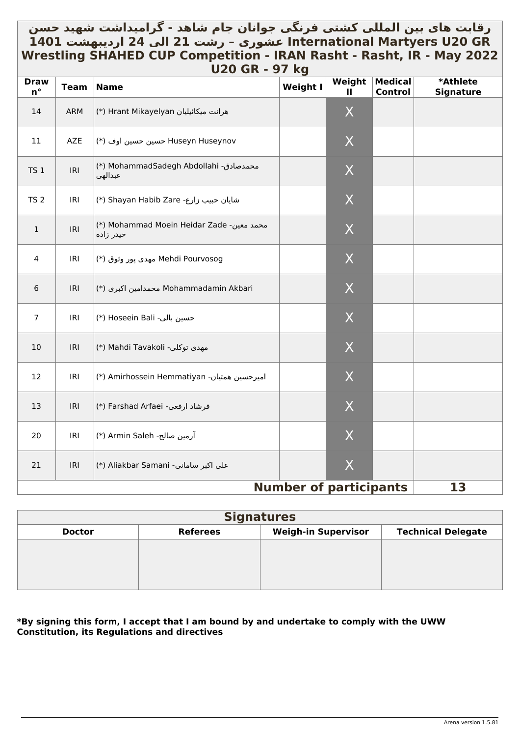# رقابت های بین المللی کشتی فرنگی جوانان جام شاهد - گرامیداشت شهید حسن عشوری – رشت 21 الی 24 اردیبهشت 1401 International Martyers U20 GR Wrestling SHAHED CUP Competition - IRAN Rasht - Rasht, IR - May 2022

## U20 GR - 97 kg

| Draw n° | Team | Name | Weight I | Weight II | Medical Control | *Athlete Signature |
|---|---|---|---|---|---|---|
| 14 | ARM | (*) Hrant Mikayelyan هرانت میکائیلیان | | X | | |
| 11 | AZE | (*) حسین حسین اوف Huseyn Huseynov | | X | | |
| TS 1 | IRI | (*) MohammadSadegh Abdollahi -محمدصادق عبدالهی | | X | | |
| TS 2 | IRI | (*) Shayan Habib Zare -شایان حبیب زارع | | X | | |
| 1 | IRI | (*) Mohammad Moein Heidar Zade -محمد معین حیدر زاده | | X | | |
| 4 | IRI | (*) مهدی پور وثوق Mehdi Pourvosog | | X | | |
| 6 | IRI | (*) محمدامین اکبری Mohammadamin Akbari | | X | | |
| 7 | IRI | (*) Hoseein Bali -حسین بالی | | X | | |
| 10 | IRI | (*) Mahdi Tavakoli -مهدی توکلی | | X | | |
| 12 | IRI | (*) Amirhossein Hemmatiyan -امیرحسین همتیان | | X | | |
| 13 | IRI | (*) Farshad Arfaei -فرشاد ارفعی | | X | | |
| 20 | IRI | (*) Armin Saleh -آرمین صالح | | X | | |
| 21 | IRI | (*) Aliakbar Samani -علی اکبر سامانی | | X | | |
| | | | | **Number of participants** | | **13** |

| Signatures | | | |
|---|---|---|---|
| **Doctor** | **Referees** | **Weigh-in Supervisor** | **Technical Delegate** |
| | | | |

**\*By signing this form, I accept that I am bound by and undertake to comply with the UWW Constitution, its Regulations and directives**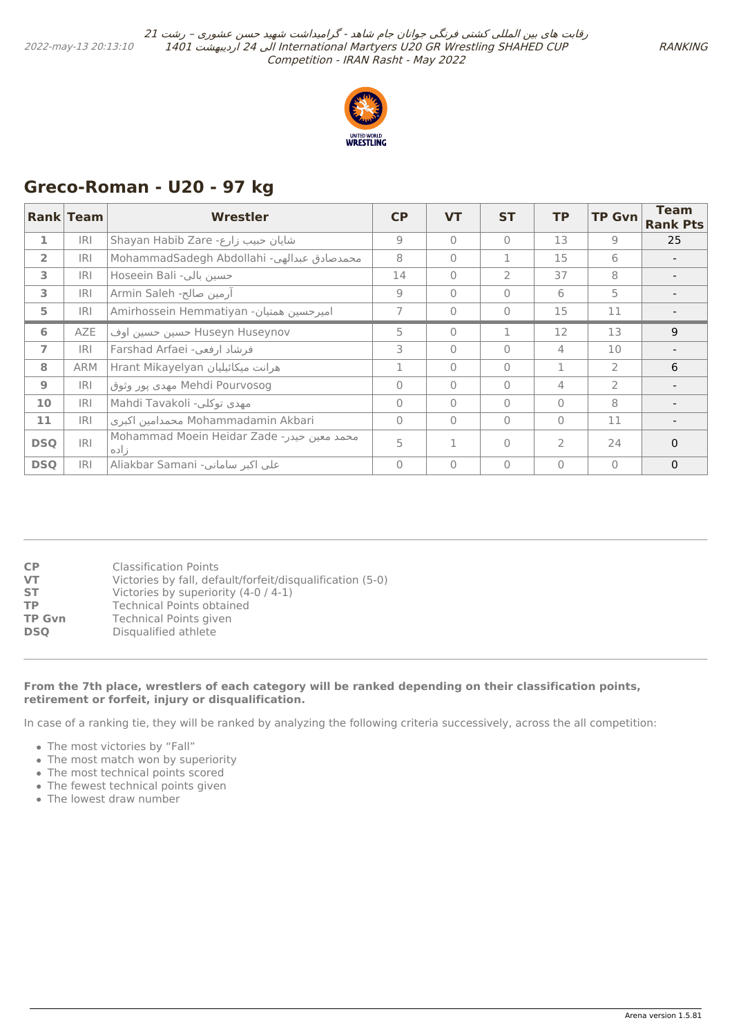## Greco-Roman - U20 - 97 kg

| Rank | Team | Wrestler | CP | VT | ST | TP | TP Gvn | Team Rank Pts |
|---|---|---|---|---|---|---|---|---|
| 1 | IRI | Shayan Habib Zare -شایان حبیب زارع | 9 | 0 | 0 | 13 | 9 | 25 |
| 2 | IRI | MohammadSadegh Abdollahi -محمدصادق عبدالهی | 8 | 0 | 1 | 15 | 6 | - |
| 3 | IRI | Hoseein Bali -حسین بالی | 14 | 0 | 2 | 37 | 8 | - |
| 3 | IRI | Armin Saleh -آرمین صالح | 9 | 0 | 0 | 6 | 5 | - |
| 5 | IRI | Amirhossein Hemmatiyan -امیرحسین همتیان | 7 | 0 | 0 | 15 | 11 | - |
| 6 | AZE | حسین حسین اوف Huseyn Huseynov | 5 | 0 | 1 | 12 | 13 | 9 |
| 7 | IRI | Farshad Arfaei -فرشاد ارفعی | 3 | 0 | 0 | 4 | 10 | - |
| 8 | ARM | Hrant Mikayelyan هرانت میکائیلیان | 1 | 0 | 0 | 1 | 2 | 6 |
| 9 | IRI | مهدی پور وثوق Mehdi Pourvosog | 0 | 0 | 0 | 4 | 2 | - |
| 10 | IRI | Mahdi Tavakoli -مهدی توکلی | 0 | 0 | 0 | 0 | 8 | - |
| 11 | IRI | محمدامین اکبری Mohammadamin Akbari | 0 | 0 | 0 | 0 | 11 | - |
| DSQ | IRI | Mohammad Moein Heidar Zade -محمد معین حیدر زاده | 5 | 1 | 0 | 2 | 24 | 0 |
| DSQ | IRI | Aliakbar Samani -علی اکبر سامانی | 0 | 0 | 0 | 0 | 0 | 0 |

**CP** Classification Points
**VT** Victories by fall, default/forfeit/disqualification (5-0)
**ST** Victories by superiority (4-0 / 4-1)
**TP** Technical Points obtained
**TP Gvn** Technical Points given
**DSQ** Disqualified athlete

**From the 7th place, wrestlers of each category will be ranked depending on their classification points, retirement or forfeit, injury or disqualification.**

In case of a ranking tie, they will be ranked by analyzing the following criteria successively, across the all competition:

- The most victories by “Fall”
- The most match won by superiority
- The most technical points scored
- The fewest technical points given
- The lowest draw number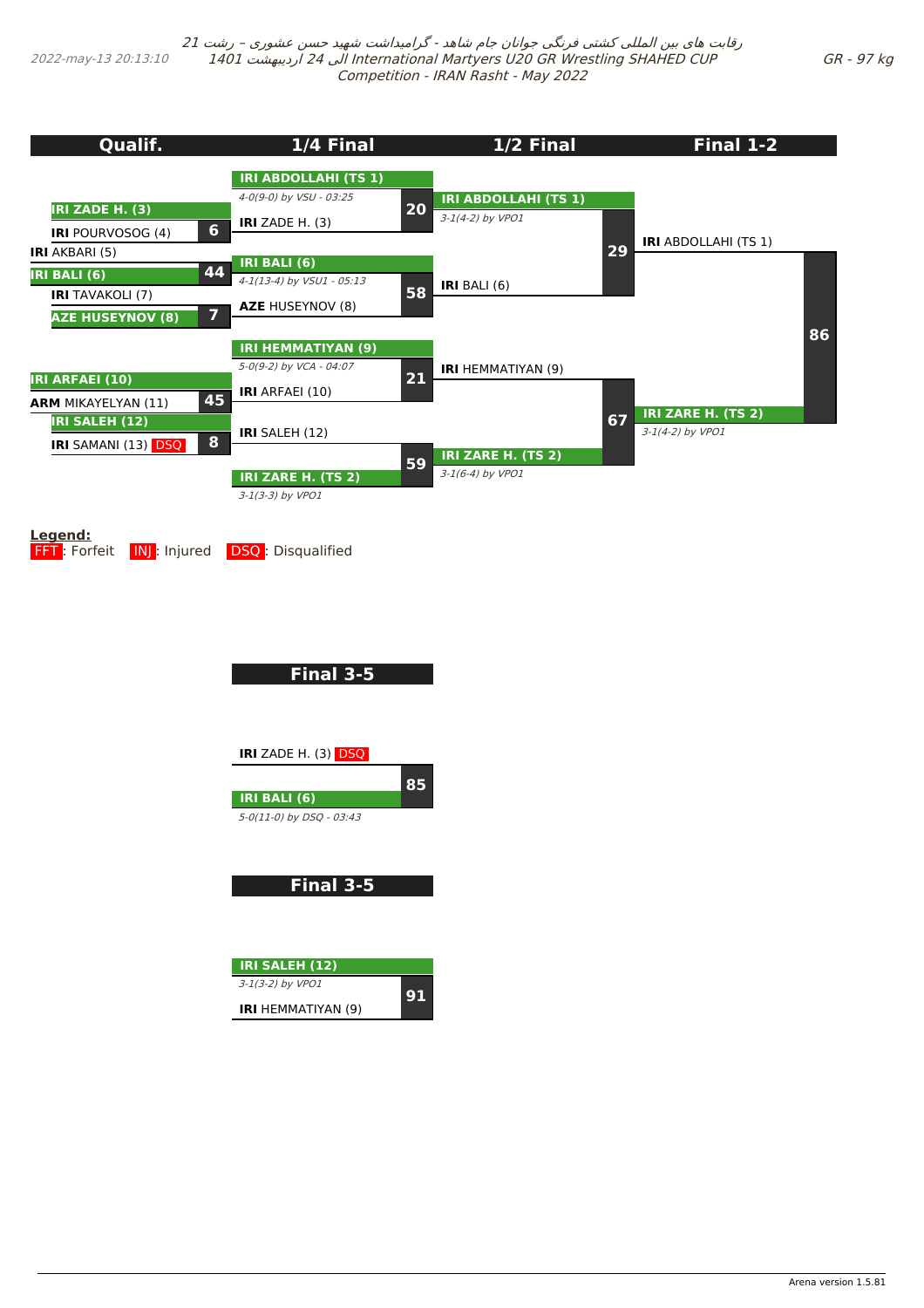رقابت های بین المللی کشتی فرنگی جوانان جام شاهد - گرامیداشت شهید حسن عشوری – رشت 21 الی 24 اردیبهشت 1401 International Martyers U20 GR Wrestling SHAHED CUP Competition - IRAN Rasht - May 2022

2022-may-13 20:13:10

GR - 97 kg

## Qualif.

| Bout | Wrestler 1 | Wrestler 2 | Winner |
|---|---|---|---|
| 6 | IRI ZADE H. (3) | IRI POURVOSOG (4) | IRI ZADE H. (3) |
| 44 | IRI AKBARI (5) | IRI BALI (6) | IRI BALI (6) |
| 7 | IRI TAVAKOLI (7) | AZE HUSEYNOV (8) | AZE HUSEYNOV (8) |
| 45 | IRI ARFAEI (10) | ARM MIKAYELYAN (11) | IRI ARFAEI (10) |
| 8 | IRI SALEH (12) | IRI SAMANI (13) DSQ | IRI SALEH (12) |

## 1/4 Final

| Bout | Wrestler 1 | Wrestler 2 | Winner | Result |
|---|---|---|---|---|
| 20 | IRI ABDOLLAHI (TS 1) | IRI ZADE H. (3) | IRI ABDOLLAHI (TS 1) | 4-0(9-0) by VSU - 03:25 |
| 58 | IRI BALI (6) | AZE HUSEYNOV (8) | IRI BALI (6) | 4-1(13-4) by VSU1 - 05:13 |
| 21 | IRI HEMMATIYAN (9) | IRI ARFAEI (10) | IRI HEMMATIYAN (9) | 5-0(9-2) by VCA - 04:07 |
| 59 | IRI SALEH (12) | IRI ZARE H. (TS 2) | IRI ZARE H. (TS 2) | 3-1(3-3) by VPO1 |

## 1/2 Final

| Bout | Wrestler 1 | Wrestler 2 | Winner | Result |
|---|---|---|---|---|
| 29 | IRI ABDOLLAHI (TS 1) | IRI BALI (6) | IRI ABDOLLAHI (TS 1) | 3-1(4-2) by VPO1 |
| 67 | IRI HEMMATIYAN (9) | IRI ZARE H. (TS 2) | IRI ZARE H. (TS 2) | 3-1(6-4) by VPO1 |

## Final 1-2

| Bout | Wrestler 1 | Wrestler 2 | Winner | Result |
|---|---|---|---|---|
| 86 | IRI ABDOLLAHI (TS 1) | IRI ZARE H. (TS 2) | IRI ZARE H. (TS 2) | 3-1(4-2) by VPO1 |

**Legend:**
FFT: Forfeit  INJ: Injured  DSQ: Disqualified

## Final 3-5

| Bout | Wrestler 1 | Wrestler 2 | Winner | Result |
|---|---|---|---|---|
| 85 | IRI ZADE H. (3) DSQ | IRI BALI (6) | IRI BALI (6) | 5-0(11-0) by DSQ - 03:43 |

## Final 3-5

| Bout | Wrestler 1 | Wrestler 2 | Winner | Result |
|---|---|---|---|---|
| 91 | IRI SALEH (12) | IRI HEMMATIYAN (9) | IRI SALEH (12) | 3-1(3-2) by VPO1 |

Arena version 1.5.81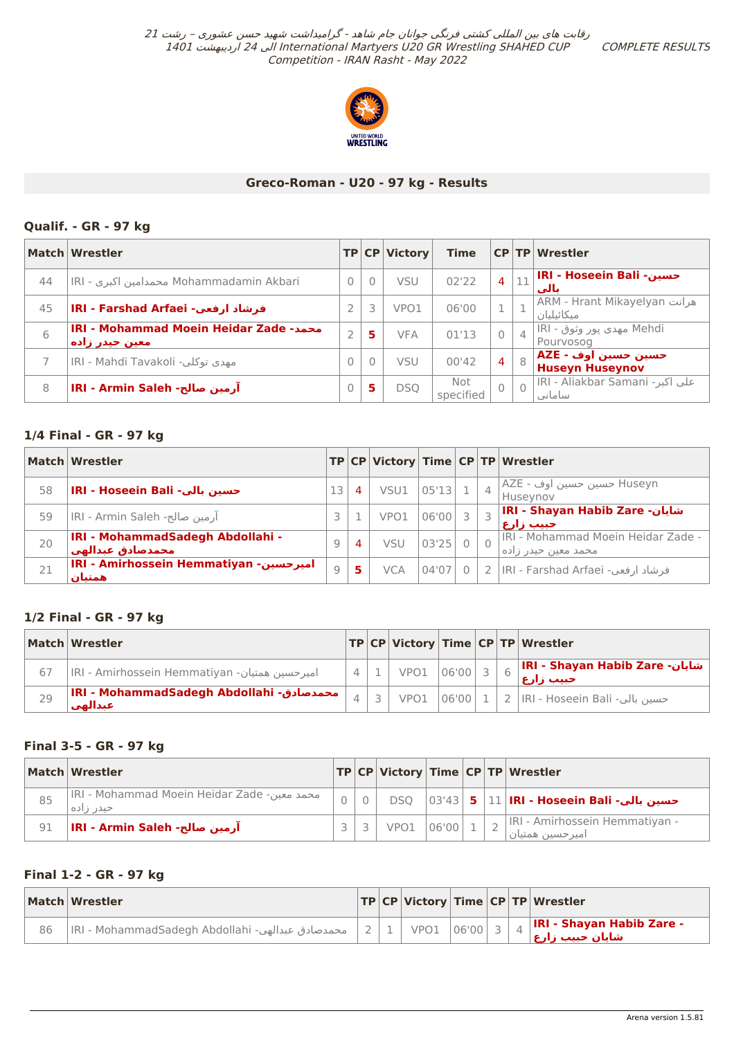رقابت های بین المللی کشتی فرنگی جوانان جام شاهد - گرامیداشت شهید حسن عشوری - رشت 21 الی 24 اردیبهشت 1401 International Martyers U20 GR Wrestling SHAHED CUP Competition - IRAN Rasht - May 2022

COMPLETE RESULTS

## Greco-Roman - U20 - 97 kg - Results

### Qualif. - GR - 97 kg

| Match | Wrestler | TP | CP | Victory | Time | CP | TP | Wrestler |
|---|---|---|---|---|---|---|---|---|
| 44 | IRI - محمدامین اکبری Mohammadamin Akbari | 0 | 0 | VSU | 02'22 | 4 | 11 | **IRI - Hoseein Bali -حسین بالی** |
| 45 | **IRI - Farshad Arfaei -فرشاد ارفعی** | 2 | 3 | VPO1 | 06'00 | 1 | 1 | ARM - Hrant Mikayelyan هرانت میکائیلیان |
| 6 | **IRI - Mohammad Moein Heidar Zade -محمد معین حیدر زاده** | 2 | 5 | VFA | 01'13 | 0 | 4 | IRI - مهدی پور وثوق Mehdi Pourvosog |
| 7 | IRI - Mahdi Tavakoli -مهدی توکلی | 0 | 0 | VSU | 00'42 | 4 | 8 | **AZE - حسین حسین اوف Huseyn Huseynov** |
| 8 | **IRI - Armin Saleh -آرمین صالح** | 0 | 5 | DSQ | Not specified | 0 | 0 | IRI - Aliakbar Samani -علی اکبر سامانی |

### 1/4 Final - GR - 97 kg

| Match | Wrestler | TP | CP | Victory | Time | CP | TP | Wrestler |
|---|---|---|---|---|---|---|---|---|
| 58 | **IRI - Hoseein Bali -حسین بالی** | 13 | 4 | VSU1 | 05'13 | 1 | 4 | AZE - حسین حسین اوف Huseyn Huseynov |
| 59 | IRI - Armin Saleh -آرمین صالح | 3 | 1 | VPO1 | 06'00 | 3 | 3 | **IRI - Shayan Habib Zare -شایان حبیب زارع** |
| 20 | **IRI - MohammadSadegh Abdollahi - محمدصادق عبدالهی** | 9 | 4 | VSU | 03'25 | 0 | 0 | IRI - Mohammad Moein Heidar Zade - محمد معین حیدر زاده |
| 21 | **IRI - Amirhossein Hemmatiyan -امیرحسین همتیان** | 9 | 5 | VCA | 04'07 | 0 | 2 | IRI - Farshad Arfaei -فرشاد ارفعی |

### 1/2 Final - GR - 97 kg

| Match | Wrestler | TP | CP | Victory | Time | CP | TP | Wrestler |
|---|---|---|---|---|---|---|---|---|
| 67 | IRI - Amirhossein Hemmatiyan -امیرحسین همتیان | 4 | 1 | VPO1 | 06'00 | 3 | 6 | **IRI - Shayan Habib Zare -شایان حبیب زارع** |
| 29 | **IRI - MohammadSadegh Abdollahi -محمدصادق عبدالهی** | 4 | 3 | VPO1 | 06'00 | 1 | 2 | IRI - Hoseein Bali -حسین بالی |

### Final 3-5 - GR - 97 kg

| Match | Wrestler | TP | CP | Victory | Time | CP | TP | Wrestler |
|---|---|---|---|---|---|---|---|---|
| 85 | IRI - Mohammad Moein Heidar Zade -محمد معین حیدر زاده | 0 | 0 | DSQ | 03'43 | 5 | 11 | **IRI - Hoseein Bali -حسین بالی** |
| 91 | **IRI - Armin Saleh -آرمین صالح** | 3 | 3 | VPO1 | 06'00 | 1 | 2 | IRI - Amirhossein Hemmatiyan - امیرحسین همتیان |

### Final 1-2 - GR - 97 kg

| Match | Wrestler | TP | CP | Victory | Time | CP | TP | Wrestler |
|---|---|---|---|---|---|---|---|---|
| 86 | IRI - MohammadSadegh Abdollahi -محمدصادق عبدالهی | 2 | 1 | VPO1 | 06'00 | 3 | 4 | **IRI - Shayan Habib Zare - شایان حبیب زارع** |

Arena version 1.5.81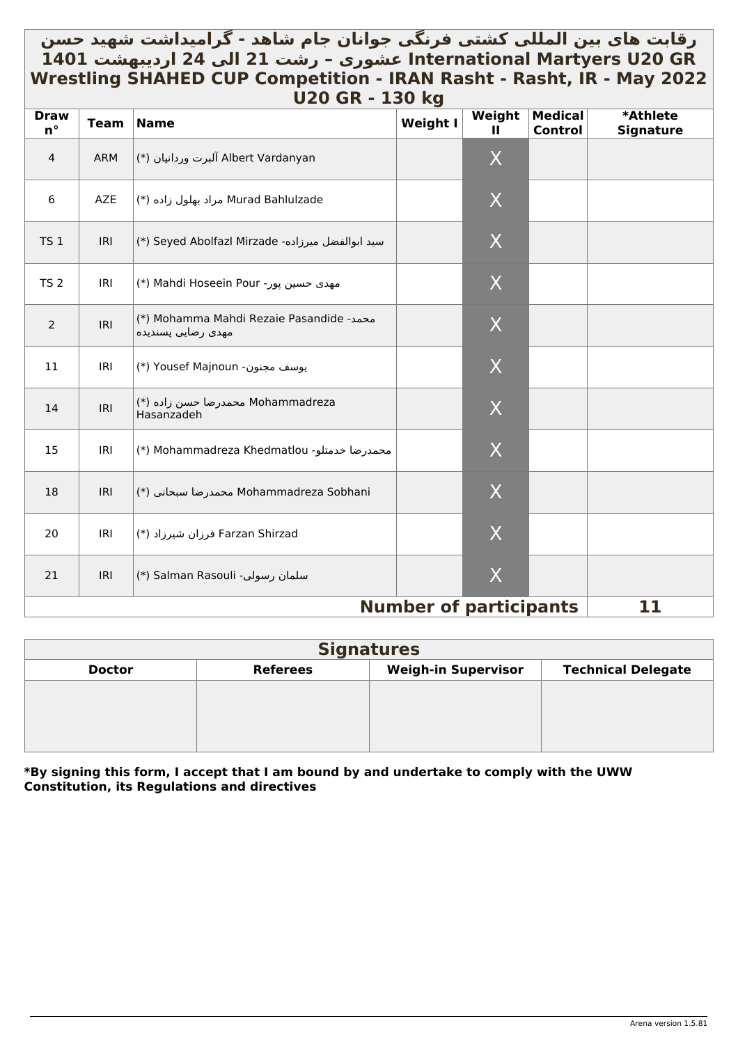# رقابت های بین المللی کشتی فرنگی جوانان جام شاهد - گرامیداشت شهید حسن عشوری – رشت 21 الی 24 اردیبهشت 1401 International Martyers U20 GR Wrestling SHAHED CUP Competition - IRAN Rasht - Rasht, IR - May 2022

## U20 GR - 130 kg

| Draw n° | Team | Name | Weight I | Weight II | Medical Control | *Athlete Signature |
|---|---|---|---|---|---|---|
| 4 | ARM | (*) آلبرت وردانیان Albert Vardanyan | | X | | |
| 6 | AZE | (*) مراد بهلول زاده Murad Bahlulzade | | X | | |
| TS 1 | IRI | (*) Seyed Abolfazl Mirzade -سید ابوالفضل میرزاده | | X | | |
| TS 2 | IRI | (*) Mahdi Hoseein Pour -مهدی حسین پور | | X | | |
| 2 | IRI | (*) Mohamma Mahdi Rezaie Pasandide -محمد مهدی رضایی پسندیده | | X | | |
| 11 | IRI | (*) Yousef Majnoun -یوسف مجنون | | X | | |
| 14 | IRI | (*) محمدرضا حسن زاده Mohammadreza Hasanzadeh | | X | | |
| 15 | IRI | (*) Mohammadreza Khedmatlou -محمدرضا خدمتلو | | X | | |
| 18 | IRI | (*) محمدرضا سبحانی Mohammadreza Sobhani | | X | | |
| 20 | IRI | (*) فرزان شیرزاد Farzan Shirzad | | X | | |
| 21 | IRI | (*) Salman Rasouli -سلمان رسولی | | X | | |
| | | | | **Number of participants** | | **11** |

| Signatures | | | |
|---|---|---|---|
| **Doctor** | **Referees** | **Weigh-in Supervisor** | **Technical Delegate** |
| | | | |

**\*By signing this form, I accept that I am bound by and undertake to comply with the UWW Constitution, its Regulations and directives**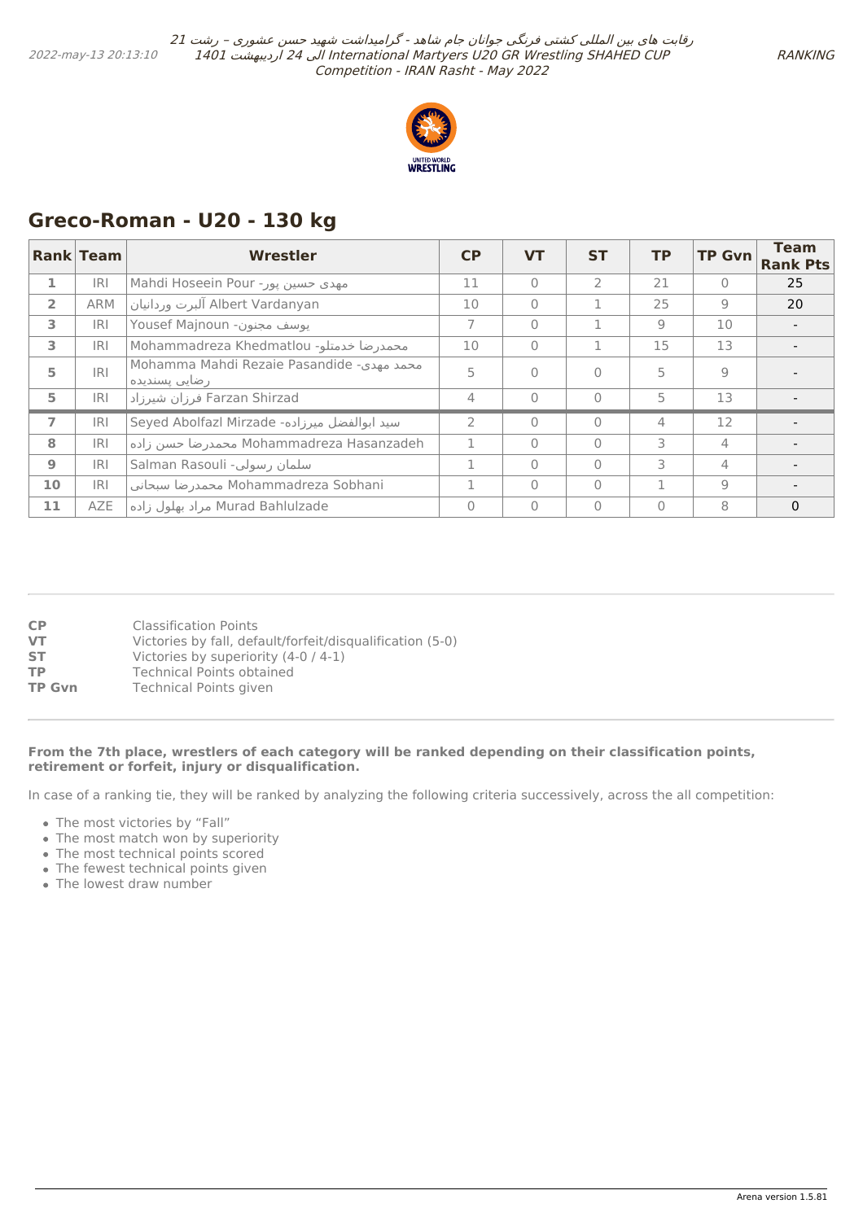## Greco-Roman - U20 - 130 kg

| Rank | Team | Wrestler | CP | VT | ST | TP | TP Gvn | Team Rank Pts |
|---|---|---|---|---|---|---|---|---|
| 1 | IRI | Mahdi Hoseein Pour -مهدی حسین پور | 11 | 0 | 2 | 21 | 0 | 25 |
| 2 | ARM | آلبرت وردانیان Albert Vardanyan | 10 | 0 | 1 | 25 | 9 | 20 |
| 3 | IRI | Yousef Majnoun -یوسف مجنون | 7 | 0 | 1 | 9 | 10 | - |
| 3 | IRI | Mohammadreza Khedmatlou -محمدرضا خدمتلو | 10 | 0 | 1 | 15 | 13 | - |
| 5 | IRI | Mohamma Mahdi Rezaie Pasandide -محمد مهدی رضایی پسندیده | 5 | 0 | 0 | 5 | 9 | - |
| 5 | IRI | فرزان شیرزاد Farzan Shirzad | 4 | 0 | 0 | 5 | 13 | - |
| 7 | IRI | Seyed Abolfazl Mirzade -سید ابوالفضل میرزاده | 2 | 0 | 0 | 4 | 12 | - |
| 8 | IRI | محمدرضا حسن زاده Mohammadreza Hasanzadeh | 1 | 0 | 0 | 3 | 4 | - |
| 9 | IRI | Salman Rasouli -سلمان رسولی | 1 | 0 | 0 | 3 | 4 | - |
| 10 | IRI | محمدرضا سبحانی Mohammadreza Sobhani | 1 | 0 | 0 | 1 | 9 | - |
| 11 | AZE | مراد بهلول زاده Murad Bahlulzade | 0 | 0 | 0 | 0 | 8 | 0 |

**CP** Classification Points
**VT** Victories by fall, default/forfeit/disqualification (5-0)
**ST** Victories by superiority (4-0 / 4-1)
**TP** Technical Points obtained
**TP Gvn** Technical Points given

**From the 7th place, wrestlers of each category will be ranked depending on their classification points, retirement or forfeit, injury or disqualification.**

In case of a ranking tie, they will be ranked by analyzing the following criteria successively, across the all competition:

- The most victories by "Fall"
- The most match won by superiority
- The most technical points scored
- The fewest technical points given
- The lowest draw number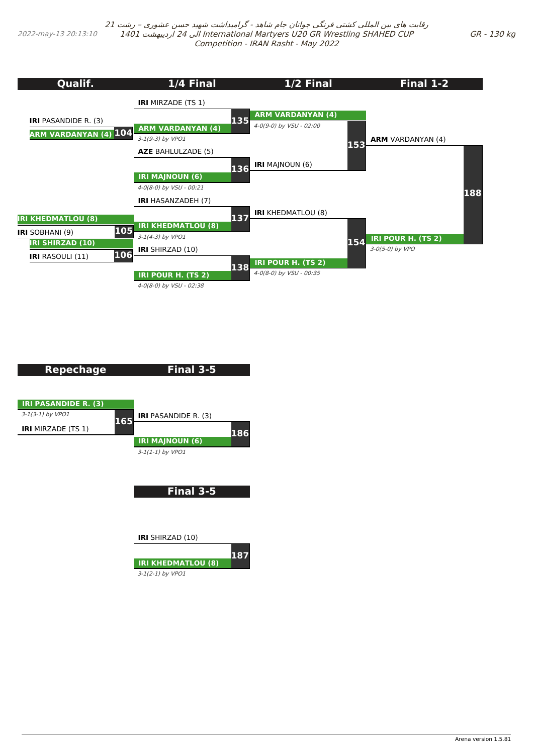رقابت های بین المللی کشتی فرنگی جوانان جام شاهد - گرامیداشت شهید حسن عشوری – رشت 21 الی 24 اردیبهشت 1401 International Martyers U20 GR Wrestling SHAHED CUP Competition - IRAN Rasht - May 2022

2022-may-13 20:13:10

GR - 130 kg

## Qualif.

- Bout 104: IRI PASANDIDE R. (3) vs **ARM VARDANYAN (4)** — winner: ARM VARDANYAN (4)
- Bout 105: **IRI KHEDMATLOU (8)** vs IRI SOBHANI (9) — winner: IRI KHEDMATLOU (8)
- Bout 106: **IRI SHIRZAD (10)** vs IRI RASOULI (11) — winner: IRI SHIRZAD (10)

## 1/4 Final

- Bout 135: IRI MIRZADE (TS 1) vs **ARM VARDANYAN (4)** — *3-1(9-3) by VPO1*
- Bout 136: AZE BAHLULZADE (5) vs **IRI MAJNOUN (6)** — *4-0(8-0) by VSU - 00:21*
- Bout 137: IRI HASANZADEH (7) vs **IRI KHEDMATLOU (8)** — *3-1(4-3) by VPO1*
- Bout 138: IRI SHIRZAD (10) vs **IRI POUR H. (TS 2)** — *4-0(8-0) by VSU - 02:38*

## 1/2 Final

- Bout 153: **ARM VARDANYAN (4)** vs IRI MAJNOUN (6) — *4-0(9-0) by VSU - 02:00*
- Bout 154: IRI KHEDMATLOU (8) vs **IRI POUR H. (TS 2)** — *4-0(8-0) by VSU - 00:35*

## Final 1-2

- Bout 188: ARM VARDANYAN (4) vs **IRI POUR H. (TS 2)** — *3-0(5-0) by VPO*

## Repechage

- Bout 165: **IRI PASANDIDE R. (3)** vs IRI MIRZADE (TS 1) — *3-1(3-1) by VPO1*

## Final 3-5

- Bout 186: IRI PASANDIDE R. (3) vs **IRI MAJNOUN (6)** — *3-1(1-1) by VPO1*

## Final 3-5

- Bout 187: IRI SHIRZAD (10) vs **IRI KHEDMATLOU (8)** — *3-1(2-1) by VPO1*

Arena version 1.5.81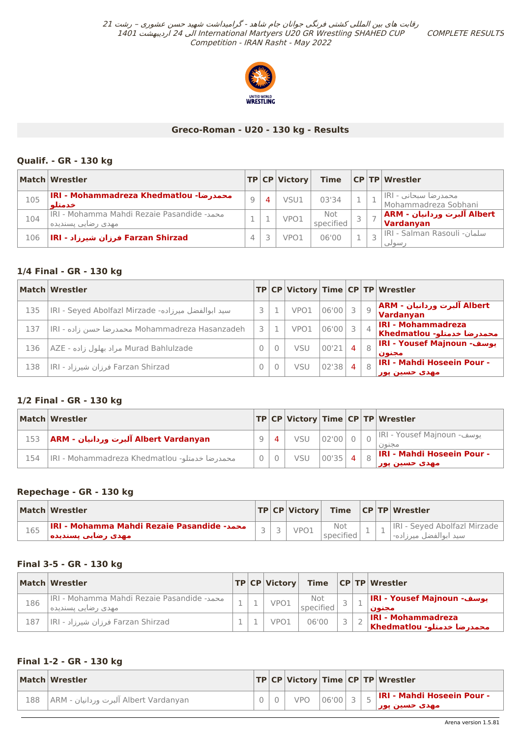رقابت های بین المللی کشتی فرنگی جوانان جام شاهد - گرامیداشت شهید حسن عشوری - رشت 21 الی 24 اردیبهشت 1401 International Martyers U20 GR Wrestling SHAHED CUP Competition - IRAN Rasht - May 2022

COMPLETE RESULTS

## Greco-Roman - U20 - 130 kg - Results

### Qualif. - GR - 130 kg

| Match | Wrestler | TP | CP | Victory | Time | CP | TP | Wrestler |
|---|---|---|---|---|---|---|---|---|
| 105 | **IRI - Mohammadreza Khedmatlou -محمدرضا خدمتلو** | 9 | 4 | VSU1 | 03'34 | 1 | 1 | IRI - محمدرضا سبحانی Mohammadreza Sobhani |
| 104 | IRI - Mohamma Mahdi Rezaie Pasandide -محمد مهدی رضایی پسندیده | 1 | 1 | VPO1 | Not specified | 3 | 7 | **ARM - آلبرت وردانیان Albert Vardanyan** |
| 106 | **IRI - فرزان شیرزاد Farzan Shirzad** | 4 | 3 | VPO1 | 06'00 | 1 | 3 | IRI - Salman Rasouli -سلمان رسولی |

### 1/4 Final - GR - 130 kg

| Match | Wrestler | TP | CP | Victory | Time | CP | TP | Wrestler |
|---|---|---|---|---|---|---|---|---|
| 135 | IRI - Seyed Abolfazl Mirzade -سید ابوالفضل میرزاده | 3 | 1 | VPO1 | 06'00 | 3 | 9 | **ARM - آلبرت وردانیان Albert Vardanyan** |
| 137 | IRI - محمدرضا حسن زاده Mohammadreza Hasanzadeh | 3 | 1 | VPO1 | 06'00 | 3 | 4 | **IRI - Mohammadreza Khedmatlou -محمدرضا خدمتلو** |
| 136 | AZE - مراد بهلول زاده Murad Bahlulzade | 0 | 0 | VSU | 00'21 | 4 | 8 | **IRI - Yousef Majnoun -یوسف مجنون** |
| 138 | IRI - فرزان شیرزاد Farzan Shirzad | 0 | 0 | VSU | 02'38 | 4 | 8 | **IRI - Mahdi Hoseein Pour -مهدی حسین پور** |

### 1/2 Final - GR - 130 kg

| Match | Wrestler | TP | CP | Victory | Time | CP | TP | Wrestler |
|---|---|---|---|---|---|---|---|---|
| 153 | **ARM - آلبرت وردانیان Albert Vardanyan** | 9 | 4 | VSU | 02'00 | 0 | 0 | IRI - Yousef Majnoun -یوسف مجنون |
| 154 | IRI - Mohammadreza Khedmatlou -محمدرضا خدمتلو | 0 | 0 | VSU | 00'35 | 4 | 8 | **IRI - Mahdi Hoseein Pour -مهدی حسین پور** |

### Repechage - GR - 130 kg

| Match | Wrestler | TP | CP | Victory | Time | CP | TP | Wrestler |
|---|---|---|---|---|---|---|---|---|
| 165 | **IRI - Mohamma Mahdi Rezaie Pasandide -محمد مهدی رضایی پسندیده** | 3 | 3 | VPO1 | Not specified | 1 | 1 | IRI - Seyed Abolfazl Mirzade -سید ابوالفضل میرزاده |

### Final 3-5 - GR - 130 kg

| Match | Wrestler | TP | CP | Victory | Time | CP | TP | Wrestler |
|---|---|---|---|---|---|---|---|---|
| 186 | IRI - Mohamma Mahdi Rezaie Pasandide -محمد مهدی رضایی پسندیده | 1 | 1 | VPO1 | Not specified | 3 | 1 | **IRI - Yousef Majnoun -یوسف مجنون** |
| 187 | IRI - فرزان شیرزاد Farzan Shirzad | 1 | 1 | VPO1 | 06'00 | 3 | 2 | **IRI - Mohammadreza Khedmatlou -محمدرضا خدمتلو** |

### Final 1-2 - GR - 130 kg

| Match | Wrestler | TP | CP | Victory | Time | CP | TP | Wrestler |
|---|---|---|---|---|---|---|---|---|
| 188 | ARM - آلبرت وردانیان Albert Vardanyan | 0 | 0 | VPO | 06'00 | 3 | 5 | **IRI - Mahdi Hoseein Pour -مهدی حسین پور** |

Arena version 1.5.81